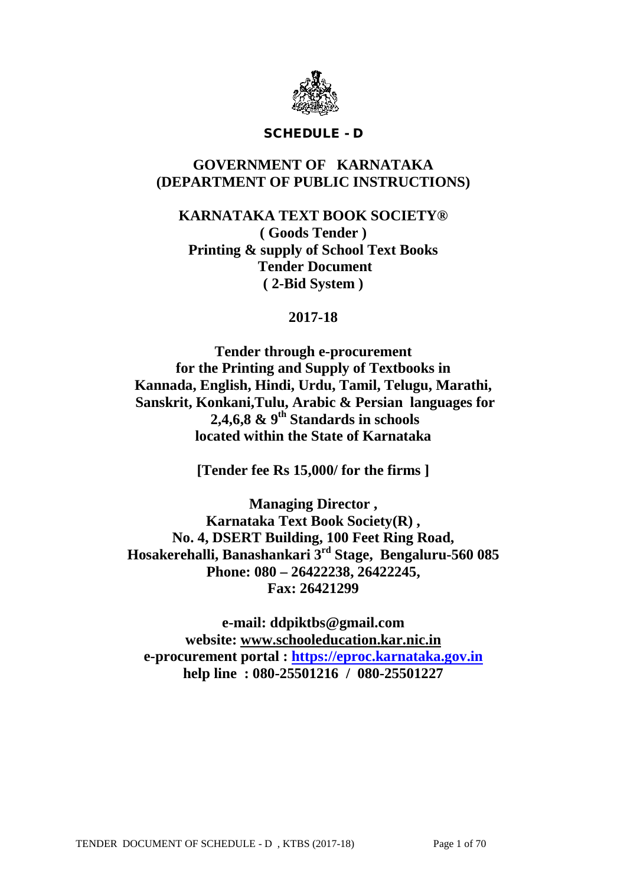# SCHEDULE - D

## GOVERNMENT OF KARNATAKA
## (DEPARTMENT OF PUBLIC INSTRUCTIONS)

**KARNATAKA TEXT BOOK SOCIETY®**
**( Goods Tender )**
**Printing & supply of School Text Books**
**Tender Document**
**( 2-Bid System )**

**2017-18**

**Tender through e-procurement**
**for the Printing and Supply of Textbooks in**
**Kannada, English, Hindi, Urdu, Tamil, Telugu, Marathi,**
**Sanskrit, Konkani,Tulu, Arabic & Persian languages for**
**2,4,6,8 & 9th Standards in schools**
**located within the State of Karnataka**

**[Tender fee Rs 15,000/ for the firms ]**

**Managing Director ,**
**Karnataka Text Book Society(R) ,**
**No. 4, DSERT Building, 100 Feet Ring Road,**
**Hosakerehalli, Banashankari 3rd Stage, Bengaluru-560 085**
**Phone: 080 – 26422238, 26422245,**
**Fax: 26421299**

**e-mail: ddpiktbs@gmail.com**
**website: www.schooleducation.kar.nic.in**
**e-procurement portal : https://eproc.karnataka.gov.in**
**help line : 080-25501216 / 080-25501227**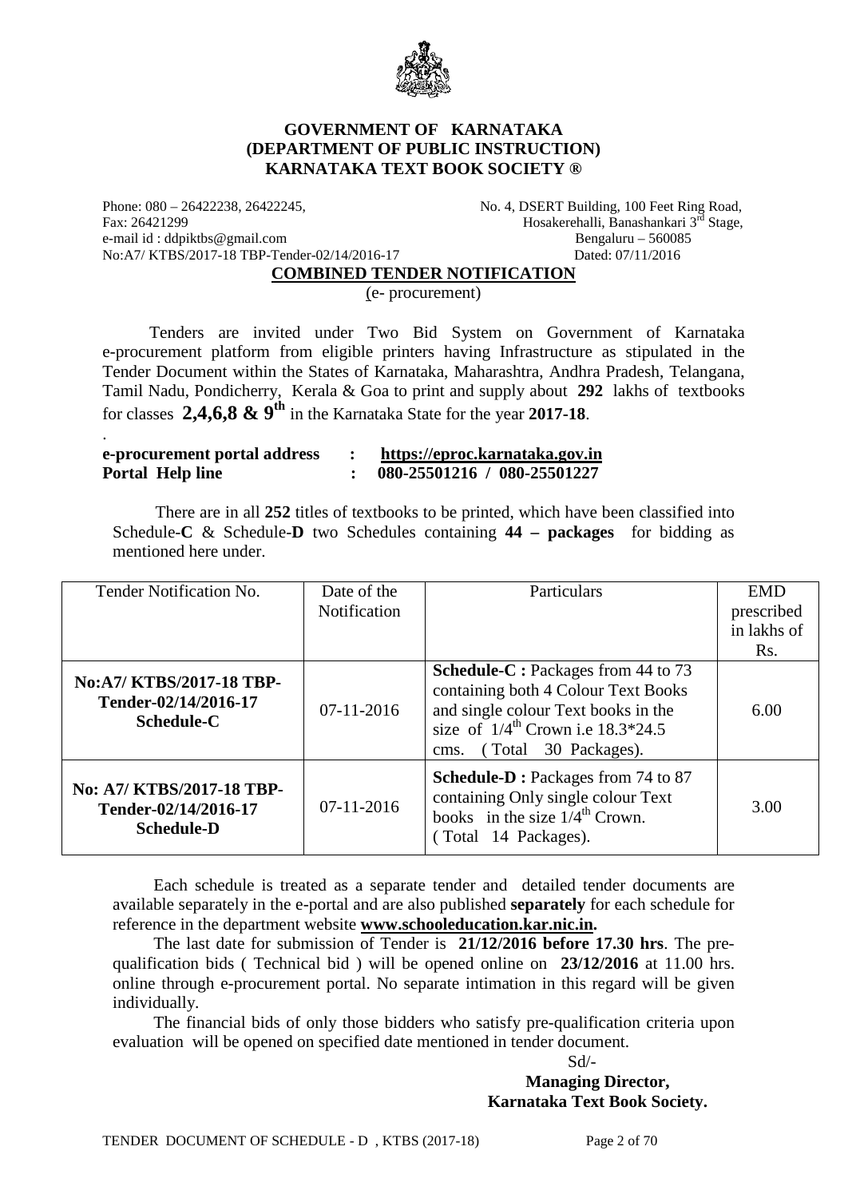# GOVERNMENT OF KARNATAKA
## (DEPARTMENT OF PUBLIC INSTRUCTION)
## KARNATAKA TEXT BOOK SOCIETY ®

Phone: 080 – 26422238, 26422245,
Fax: 26421299
e-mail id : ddpiktbs@gmail.com
No:A7/ KTBS/2017-18 TBP-Tender-02/14/2016-17

No. 4, DSERT Building, 100 Feet Ring Road,
Hosakerehalli, Banashankari 3rd Stage,
Bengaluru – 560085
Dated: 07/11/2016

**COMBINED TENDER NOTIFICATION**

(e- procurement)

Tenders are invited under Two Bid System on Government of Karnataka e-procurement platform from eligible printers having Infrastructure as stipulated in the Tender Document within the States of Karnataka, Maharashtra, Andhra Pradesh, Telangana, Tamil Nadu, Pondicherry, Kerala & Goa to print and supply about **292** lakhs of textbooks for classes **2,4,6,8 & 9th** in the Karnataka State for the year **2017-18**.

.

| | | |
|---|---|---|
| **e-procurement portal address** | **:** | **https://eproc.karnataka.gov.in** |
| **Portal Help line** | **:** | **080-25501216 / 080-25501227** |

There are in all **252** titles of textbooks to be printed, which have been classified into Schedule-**C** & Schedule-**D** two Schedules containing **44 – packages** for bidding as mentioned here under.

| Tender Notification No. | Date of the Notification | Particulars | EMD prescribed in lakhs of Rs. |
|---|---|---|---|
| **No:A7/ KTBS/2017-18 TBP-Tender-02/14/2016-17 Schedule-C** | 07-11-2016 | **Schedule-C :** Packages from 44 to 73 containing both 4 Colour Text Books and single colour Text books in the size of 1/4th Crown i.e 18.3*24.5 cms. ( Total 30 Packages). | 6.00 |
| **No: A7/ KTBS/2017-18 TBP-Tender-02/14/2016-17 Schedule-D** | 07-11-2016 | **Schedule-D :** Packages from 74 to 87 containing Only single colour Text books in the size 1/4th Crown. ( Total 14 Packages). | 3.00 |

Each schedule is treated as a separate tender and detailed tender documents are available separately in the e-portal and are also published **separately** for each schedule for reference in the department website **www.schooleducation.kar.nic.in.**

The last date for submission of Tender is **21/12/2016 before 17.30 hrs**. The pre-qualification bids ( Technical bid ) will be opened online on **23/12/2016** at 11.00 hrs. online through e-procurement portal. No separate intimation in this regard will be given individually.

The financial bids of only those bidders who satisfy pre-qualification criteria upon evaluation will be opened on specified date mentioned in tender document.

Sd/-

**Managing Director,**
**Karnataka Text Book Society.**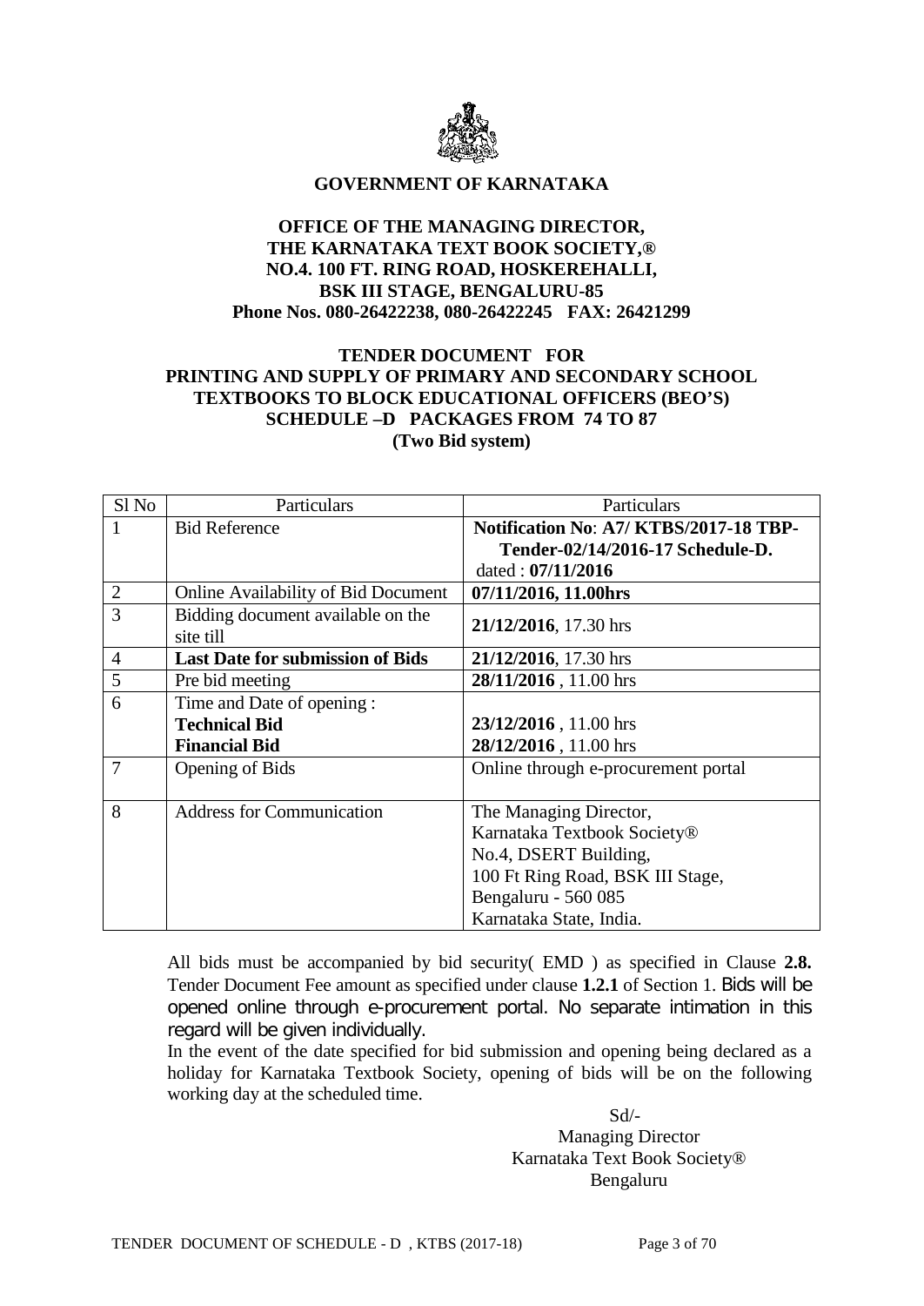**GOVERNMENT OF KARNATAKA**

**OFFICE OF THE MANAGING DIRECTOR,**
**THE KARNATAKA TEXT BOOK SOCIETY,®**
**NO.4. 100 FT. RING ROAD, HOSKEREHALLI,**
**BSK III STAGE, BENGALURU-85**
**Phone Nos. 080-26422238, 080-26422245 FAX: 26421299**

**TENDER DOCUMENT FOR**
**PRINTING AND SUPPLY OF PRIMARY AND SECONDARY SCHOOL TEXTBOOKS TO BLOCK EDUCATIONAL OFFICERS (BEO'S)**
**SCHEDULE –D PACKAGES FROM 74 TO 87**
**(Two Bid system)**

| Sl No | Particulars | Particulars |
|---|---|---|
| 1 | Bid Reference | **Notification No: A7/ KTBS/2017-18 TBP-Tender-02/14/2016-17 Schedule-D.** dated : **07/11/2016** |
| 2 | Online Availability of Bid Document | **07/11/2016, 11.00hrs** |
| 3 | Bidding document available on the site till | **21/12/2016**, 17.30 hrs |
| 4 | **Last Date for submission of Bids** | **21/12/2016**, 17.30 hrs |
| 5 | Pre bid meeting | **28/11/2016** , 11.00 hrs |
| 6 | Time and Date of opening : **Technical Bid** **Financial Bid** | **23/12/2016** , 11.00 hrs **28/12/2016** , 11.00 hrs |
| 7 | Opening of Bids | Online through e-procurement portal |
| 8 | Address for Communication | The Managing Director, Karnataka Textbook Society® No.4, DSERT Building, 100 Ft Ring Road, BSK III Stage, Bengaluru - 560 085 Karnataka State, India. |

All bids must be accompanied by bid security( EMD ) as specified in Clause **2.8.** Tender Document Fee amount as specified under clause **1.2.1** of Section 1. Bids will be opened online through e-procurement portal. No separate intimation in this regard will be given individually.

In the event of the date specified for bid submission and opening being declared as a holiday for Karnataka Textbook Society, opening of bids will be on the following working day at the scheduled time.

Sd/-
Managing Director
Karnataka Text Book Society®
Bengaluru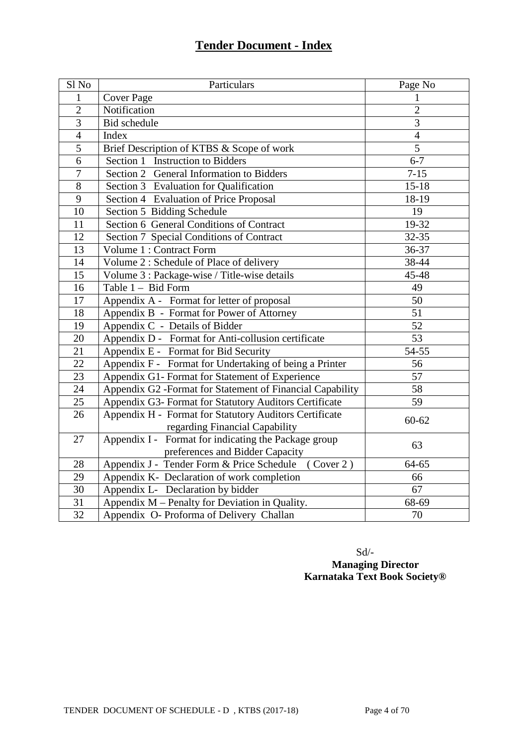# Tender Document - Index

| Sl No | Particulars | Page No |
|---|---|---|
| 1 | Cover Page | 1 |
| 2 | Notification | 2 |
| 3 | Bid schedule | 3 |
| 4 | Index | 4 |
| 5 | Brief Description of KTBS & Scope of work | 5 |
| 6 | Section 1 Instruction to Bidders | 6-7 |
| 7 | Section 2 General Information to Bidders | 7-15 |
| 8 | Section 3 Evaluation for Qualification | 15-18 |
| 9 | Section 4 Evaluation of Price Proposal | 18-19 |
| 10 | Section 5 Bidding Schedule | 19 |
| 11 | Section 6 General Conditions of Contract | 19-32 |
| 12 | Section 7 Special Conditions of Contract | 32-35 |
| 13 | Volume 1 : Contract Form | 36-37 |
| 14 | Volume 2 : Schedule of Place of delivery | 38-44 |
| 15 | Volume 3 : Package-wise / Title-wise details | 45-48 |
| 16 | Table 1 – Bid Form | 49 |
| 17 | Appendix A - Format for letter of proposal | 50 |
| 18 | Appendix B - Format for Power of Attorney | 51 |
| 19 | Appendix C - Details of Bidder | 52 |
| 20 | Appendix D - Format for Anti-collusion certificate | 53 |
| 21 | Appendix E - Format for Bid Security | 54-55 |
| 22 | Appendix F - Format for Undertaking of being a Printer | 56 |
| 23 | Appendix G1- Format for Statement of Experience | 57 |
| 24 | Appendix G2 -Format for Statement of Financial Capability | 58 |
| 25 | Appendix G3- Format for Statutory Auditors Certificate | 59 |
| 26 | Appendix H - Format for Statutory Auditors Certificate regarding Financial Capability | 60-62 |
| 27 | Appendix I - Format for indicating the Package group preferences and Bidder Capacity | 63 |
| 28 | Appendix J - Tender Form & Price Schedule ( Cover 2 ) | 64-65 |
| 29 | Appendix K- Declaration of work completion | 66 |
| 30 | Appendix L- Declaration by bidder | 67 |
| 31 | Appendix M – Penalty for Deviation in Quality. | 68-69 |
| 32 | Appendix O- Proforma of Delivery Challan | 70 |

Sd/-

**Managing Director**
**Karnataka Text Book Society®**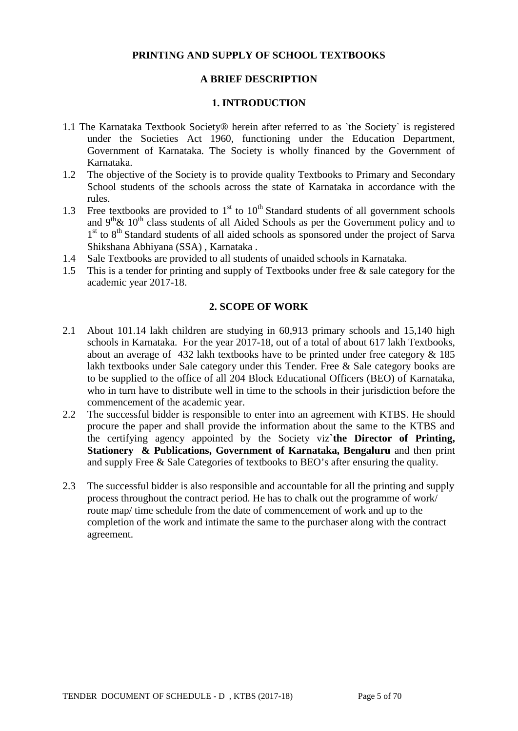**PRINTING AND SUPPLY OF SCHOOL TEXTBOOKS**

**A BRIEF DESCRIPTION**

## 1. INTRODUCTION

1.1 The Karnataka Textbook Society® herein after referred to as `the Society` is registered under the Societies Act 1960, functioning under the Education Department, Government of Karnataka. The Society is wholly financed by the Government of Karnataka.

1.2 The objective of the Society is to provide quality Textbooks to Primary and Secondary School students of the schools across the state of Karnataka in accordance with the rules.

1.3 Free textbooks are provided to 1st to 10th Standard students of all government schools and 9th& 10th class students of all Aided Schools as per the Government policy and to 1st to 8th Standard students of all aided schools as sponsored under the project of Sarva Shikshana Abhiyana (SSA) , Karnataka .

1.4 Sale Textbooks are provided to all students of unaided schools in Karnataka.

1.5 This is a tender for printing and supply of Textbooks under free & sale category for the academic year 2017-18.

## 2. SCOPE OF WORK

2.1 About 101.14 lakh children are studying in 60,913 primary schools and 15,140 high schools in Karnataka. For the year 2017-18, out of a total of about 617 lakh Textbooks, about an average of 432 lakh textbooks have to be printed under free category & 185 lakh textbooks under Sale category under this Tender. Free & Sale category books are to be supplied to the office of all 204 Block Educational Officers (BEO) of Karnataka, who in turn have to distribute well in time to the schools in their jurisdiction before the commencement of the academic year.

2.2 The successful bidder is responsible to enter into an agreement with KTBS. He should procure the paper and shall provide the information about the same to the KTBS and the certifying agency appointed by the Society viz`**the Director of Printing, Stationery & Publications, Government of Karnataka, Bengaluru** and then print and supply Free & Sale Categories of textbooks to BEO's after ensuring the quality.

2.3 The successful bidder is also responsible and accountable for all the printing and supply process throughout the contract period. He has to chalk out the programme of work/ route map/ time schedule from the date of commencement of work and up to the completion of the work and intimate the same to the purchaser along with the contract agreement.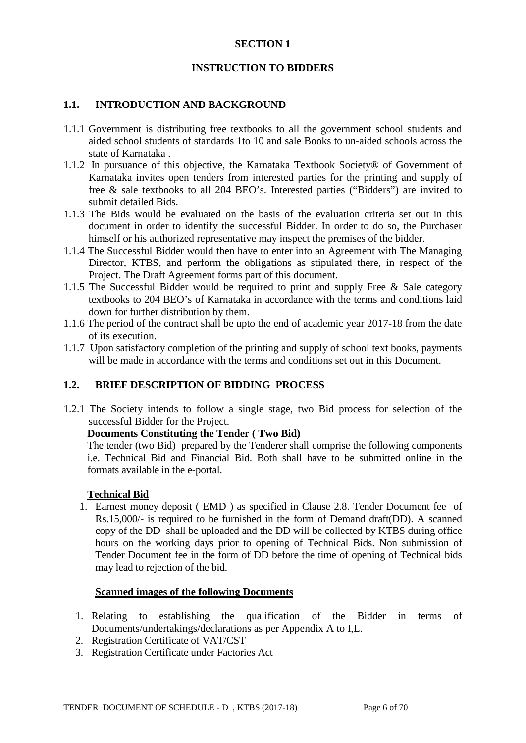# SECTION 1

## INSTRUCTION TO BIDDERS

### 1.1. INTRODUCTION AND BACKGROUND

1.1.1 Government is distributing free textbooks to all the government school students and aided school students of standards 1to 10 and sale Books to un-aided schools across the state of Karnataka .

1.1.2 In pursuance of this objective, the Karnataka Textbook Society® of Government of Karnataka invites open tenders from interested parties for the printing and supply of free & sale textbooks to all 204 BEO's. Interested parties ("Bidders") are invited to submit detailed Bids.

1.1.3 The Bids would be evaluated on the basis of the evaluation criteria set out in this document in order to identify the successful Bidder. In order to do so, the Purchaser himself or his authorized representative may inspect the premises of the bidder.

1.1.4 The Successful Bidder would then have to enter into an Agreement with The Managing Director, KTBS, and perform the obligations as stipulated there, in respect of the Project. The Draft Agreement forms part of this document.

1.1.5 The Successful Bidder would be required to print and supply Free & Sale category textbooks to 204 BEO's of Karnataka in accordance with the terms and conditions laid down for further distribution by them.

1.1.6 The period of the contract shall be upto the end of academic year 2017-18 from the date of its execution.

1.1.7 Upon satisfactory completion of the printing and supply of school text books, payments will be made in accordance with the terms and conditions set out in this Document.

### 1.2. BRIEF DESCRIPTION OF BIDDING PROCESS

1.2.1 The Society intends to follow a single stage, two Bid process for selection of the successful Bidder for the Project.

**Documents Constituting the Tender ( Two Bid)**

The tender (two Bid) prepared by the Tenderer shall comprise the following components i.e. Technical Bid and Financial Bid. Both shall have to be submitted online in the formats available in the e-portal.

**Technical Bid**

1. Earnest money deposit ( EMD ) as specified in Clause 2.8. Tender Document fee of Rs.15,000/- is required to be furnished in the form of Demand draft(DD). A scanned copy of the DD shall be uploaded and the DD will be collected by KTBS during office hours on the working days prior to opening of Technical Bids. Non submission of Tender Document fee in the form of DD before the time of opening of Technical bids may lead to rejection of the bid.

**Scanned images of the following Documents**

1. Relating to establishing the qualification of the Bidder in terms of Documents/undertakings/declarations as per Appendix A to I,L.
2. Registration Certificate of VAT/CST
3. Registration Certificate under Factories Act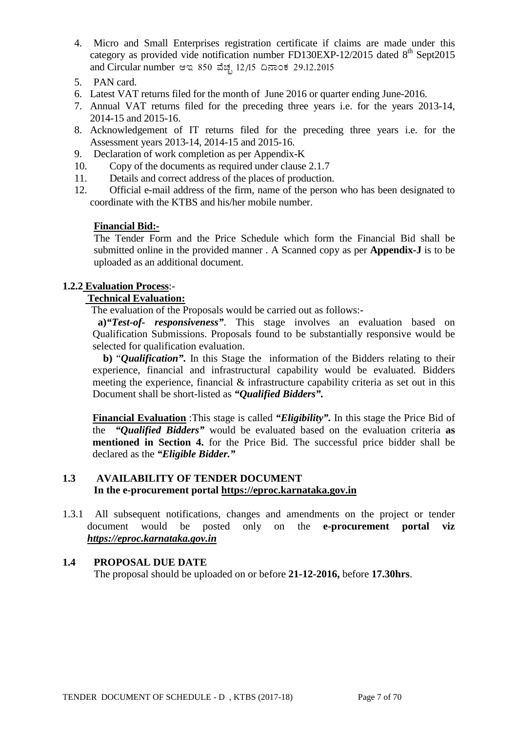4. Micro and Small Enterprises registration certificate if claims are made under this category as provided vide notification number FD130EXP-12/2015 dated 8th Sept2015 and Circular number ಆಇ 850 ವೆಚ್ಚ 12/15 ದಿನಾಂಕ 29.12.2015
5. PAN card.
6. Latest VAT returns filed for the month of June 2016 or quarter ending June-2016.
7. Annual VAT returns filed for the preceding three years i.e. for the years 2013-14, 2014-15 and 2015-16.
8. Acknowledgement of IT returns filed for the preceding three years i.e. for the Assessment years 2013-14, 2014-15 and 2015-16.
9. Declaration of work completion as per Appendix-K
10. Copy of the documents as required under clause 2.1.7
11. Details and correct address of the places of production.
12. Official e-mail address of the firm, name of the person who has been designated to coordinate with the KTBS and his/her mobile number.

**Financial Bid:-**

The Tender Form and the Price Schedule which form the Financial Bid shall be submitted online in the provided manner . A Scanned copy as per **Appendix-J** is to be uploaded as an additional document.

**1.2.2 Evaluation Process**:-

**Technical Evaluation:**

The evaluation of the Proposals would be carried out as follows:-

**a)*"Test-of- responsiveness"***. This stage involves an evaluation based on Qualification Submissions. Proposals found to be substantially responsive would be selected for qualification evaluation.

**b)** "***Qualification".*** In this Stage the information of the Bidders relating to their experience, financial and infrastructural capability would be evaluated. Bidders meeting the experience, financial & infrastructure capability criteria as set out in this Document shall be short-listed as ***"Qualified Bidders".***

**Financial Evaluation** :This stage is called ***"Eligibility".*** In this stage the Price Bid of the ***"Qualified Bidders"*** would be evaluated based on the evaluation criteria **as mentioned in Section 4.** for the Price Bid. The successful price bidder shall be declared as the ***"Eligible Bidder."***

## 1.3 AVAILABILITY OF TENDER DOCUMENT

**In the e-procurement portal https://eproc.karnataka.gov.in**

1.3.1 All subsequent notifications, changes and amendments on the project or tender document would be posted only on the **e-procurement portal viz *https://eproc.karnataka.gov.in***

## 1.4 PROPOSAL DUE DATE

The proposal should be uploaded on or before **21-12-2016,** before **17.30hrs**.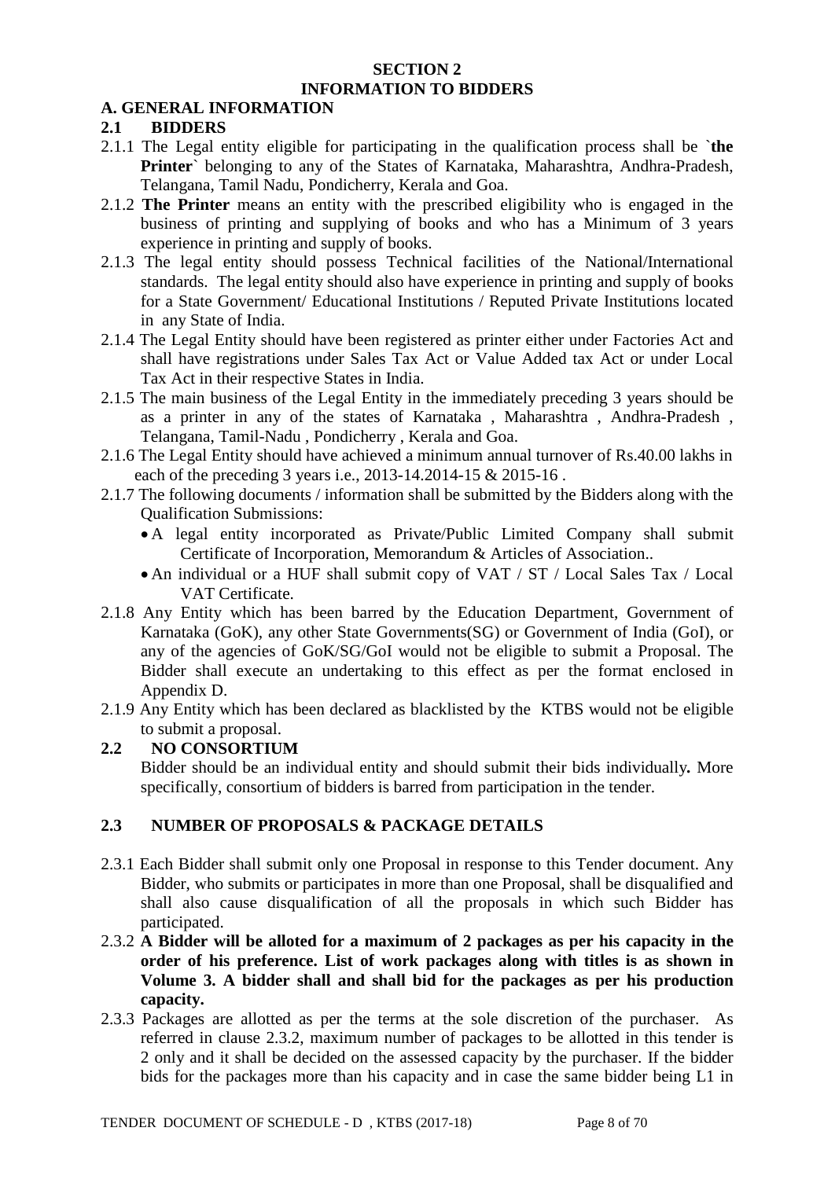# SECTION 2
# INFORMATION TO BIDDERS

## A. GENERAL INFORMATION

### 2.1 BIDDERS

2.1.1 The Legal entity eligible for participating in the qualification process shall be `**the Printer**` belonging to any of the States of Karnataka, Maharashtra, Andhra-Pradesh, Telangana, Tamil Nadu, Pondicherry, Kerala and Goa.

2.1.2 **The Printer** means an entity with the prescribed eligibility who is engaged in the business of printing and supplying of books and who has a Minimum of 3 years experience in printing and supply of books.

2.1.3 The legal entity should possess Technical facilities of the National/International standards. The legal entity should also have experience in printing and supply of books for a State Government/ Educational Institutions / Reputed Private Institutions located in any State of India.

2.1.4 The Legal Entity should have been registered as printer either under Factories Act and shall have registrations under Sales Tax Act or Value Added tax Act or under Local Tax Act in their respective States in India.

2.1.5 The main business of the Legal Entity in the immediately preceding 3 years should be as a printer in any of the states of Karnataka , Maharashtra , Andhra-Pradesh , Telangana, Tamil-Nadu , Pondicherry , Kerala and Goa.

2.1.6 The Legal Entity should have achieved a minimum annual turnover of Rs.40.00 lakhs in each of the preceding 3 years i.e., 2013-14.2014-15 & 2015-16 .

2.1.7 The following documents / information shall be submitted by the Bidders along with the Qualification Submissions:

- A legal entity incorporated as Private/Public Limited Company shall submit Certificate of Incorporation, Memorandum & Articles of Association..
- An individual or a HUF shall submit copy of VAT / ST / Local Sales Tax / Local VAT Certificate.

2.1.8 Any Entity which has been barred by the Education Department, Government of Karnataka (GoK), any other State Governments(SG) or Government of India (GoI), or any of the agencies of GoK/SG/GoI would not be eligible to submit a Proposal. The Bidder shall execute an undertaking to this effect as per the format enclosed in Appendix D.

2.1.9 Any Entity which has been declared as blacklisted by the KTBS would not be eligible to submit a proposal.

### 2.2 NO CONSORTIUM

Bidder should be an individual entity and should submit their bids individually**.** More specifically, consortium of bidders is barred from participation in the tender.

### 2.3 NUMBER OF PROPOSALS & PACKAGE DETAILS

2.3.1 Each Bidder shall submit only one Proposal in response to this Tender document. Any Bidder, who submits or participates in more than one Proposal, shall be disqualified and shall also cause disqualification of all the proposals in which such Bidder has participated.

2.3.2 **A Bidder will be alloted for a maximum of 2 packages as per his capacity in the order of his preference. List of work packages along with titles is as shown in Volume 3. A bidder shall and shall bid for the packages as per his production capacity.**

2.3.3 Packages are allotted as per the terms at the sole discretion of the purchaser. As referred in clause 2.3.2, maximum number of packages to be allotted in this tender is 2 only and it shall be decided on the assessed capacity by the purchaser. If the bidder bids for the packages more than his capacity and in case the same bidder being L1 in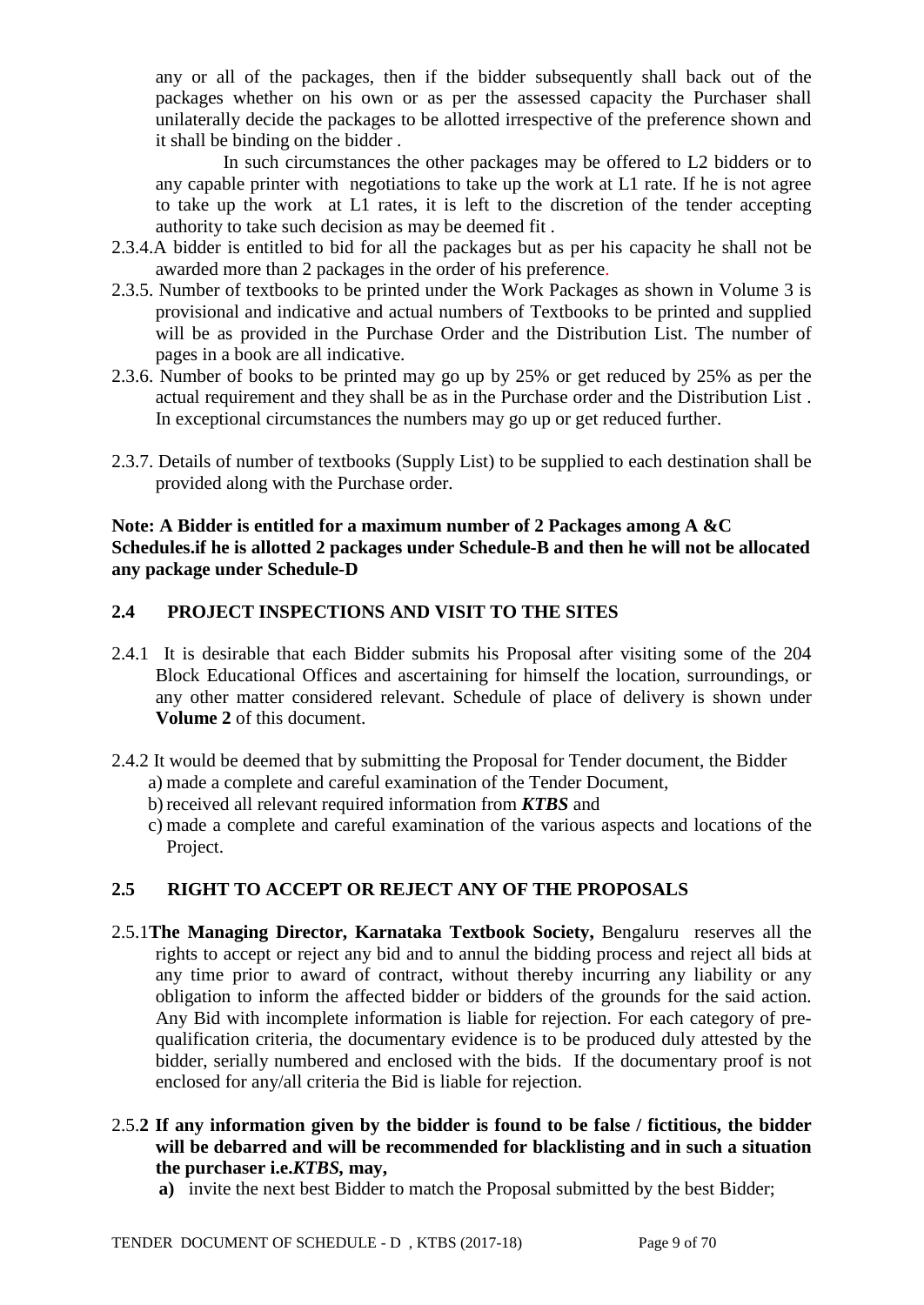any or all of the packages, then if the bidder subsequently shall back out of the packages whether on his own or as per the assessed capacity the Purchaser shall unilaterally decide the packages to be allotted irrespective of the preference shown and it shall be binding on the bidder .

In such circumstances the other packages may be offered to L2 bidders or to any capable printer with negotiations to take up the work at L1 rate. If he is not agree to take up the work at L1 rates, it is left to the discretion of the tender accepting authority to take such decision as may be deemed fit .

2.3.4.A bidder is entitled to bid for all the packages but as per his capacity he shall not be awarded more than 2 packages in the order of his preference.

2.3.5. Number of textbooks to be printed under the Work Packages as shown in Volume 3 is provisional and indicative and actual numbers of Textbooks to be printed and supplied will be as provided in the Purchase Order and the Distribution List. The number of pages in a book are all indicative.

2.3.6. Number of books to be printed may go up by 25% or get reduced by 25% as per the actual requirement and they shall be as in the Purchase order and the Distribution List . In exceptional circumstances the numbers may go up or get reduced further.

2.3.7. Details of number of textbooks (Supply List) to be supplied to each destination shall be provided along with the Purchase order.

**Note: A Bidder is entitled for a maximum number of 2 Packages among A &C Schedules.if he is allotted 2 packages under Schedule-B and then he will not be allocated any package under Schedule-D**

## 2.4 PROJECT INSPECTIONS AND VISIT TO THE SITES

2.4.1 It is desirable that each Bidder submits his Proposal after visiting some of the 204 Block Educational Offices and ascertaining for himself the location, surroundings, or any other matter considered relevant. Schedule of place of delivery is shown under **Volume 2** of this document.

2.4.2 It would be deemed that by submitting the Proposal for Tender document, the Bidder

a) made a complete and careful examination of the Tender Document,

b) received all relevant required information from ***KTBS*** and

c) made a complete and careful examination of the various aspects and locations of the Project.

## 2.5 RIGHT TO ACCEPT OR REJECT ANY OF THE PROPOSALS

2.5.1**The Managing Director, Karnataka Textbook Society,** Bengaluru reserves all the rights to accept or reject any bid and to annul the bidding process and reject all bids at any time prior to award of contract, without thereby incurring any liability or any obligation to inform the affected bidder or bidders of the grounds for the said action. Any Bid with incomplete information is liable for rejection. For each category of pre-qualification criteria, the documentary evidence is to be produced duly attested by the bidder, serially numbered and enclosed with the bids. If the documentary proof is not enclosed for any/all criteria the Bid is liable for rejection.

2.5.**2 If any information given by the bidder is found to be false / fictitious, the bidder will be debarred and will be recommended for blacklisting and in such a situation the purchaser i.e.*KTBS*, may,**

**a)** invite the next best Bidder to match the Proposal submitted by the best Bidder;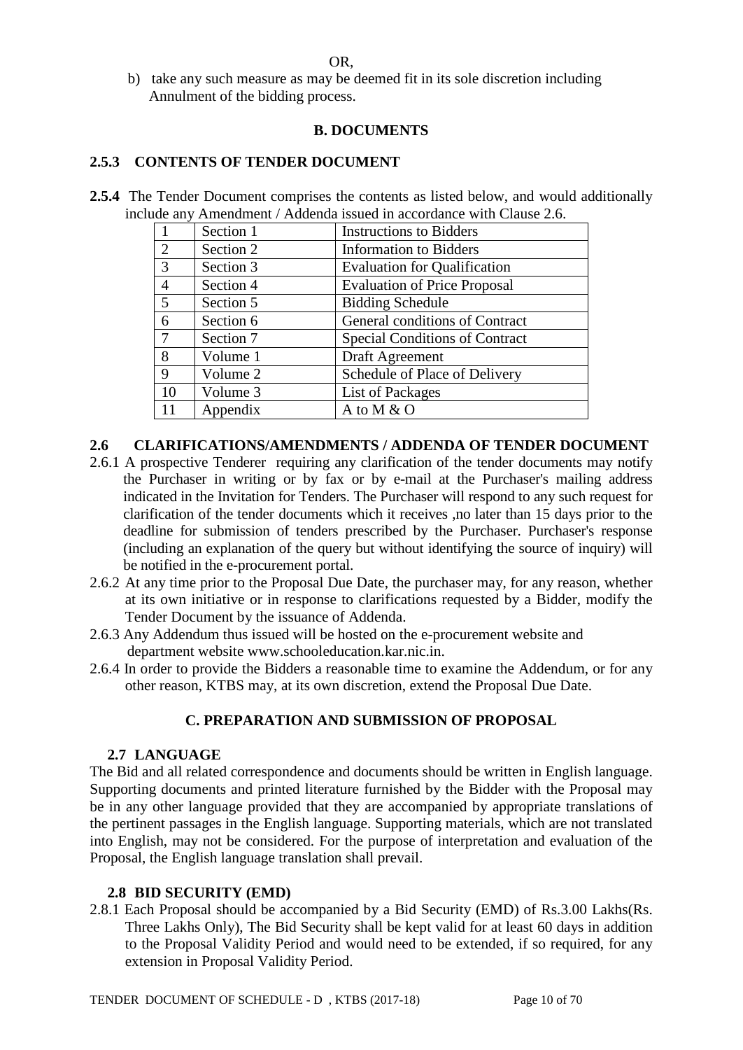OR,

b) take any such measure as may be deemed fit in its sole discretion including Annulment of the bidding process.

## B. DOCUMENTS

### 2.5.3 CONTENTS OF TENDER DOCUMENT

**2.5.4** The Tender Document comprises the contents as listed below, and would additionally include any Amendment / Addenda issued in accordance with Clause 2.6.

| | | |
|---|---|---|
| 1 | Section 1 | Instructions to Bidders |
| 2 | Section 2 | Information to Bidders |
| 3 | Section 3 | Evaluation for Qualification |
| 4 | Section 4 | Evaluation of Price Proposal |
| 5 | Section 5 | Bidding Schedule |
| 6 | Section 6 | General conditions of Contract |
| 7 | Section 7 | Special Conditions of Contract |
| 8 | Volume 1 | Draft Agreement |
| 9 | Volume 2 | Schedule of Place of Delivery |
| 10 | Volume 3 | List of Packages |
| 11 | Appendix | A to M & O |

### 2.6 CLARIFICATIONS/AMENDMENTS / ADDENDA OF TENDER DOCUMENT

2.6.1 A prospective Tenderer requiring any clarification of the tender documents may notify the Purchaser in writing or by fax or by e-mail at the Purchaser's mailing address indicated in the Invitation for Tenders. The Purchaser will respond to any such request for clarification of the tender documents which it receives ,no later than 15 days prior to the deadline for submission of tenders prescribed by the Purchaser. Purchaser's response (including an explanation of the query but without identifying the source of inquiry) will be notified in the e-procurement portal.

2.6.2 At any time prior to the Proposal Due Date, the purchaser may, for any reason, whether at its own initiative or in response to clarifications requested by a Bidder, modify the Tender Document by the issuance of Addenda.

2.6.3 Any Addendum thus issued will be hosted on the e-procurement website and department website www.schooleducation.kar.nic.in.

2.6.4 In order to provide the Bidders a reasonable time to examine the Addendum, or for any other reason, KTBS may, at its own discretion, extend the Proposal Due Date.

## C. PREPARATION AND SUBMISSION OF PROPOSAL

### 2.7 LANGUAGE

The Bid and all related correspondence and documents should be written in English language. Supporting documents and printed literature furnished by the Bidder with the Proposal may be in any other language provided that they are accompanied by appropriate translations of the pertinent passages in the English language. Supporting materials, which are not translated into English, may not be considered. For the purpose of interpretation and evaluation of the Proposal, the English language translation shall prevail.

### 2.8 BID SECURITY (EMD)

2.8.1 Each Proposal should be accompanied by a Bid Security (EMD) of Rs.3.00 Lakhs(Rs. Three Lakhs Only), The Bid Security shall be kept valid for at least 60 days in addition to the Proposal Validity Period and would need to be extended, if so required, for any extension in Proposal Validity Period.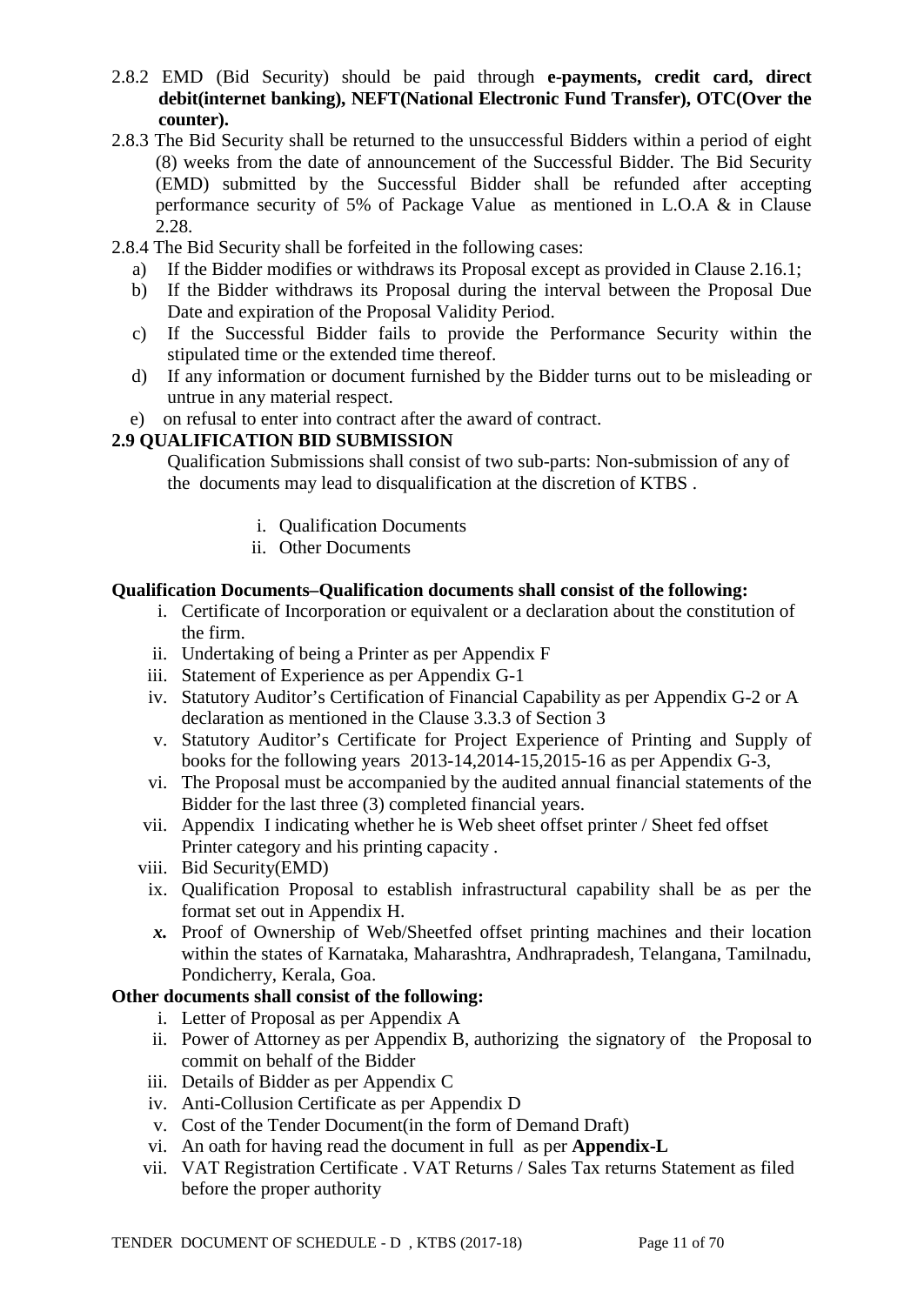2.8.2 EMD (Bid Security) should be paid through **e-payments, credit card, direct debit(internet banking), NEFT(National Electronic Fund Transfer), OTC(Over the counter).**

2.8.3 The Bid Security shall be returned to the unsuccessful Bidders within a period of eight (8) weeks from the date of announcement of the Successful Bidder. The Bid Security (EMD) submitted by the Successful Bidder shall be refunded after accepting performance security of 5% of Package Value as mentioned in L.O.A & in Clause 2.28.

2.8.4 The Bid Security shall be forfeited in the following cases:

a) If the Bidder modifies or withdraws its Proposal except as provided in Clause 2.16.1;
b) If the Bidder withdraws its Proposal during the interval between the Proposal Due Date and expiration of the Proposal Validity Period.
c) If the Successful Bidder fails to provide the Performance Security within the stipulated time or the extended time thereof.
d) If any information or document furnished by the Bidder turns out to be misleading or untrue in any material respect.
e) on refusal to enter into contract after the award of contract.

**2.9 QUALIFICATION BID SUBMISSION**

Qualification Submissions shall consist of two sub-parts: Non-submission of any of the documents may lead to disqualification at the discretion of KTBS .

i. Qualification Documents
ii. Other Documents

**Qualification Documents–Qualification documents shall consist of the following:**

i. Certificate of Incorporation or equivalent or a declaration about the constitution of the firm.
ii. Undertaking of being a Printer as per Appendix F
iii. Statement of Experience as per Appendix G-1
iv. Statutory Auditor's Certification of Financial Capability as per Appendix G-2 or A declaration as mentioned in the Clause 3.3.3 of Section 3
v. Statutory Auditor's Certificate for Project Experience of Printing and Supply of books for the following years 2013-14,2014-15,2015-16 as per Appendix G-3,
vi. The Proposal must be accompanied by the audited annual financial statements of the Bidder for the last three (3) completed financial years.
vii. Appendix I indicating whether he is Web sheet offset printer / Sheet fed offset Printer category and his printing capacity .
viii. Bid Security(EMD)
ix. Qualification Proposal to establish infrastructural capability shall be as per the format set out in Appendix H.
***x.*** Proof of Ownership of Web/Sheetfed offset printing machines and their location within the states of Karnataka, Maharashtra, Andhrapradesh, Telangana, Tamilnadu, Pondicherry, Kerala, Goa.

**Other documents shall consist of the following:**

i. Letter of Proposal as per Appendix A
ii. Power of Attorney as per Appendix B, authorizing the signatory of the Proposal to commit on behalf of the Bidder
iii. Details of Bidder as per Appendix C
iv. Anti-Collusion Certificate as per Appendix D
v. Cost of the Tender Document(in the form of Demand Draft)
vi. An oath for having read the document in full as per **Appendix-L**
vii. VAT Registration Certificate . VAT Returns / Sales Tax returns Statement as filed before the proper authority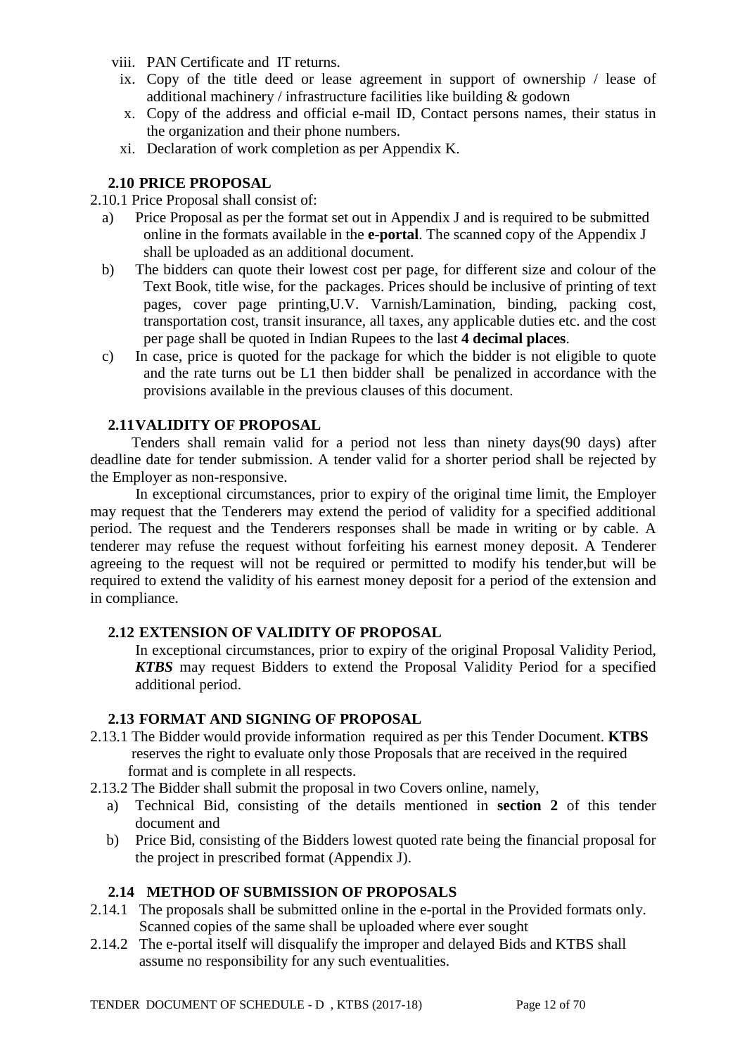viii. PAN Certificate and IT returns.

ix. Copy of the title deed or lease agreement in support of ownership / lease of additional machinery / infrastructure facilities like building & godown

x. Copy of the address and official e-mail ID, Contact persons names, their status in the organization and their phone numbers.

xi. Declaration of work completion as per Appendix K.

### 2.10 PRICE PROPOSAL

2.10.1 Price Proposal shall consist of:

a) Price Proposal as per the format set out in Appendix J and is required to be submitted online in the formats available in the **e-portal**. The scanned copy of the Appendix J shall be uploaded as an additional document.

b) The bidders can quote their lowest cost per page, for different size and colour of the Text Book, title wise, for the packages. Prices should be inclusive of printing of text pages, cover page printing,U.V. Varnish/Lamination, binding, packing cost, transportation cost, transit insurance, all taxes, any applicable duties etc. and the cost per page shall be quoted in Indian Rupees to the last **4 decimal places**.

c) In case, price is quoted for the package for which the bidder is not eligible to quote and the rate turns out be L1 then bidder shall be penalized in accordance with the provisions available in the previous clauses of this document.

### 2.11 VALIDITY OF PROPOSAL

Tenders shall remain valid for a period not less than ninety days(90 days) after deadline date for tender submission. A tender valid for a shorter period shall be rejected by the Employer as non-responsive.

In exceptional circumstances, prior to expiry of the original time limit, the Employer may request that the Tenderers may extend the period of validity for a specified additional period. The request and the Tenderers responses shall be made in writing or by cable. A tenderer may refuse the request without forfeiting his earnest money deposit. A Tenderer agreeing to the request will not be required or permitted to modify his tender,but will be required to extend the validity of his earnest money deposit for a period of the extension and in compliance.

### 2.12 EXTENSION OF VALIDITY OF PROPOSAL

In exceptional circumstances, prior to expiry of the original Proposal Validity Period, ***KTBS*** may request Bidders to extend the Proposal Validity Period for a specified additional period.

### 2.13 FORMAT AND SIGNING OF PROPOSAL

2.13.1 The Bidder would provide information required as per this Tender Document. **KTBS** reserves the right to evaluate only those Proposals that are received in the required format and is complete in all respects.

2.13.2 The Bidder shall submit the proposal in two Covers online, namely,

a) Technical Bid, consisting of the details mentioned in **section 2** of this tender document and

b) Price Bid, consisting of the Bidders lowest quoted rate being the financial proposal for the project in prescribed format (Appendix J).

### 2.14 METHOD OF SUBMISSION OF PROPOSALS

2.14.1 The proposals shall be submitted online in the e-portal in the Provided formats only. Scanned copies of the same shall be uploaded where ever sought

2.14.2 The e-portal itself will disqualify the improper and delayed Bids and KTBS shall assume no responsibility for any such eventualities.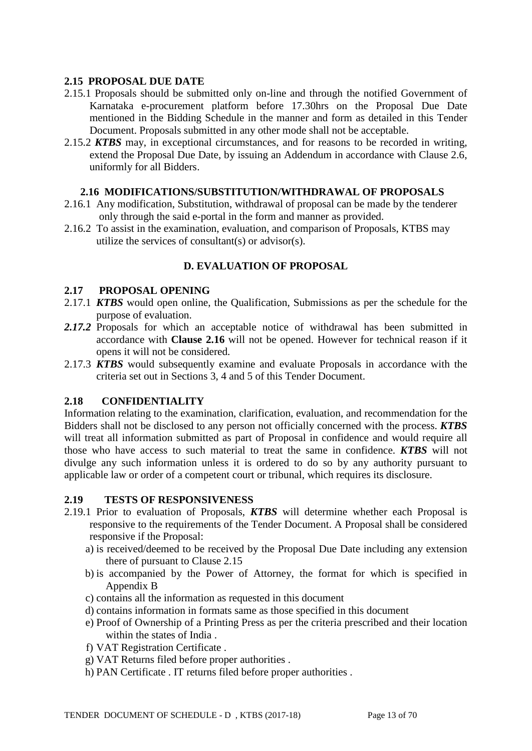## 2.15 PROPOSAL DUE DATE

2.15.1 Proposals should be submitted only on-line and through the notified Government of Karnataka e-procurement platform before 17.30hrs on the Proposal Due Date mentioned in the Bidding Schedule in the manner and form as detailed in this Tender Document. Proposals submitted in any other mode shall not be acceptable.

2.15.2 ***KTBS*** may, in exceptional circumstances, and for reasons to be recorded in writing, extend the Proposal Due Date, by issuing an Addendum in accordance with Clause 2.6, uniformly for all Bidders.

## 2.16 MODIFICATIONS/SUBSTITUTION/WITHDRAWAL OF PROPOSALS

2.16.1 Any modification, Substitution, withdrawal of proposal can be made by the tenderer only through the said e-portal in the form and manner as provided.

2.16.2 To assist in the examination, evaluation, and comparison of Proposals, KTBS may utilize the services of consultant(s) or advisor(s).

# D. EVALUATION OF PROPOSAL

## 2.17 PROPOSAL OPENING

2.17.1 ***KTBS*** would open online, the Qualification, Submissions as per the schedule for the purpose of evaluation.

***2.17.2*** Proposals for which an acceptable notice of withdrawal has been submitted in accordance with **Clause 2.16** will not be opened. However for technical reason if it opens it will not be considered.

2.17.3 ***KTBS*** would subsequently examine and evaluate Proposals in accordance with the criteria set out in Sections 3, 4 and 5 of this Tender Document.

## 2.18 CONFIDENTIALITY

Information relating to the examination, clarification, evaluation, and recommendation for the Bidders shall not be disclosed to any person not officially concerned with the process. ***KTBS*** will treat all information submitted as part of Proposal in confidence and would require all those who have access to such material to treat the same in confidence. ***KTBS*** will not divulge any such information unless it is ordered to do so by any authority pursuant to applicable law or order of a competent court or tribunal, which requires its disclosure.

## 2.19 TESTS OF RESPONSIVENESS

2.19.1 Prior to evaluation of Proposals, ***KTBS*** will determine whether each Proposal is responsive to the requirements of the Tender Document. A Proposal shall be considered responsive if the Proposal:

a) is received/deemed to be received by the Proposal Due Date including any extension there of pursuant to Clause 2.15
b) is accompanied by the Power of Attorney, the format for which is specified in Appendix B
c) contains all the information as requested in this document
d) contains information in formats same as those specified in this document
e) Proof of Ownership of a Printing Press as per the criteria prescribed and their location within the states of India .
f) VAT Registration Certificate .
g) VAT Returns filed before proper authorities .
h) PAN Certificate . IT returns filed before proper authorities .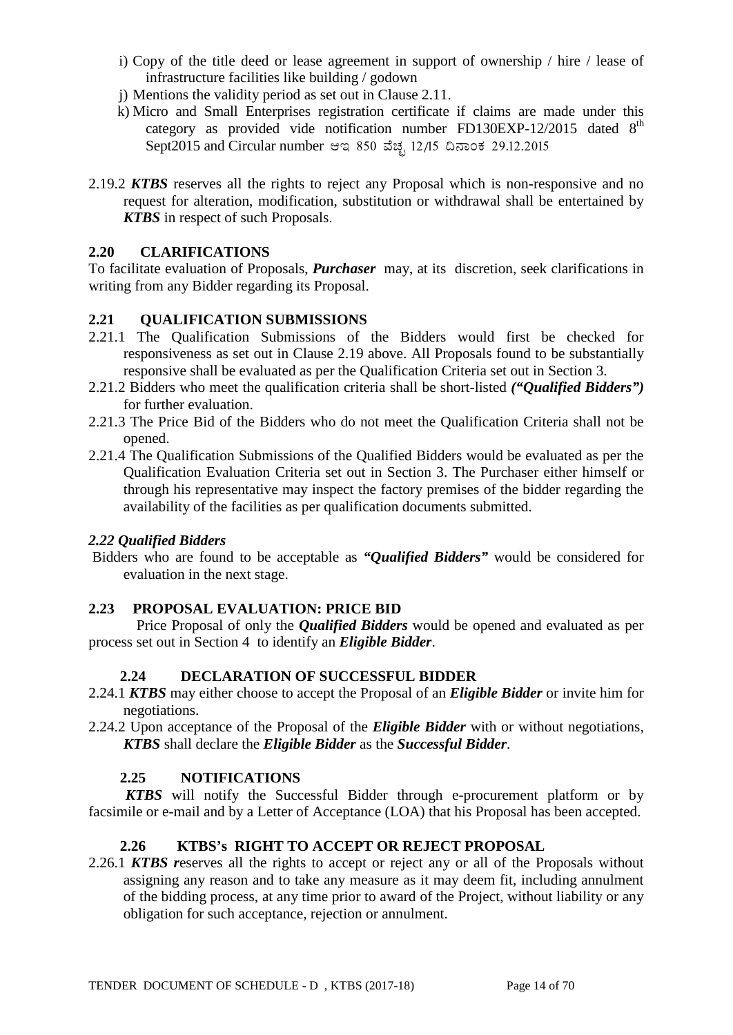i) Copy of the title deed or lease agreement in support of ownership / hire / lease of infrastructure facilities like building / godown

j) Mentions the validity period as set out in Clause 2.11.

k) Micro and Small Enterprises registration certificate if claims are made under this category as provided vide notification number FD130EXP-12/2015 dated 8th Sept2015 and Circular number ಆಇ 850 ವೆಚ್ಚ 12/15 ದಿನಾಂಕ 29.12.2015

2.19.2 ***KTBS*** reserves all the rights to reject any Proposal which is non-responsive and no request for alteration, modification, substitution or withdrawal shall be entertained by ***KTBS*** in respect of such Proposals.

### 2.20 CLARIFICATIONS

To facilitate evaluation of Proposals, ***Purchaser*** may, at its discretion, seek clarifications in writing from any Bidder regarding its Proposal.

### 2.21 QUALIFICATION SUBMISSIONS

2.21.1 The Qualification Submissions of the Bidders would first be checked for responsiveness as set out in Clause 2.19 above. All Proposals found to be substantially responsive shall be evaluated as per the Qualification Criteria set out in Section 3.

2.21.2 Bidders who meet the qualification criteria shall be short-listed ***("Qualified Bidders")*** for further evaluation.

2.21.3 The Price Bid of the Bidders who do not meet the Qualification Criteria shall not be opened.

2.21.4 The Qualification Submissions of the Qualified Bidders would be evaluated as per the Qualification Evaluation Criteria set out in Section 3. The Purchaser either himself or through his representative may inspect the factory premises of the bidder regarding the availability of the facilities as per qualification documents submitted.

### *2.22 Qualified Bidders*

Bidders who are found to be acceptable as ***"Qualified Bidders"*** would be considered for evaluation in the next stage.

### 2.23 PROPOSAL EVALUATION: PRICE BID

Price Proposal of only the ***Qualified Bidders*** would be opened and evaluated as per process set out in Section 4 to identify an ***Eligible Bidder***.

### 2.24 DECLARATION OF SUCCESSFUL BIDDER

2.24.1 ***KTBS*** may either choose to accept the Proposal of an ***Eligible Bidder*** or invite him for negotiations.

2.24.2 Upon acceptance of the Proposal of the ***Eligible Bidder*** with or without negotiations, ***KTBS*** shall declare the ***Eligible Bidder*** as the ***Successful Bidder***.

### 2.25 NOTIFICATIONS

***KTBS*** will notify the Successful Bidder through e-procurement platform or by facsimile or e-mail and by a Letter of Acceptance (LOA) that his Proposal has been accepted.

### 2.26 KTBS's RIGHT TO ACCEPT OR REJECT PROPOSAL

2.26.1 ***KTBS r***eserves all the rights to accept or reject any or all of the Proposals without assigning any reason and to take any measure as it may deem fit, including annulment of the bidding process, at any time prior to award of the Project, without liability or any obligation for such acceptance, rejection or annulment.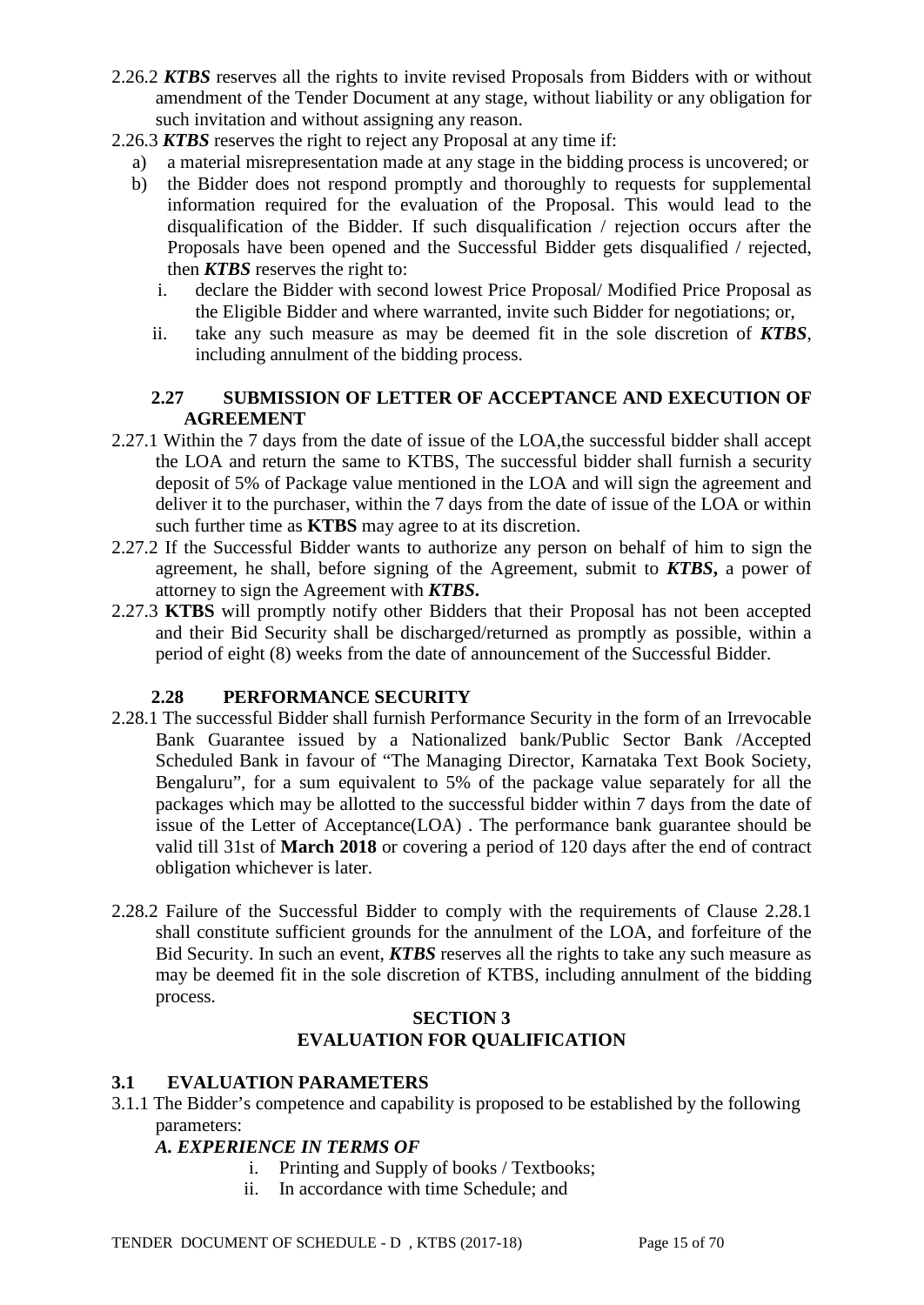2.26.2 ***KTBS*** reserves all the rights to invite revised Proposals from Bidders with or without amendment of the Tender Document at any stage, without liability or any obligation for such invitation and without assigning any reason.

2.26.3 ***KTBS*** reserves the right to reject any Proposal at any time if:

a) a material misrepresentation made at any stage in the bidding process is uncovered; or

b) the Bidder does not respond promptly and thoroughly to requests for supplemental information required for the evaluation of the Proposal. This would lead to the disqualification of the Bidder. If such disqualification / rejection occurs after the Proposals have been opened and the Successful Bidder gets disqualified / rejected, then ***KTBS*** reserves the right to:

   i. declare the Bidder with second lowest Price Proposal/ Modified Price Proposal as the Eligible Bidder and where warranted, invite such Bidder for negotiations; or,

   ii. take any such measure as may be deemed fit in the sole discretion of ***KTBS***, including annulment of the bidding process.

### 2.27 SUBMISSION OF LETTER OF ACCEPTANCE AND EXECUTION OF AGREEMENT

2.27.1 Within the 7 days from the date of issue of the LOA,the successful bidder shall accept the LOA and return the same to KTBS, The successful bidder shall furnish a security deposit of 5% of Package value mentioned in the LOA and will sign the agreement and deliver it to the purchaser, within the 7 days from the date of issue of the LOA or within such further time as **KTBS** may agree to at its discretion.

2.27.2 If the Successful Bidder wants to authorize any person on behalf of him to sign the agreement, he shall, before signing of the Agreement, submit to ***KTBS***, a power of attorney to sign the Agreement with ***KTBS***.

2.27.3 **KTBS** will promptly notify other Bidders that their Proposal has not been accepted and their Bid Security shall be discharged/returned as promptly as possible, within a period of eight (8) weeks from the date of announcement of the Successful Bidder.

### 2.28 PERFORMANCE SECURITY

2.28.1 The successful Bidder shall furnish Performance Security in the form of an Irrevocable Bank Guarantee issued by a Nationalized bank/Public Sector Bank /Accepted Scheduled Bank in favour of "The Managing Director, Karnataka Text Book Society, Bengaluru", for a sum equivalent to 5% of the package value separately for all the packages which may be allotted to the successful bidder within 7 days from the date of issue of the Letter of Acceptance(LOA) . The performance bank guarantee should be valid till 31st of **March 2018** or covering a period of 120 days after the end of contract obligation whichever is later.

2.28.2 Failure of the Successful Bidder to comply with the requirements of Clause 2.28.1 shall constitute sufficient grounds for the annulment of the LOA, and forfeiture of the Bid Security. In such an event, ***KTBS*** reserves all the rights to take any such measure as may be deemed fit in the sole discretion of KTBS, including annulment of the bidding process.

## SECTION 3
## EVALUATION FOR QUALIFICATION

### 3.1 EVALUATION PARAMETERS

3.1.1 The Bidder's competence and capability is proposed to be established by the following parameters:

***A. EXPERIENCE IN TERMS OF***

i. Printing and Supply of books / Textbooks;

ii. In accordance with time Schedule; and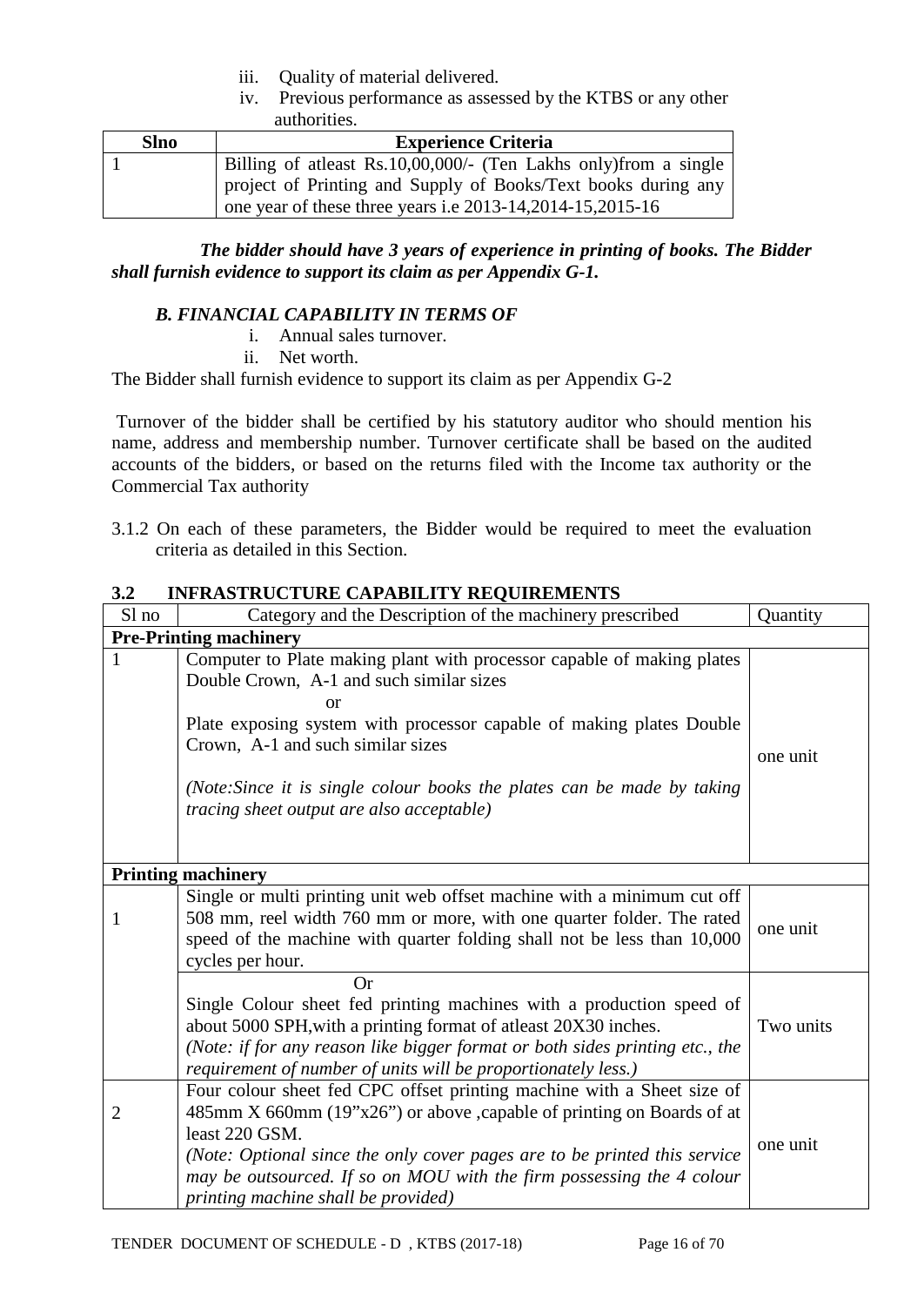iii. Quality of material delivered.

iv. Previous performance as assessed by the KTBS or any other authorities.

| Slno | Experience Criteria |
|---|---|
| 1 | Billing of atleast Rs.10,00,000/- (Ten Lakhs only)from a single project of Printing and Supply of Books/Text books during any one year of these three years i.e 2013-14,2014-15,2015-16 |

***The bidder should have 3 years of experience in printing of books. The Bidder shall furnish evidence to support its claim as per Appendix G-1.***

***B. FINANCIAL CAPABILITY IN TERMS OF***

i. Annual sales turnover.

ii. Net worth.

The Bidder shall furnish evidence to support its claim as per Appendix G-2

Turnover of the bidder shall be certified by his statutory auditor who should mention his name, address and membership number. Turnover certificate shall be based on the audited accounts of the bidders, or based on the returns filed with the Income tax authority or the Commercial Tax authority

3.1.2 On each of these parameters, the Bidder would be required to meet the evaluation criteria as detailed in this Section.

## 3.2 INFRASTRUCTURE CAPABILITY REQUIREMENTS

| Sl no | Category and the Description of the machinery prescribed | Quantity |
|---|---|---|
| **Pre-Printing machinery** | | |
| 1 | Computer to Plate making plant with processor capable of making plates Double Crown, A-1 and such similar sizes<br>or<br>Plate exposing system with processor capable of making plates Double Crown, A-1 and such similar sizes<br><br>*(Note:Since it is single colour books the plates can be made by taking tracing sheet output are also acceptable)* | one unit |
| **Printing machinery** | | |
| 1 | Single or multi printing unit web offset machine with a minimum cut off 508 mm, reel width 760 mm or more, with one quarter folder. The rated speed of the machine with quarter folding shall not be less than 10,000 cycles per hour. | one unit |
| | Or<br>Single Colour sheet fed printing machines with a production speed of about 5000 SPH,with a printing format of atleast 20X30 inches.<br>*(Note: if for any reason like bigger format or both sides printing etc., the requirement of number of units will be proportionately less.)* | Two units |
| 2 | Four colour sheet fed CPC offset printing machine with a Sheet size of 485mm X 660mm (19"x26") or above ,capable of printing on Boards of at least 220 GSM.<br>*(Note: Optional since the only cover pages are to be printed this service may be outsourced. If so on MOU with the firm possessing the 4 colour printing machine shall be provided)* | one unit |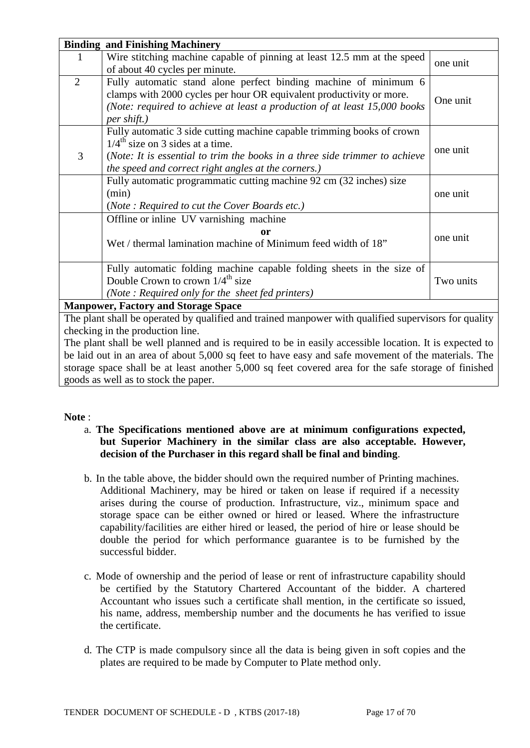| Binding and Finishing Machinery | | |
|---|---|---|
| 1 | Wire stitching machine capable of pinning at least 12.5 mm at the speed of about 40 cycles per minute. | one unit |
| 2 | Fully automatic stand alone perfect binding machine of minimum 6 clamps with 2000 cycles per hour OR equivalent productivity or more. *(Note: required to achieve at least a production of at least 15,000 books per shift.)* | One unit |
| 3 | Fully automatic 3 side cutting machine capable trimming books of crown $1/4^{th}$ size on 3 sides at a time. (*Note: It is essential to trim the books in a three side trimmer to achieve the speed and correct right angles at the corners.)* | one unit |
| | Fully automatic programmatic cutting machine 92 cm (32 inches) size (min) (*Note : Required to cut the Cover Boards etc.)* | one unit |
| | Offline or inline UV varnishing machine **or** Wet / thermal lamination machine of Minimum feed width of 18" | one unit |
| | Fully automatic folding machine capable folding sheets in the size of Double Crown to crown $1/4^{th}$ size *(Note : Required only for the sheet fed printers)* | Two units |
| **Manpower, Factory and Storage Space** | | |
| The plant shall be operated by qualified and trained manpower with qualified supervisors for quality checking in the production line. The plant shall be well planned and is required to be in easily accessible location. It is expected to be laid out in an area of about 5,000 sq feet to have easy and safe movement of the materials. The storage space shall be at least another 5,000 sq feet covered area for the safe storage of finished goods as well as to stock the paper. | | |

**Note** :

a. **The Specifications mentioned above are at minimum configurations expected, but Superior Machinery in the similar class are also acceptable. However, decision of the Purchaser in this regard shall be final and binding**.

b. In the table above, the bidder should own the required number of Printing machines. Additional Machinery, may be hired or taken on lease if required if a necessity arises during the course of production. Infrastructure, viz., minimum space and storage space can be either owned or hired or leased. Where the infrastructure capability/facilities are either hired or leased, the period of hire or lease should be double the period for which performance guarantee is to be furnished by the successful bidder.

c. Mode of ownership and the period of lease or rent of infrastructure capability should be certified by the Statutory Chartered Accountant of the bidder. A chartered Accountant who issues such a certificate shall mention, in the certificate so issued, his name, address, membership number and the documents he has verified to issue the certificate.

d. The CTP is made compulsory since all the data is being given in soft copies and the plates are required to be made by Computer to Plate method only.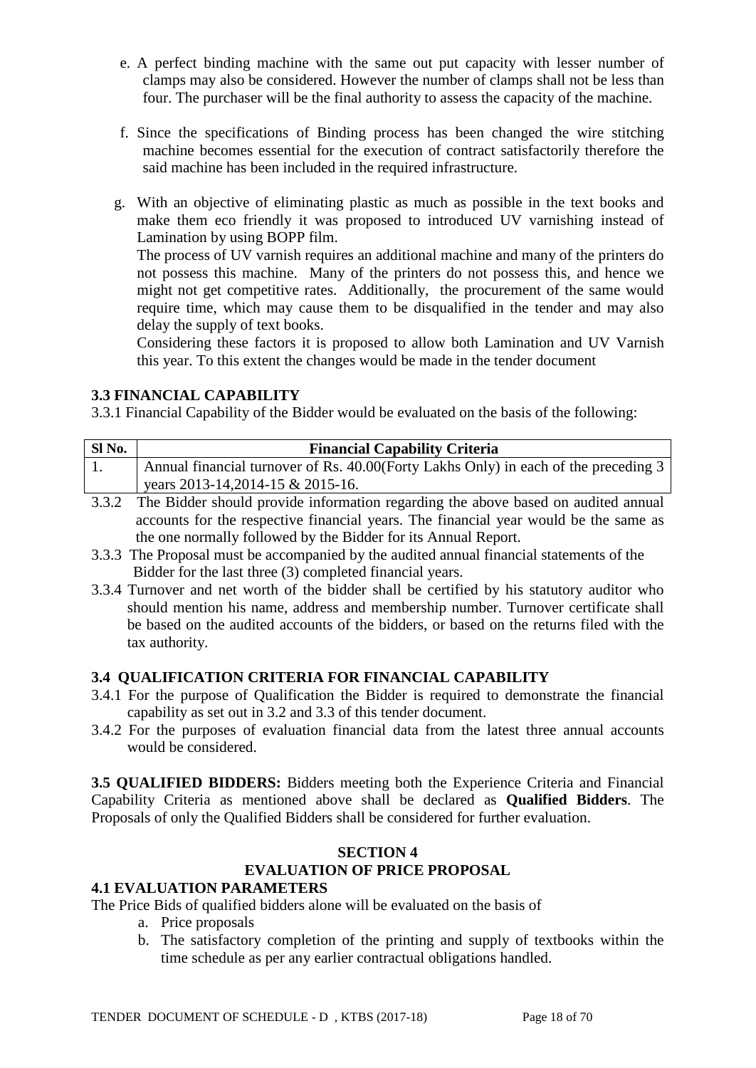e. A perfect binding machine with the same out put capacity with lesser number of clamps may also be considered. However the number of clamps shall not be less than four. The purchaser will be the final authority to assess the capacity of the machine.

f. Since the specifications of Binding process has been changed the wire stitching machine becomes essential for the execution of contract satisfactorily therefore the said machine has been included in the required infrastructure.

g. With an objective of eliminating plastic as much as possible in the text books and make them eco friendly it was proposed to introduced UV varnishing instead of Lamination by using BOPP film.

   The process of UV varnish requires an additional machine and many of the printers do not possess this machine. Many of the printers do not possess this, and hence we might not get competitive rates. Additionally, the procurement of the same would require time, which may cause them to be disqualified in the tender and may also delay the supply of text books.

   Considering these factors it is proposed to allow both Lamination and UV Varnish this year. To this extent the changes would be made in the tender document

### 3.3 FINANCIAL CAPABILITY

3.3.1 Financial Capability of the Bidder would be evaluated on the basis of the following:

| Sl No. | Financial Capability Criteria |
|---|---|
| 1. | Annual financial turnover of Rs. 40.00(Forty Lakhs Only) in each of the preceding 3 years 2013-14,2014-15 & 2015-16. |

3.3.2 The Bidder should provide information regarding the above based on audited annual accounts for the respective financial years. The financial year would be the same as the one normally followed by the Bidder for its Annual Report.

3.3.3 The Proposal must be accompanied by the audited annual financial statements of the Bidder for the last three (3) completed financial years.

3.3.4 Turnover and net worth of the bidder shall be certified by his statutory auditor who should mention his name, address and membership number. Turnover certificate shall be based on the audited accounts of the bidders, or based on the returns filed with the tax authority.

### 3.4 QUALIFICATION CRITERIA FOR FINANCIAL CAPABILITY

3.4.1 For the purpose of Qualification the Bidder is required to demonstrate the financial capability as set out in 3.2 and 3.3 of this tender document.

3.4.2 For the purposes of evaluation financial data from the latest three annual accounts would be considered.

**3.5 QUALIFIED BIDDERS:** Bidders meeting both the Experience Criteria and Financial Capability Criteria as mentioned above shall be declared as **Qualified Bidders**. The Proposals of only the Qualified Bidders shall be considered for further evaluation.

## SECTION 4
## EVALUATION OF PRICE PROPOSAL

### 4.1 EVALUATION PARAMETERS

The Price Bids of qualified bidders alone will be evaluated on the basis of

a. Price proposals
b. The satisfactory completion of the printing and supply of textbooks within the time schedule as per any earlier contractual obligations handled.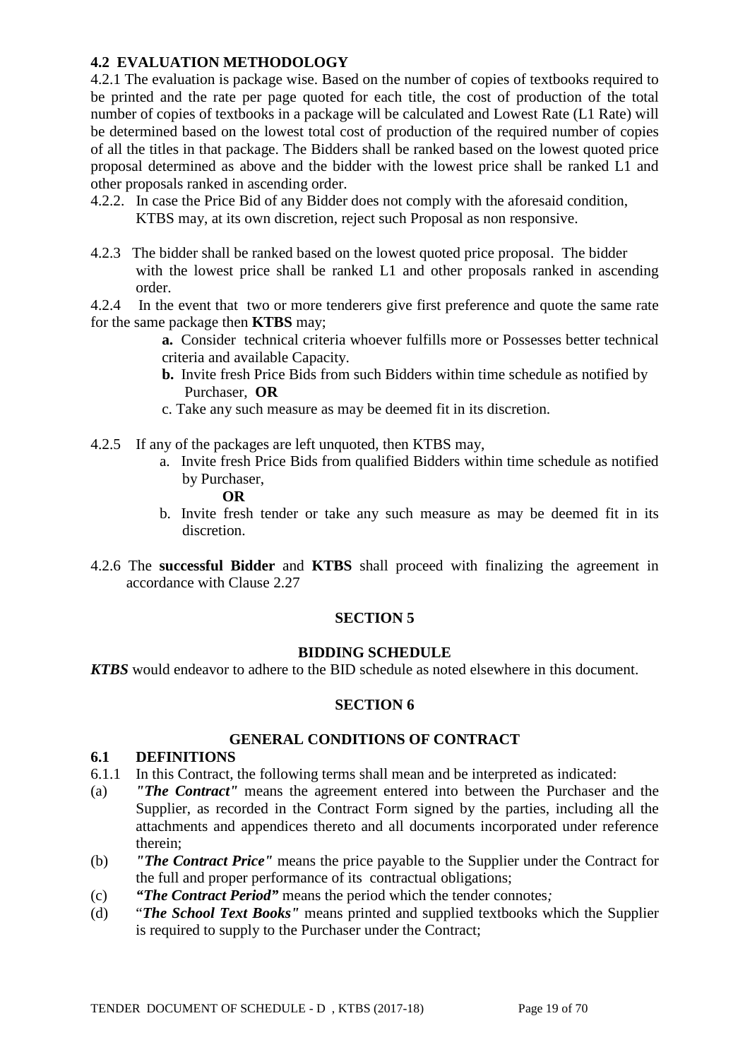### 4.2 EVALUATION METHODOLOGY

4.2.1 The evaluation is package wise. Based on the number of copies of textbooks required to be printed and the rate per page quoted for each title, the cost of production of the total number of copies of textbooks in a package will be calculated and Lowest Rate (L1 Rate) will be determined based on the lowest total cost of production of the required number of copies of all the titles in that package. The Bidders shall be ranked based on the lowest quoted price proposal determined as above and the bidder with the lowest price shall be ranked L1 and other proposals ranked in ascending order.

4.2.2. In case the Price Bid of any Bidder does not comply with the aforesaid condition, KTBS may, at its own discretion, reject such Proposal as non responsive.

4.2.3 The bidder shall be ranked based on the lowest quoted price proposal. The bidder with the lowest price shall be ranked L1 and other proposals ranked in ascending order.

4.2.4 In the event that two or more tenderers give first preference and quote the same rate for the same package then **KTBS** may;

- **a.** Consider technical criteria whoever fulfills more or Possesses better technical criteria and available Capacity.
- **b.** Invite fresh Price Bids from such Bidders within time schedule as notified by Purchaser, **OR**
- c. Take any such measure as may be deemed fit in its discretion.

4.2.5 If any of the packages are left unquoted, then KTBS may,

- a. Invite fresh Price Bids from qualified Bidders within time schedule as notified by Purchaser,

  **OR**
- b. Invite fresh tender or take any such measure as may be deemed fit in its discretion.

4.2.6 The **successful Bidder** and **KTBS** shall proceed with finalizing the agreement in accordance with Clause 2.27

## SECTION 5

### BIDDING SCHEDULE

***KTBS*** would endeavor to adhere to the BID schedule as noted elsewhere in this document.

## SECTION 6

### GENERAL CONDITIONS OF CONTRACT

### 6.1 DEFINITIONS

6.1.1 In this Contract, the following terms shall mean and be interpreted as indicated:

(a) ***"The Contract"*** means the agreement entered into between the Purchaser and the Supplier, as recorded in the Contract Form signed by the parties, including all the attachments and appendices thereto and all documents incorporated under reference therein;

(b) ***"The Contract Price"*** means the price payable to the Supplier under the Contract for the full and proper performance of its contractual obligations;

(c) ***"The Contract Period"*** means the period which the tender connotes*;*

(d) "***The School Text Books"*** means printed and supplied textbooks which the Supplier is required to supply to the Purchaser under the Contract;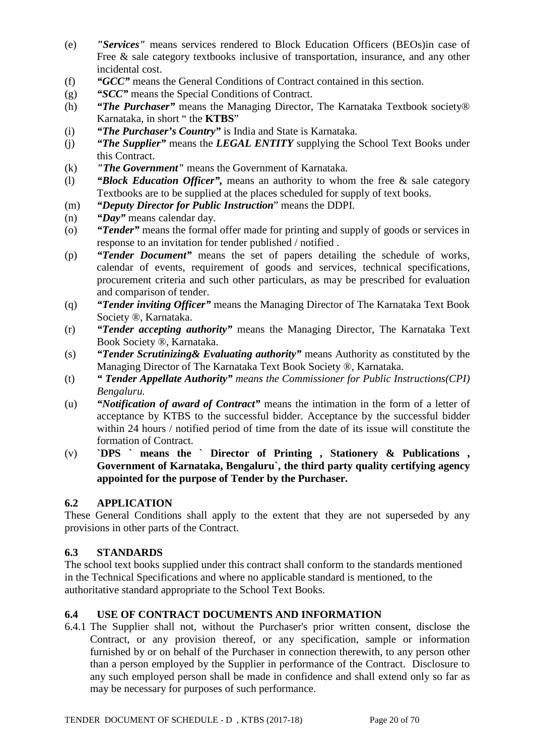(e) *"Services"* means services rendered to Block Education Officers (BEOs)in case of Free & sale category textbooks inclusive of transportation, insurance, and any other incidental cost.

(f) ***"GCC"*** means the General Conditions of Contract contained in this section.

(g) ***"SCC"*** means the Special Conditions of Contract.

(h) ***"The Purchaser"*** means the Managing Director, The Karnataka Textbook society® Karnataka, in short " the **KTBS**"

(i) ***"The Purchaser's Country"*** is India and State is Karnataka.

(j) ***"The Supplier"*** means the ***LEGAL ENTITY*** supplying the School Text Books under this Contract.

(k) *"The Government"* means the Government of Karnataka.

(l) ***"Block Education Officer",*** means an authority to whom the free & sale category Textbooks are to be supplied at the places scheduled for supply of text books.

(m) ***"Deputy Director for Public Instruction***" means the DDPI.

(n) ***"Day"*** means calendar day.

(o) ***"Tender"*** means the formal offer made for printing and supply of goods or services in response to an invitation for tender published / notified .

(p) ***"Tender Document"*** means the set of papers detailing the schedule of works, calendar of events, requirement of goods and services, technical specifications, procurement criteria and such other particulars, as may be prescribed for evaluation and comparison of tender.

(q) ***"Tender inviting Officer"*** means the Managing Director of The Karnataka Text Book Society ®, Karnataka.

(r) ***"Tender accepting authority"*** means the Managing Director, The Karnataka Text Book Society ®, Karnataka.

(s) ***"Tender Scrutinizing& Evaluating authority"*** means Authority as constituted by the Managing Director of The Karnataka Text Book Society ®, Karnataka.

(t) ***" Tender Appellate Authority"*** *means the Commissioner for Public Instructions(CPI) Bengaluru.*

(u) ***"Notification of award of Contract"*** means the intimation in the form of a letter of acceptance by KTBS to the successful bidder. Acceptance by the successful bidder within 24 hours / notified period of time from the date of its issue will constitute the formation of Contract.

(v) **`DPS ` means the ` Director of Printing , Stationery & Publications , Government of Karnataka, Bengaluru`, the third party quality certifying agency appointed for the purpose of Tender by the Purchaser.**

## 6.2 APPLICATION

These General Conditions shall apply to the extent that they are not superseded by any provisions in other parts of the Contract.

## 6.3 STANDARDS

The school text books supplied under this contract shall conform to the standards mentioned in the Technical Specifications and where no applicable standard is mentioned, to the authoritative standard appropriate to the School Text Books.

## 6.4 USE OF CONTRACT DOCUMENTS AND INFORMATION

6.4.1 The Supplier shall not, without the Purchaser's prior written consent, disclose the Contract, or any provision thereof, or any specification, sample or information furnished by or on behalf of the Purchaser in connection therewith, to any person other than a person employed by the Supplier in performance of the Contract. Disclosure to any such employed person shall be made in confidence and shall extend only so far as may be necessary for purposes of such performance.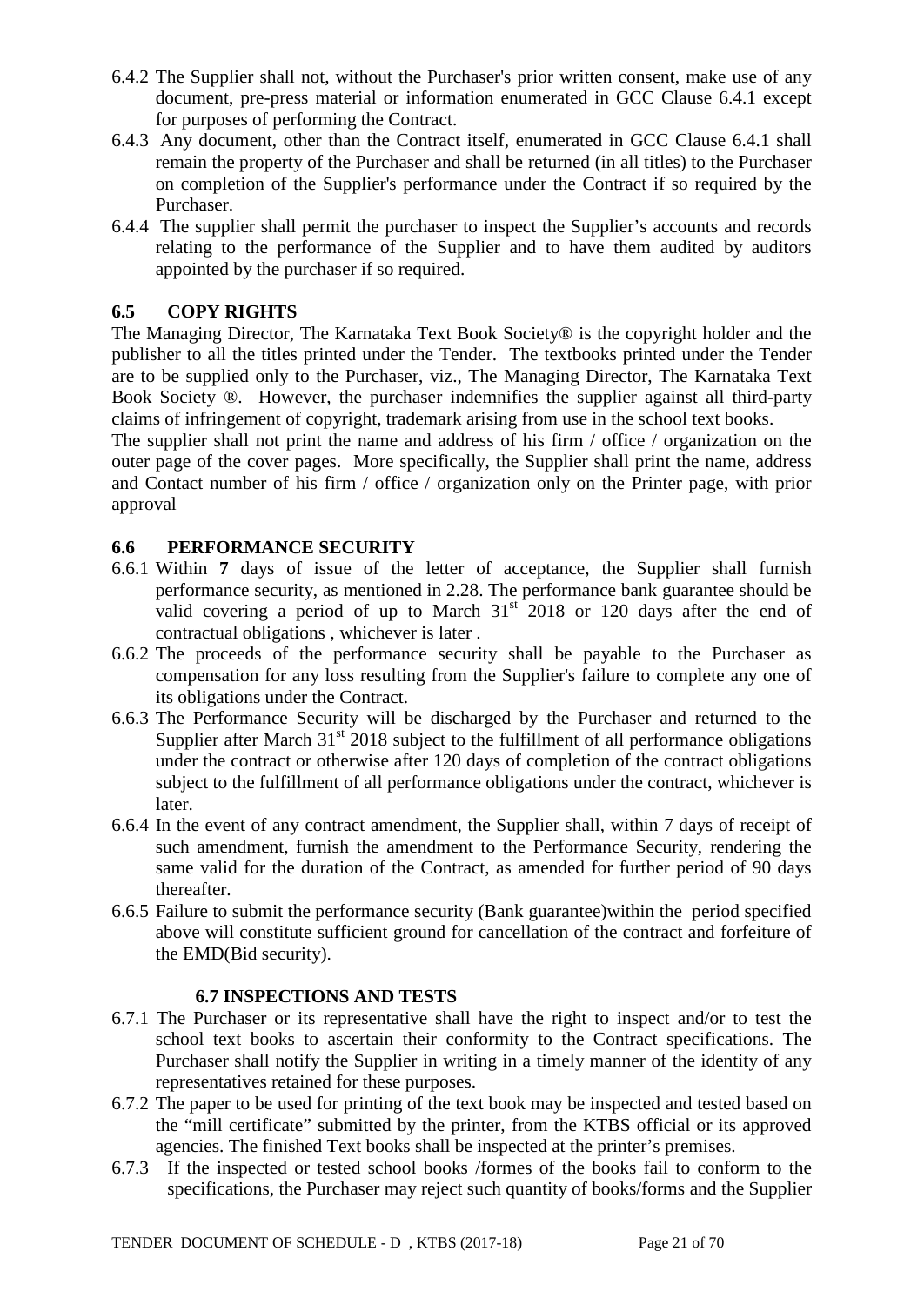6.4.2 The Supplier shall not, without the Purchaser's prior written consent, make use of any document, pre-press material or information enumerated in GCC Clause 6.4.1 except for purposes of performing the Contract.

6.4.3 Any document, other than the Contract itself, enumerated in GCC Clause 6.4.1 shall remain the property of the Purchaser and shall be returned (in all titles) to the Purchaser on completion of the Supplier's performance under the Contract if so required by the Purchaser.

6.4.4 The supplier shall permit the purchaser to inspect the Supplier's accounts and records relating to the performance of the Supplier and to have them audited by auditors appointed by the purchaser if so required.

### 6.5 COPY RIGHTS

The Managing Director, The Karnataka Text Book Society® is the copyright holder and the publisher to all the titles printed under the Tender. The textbooks printed under the Tender are to be supplied only to the Purchaser, viz., The Managing Director, The Karnataka Text Book Society ®. However, the purchaser indemnifies the supplier against all third-party claims of infringement of copyright, trademark arising from use in the school text books.

The supplier shall not print the name and address of his firm / office / organization on the outer page of the cover pages. More specifically, the Supplier shall print the name, address and Contact number of his firm / office / organization only on the Printer page, with prior approval

### 6.6 PERFORMANCE SECURITY

6.6.1 Within **7** days of issue of the letter of acceptance, the Supplier shall furnish performance security, as mentioned in 2.28. The performance bank guarantee should be valid covering a period of up to March 31st 2018 or 120 days after the end of contractual obligations , whichever is later .

6.6.2 The proceeds of the performance security shall be payable to the Purchaser as compensation for any loss resulting from the Supplier's failure to complete any one of its obligations under the Contract.

6.6.3 The Performance Security will be discharged by the Purchaser and returned to the Supplier after March 31st 2018 subject to the fulfillment of all performance obligations under the contract or otherwise after 120 days of completion of the contract obligations subject to the fulfillment of all performance obligations under the contract, whichever is later.

6.6.4 In the event of any contract amendment, the Supplier shall, within 7 days of receipt of such amendment, furnish the amendment to the Performance Security, rendering the same valid for the duration of the Contract, as amended for further period of 90 days thereafter.

6.6.5 Failure to submit the performance security (Bank guarantee)within the period specified above will constitute sufficient ground for cancellation of the contract and forfeiture of the EMD(Bid security).

### 6.7 INSPECTIONS AND TESTS

6.7.1 The Purchaser or its representative shall have the right to inspect and/or to test the school text books to ascertain their conformity to the Contract specifications. The Purchaser shall notify the Supplier in writing in a timely manner of the identity of any representatives retained for these purposes.

6.7.2 The paper to be used for printing of the text book may be inspected and tested based on the "mill certificate" submitted by the printer, from the KTBS official or its approved agencies. The finished Text books shall be inspected at the printer's premises.

6.7.3 If the inspected or tested school books /formes of the books fail to conform to the specifications, the Purchaser may reject such quantity of books/forms and the Supplier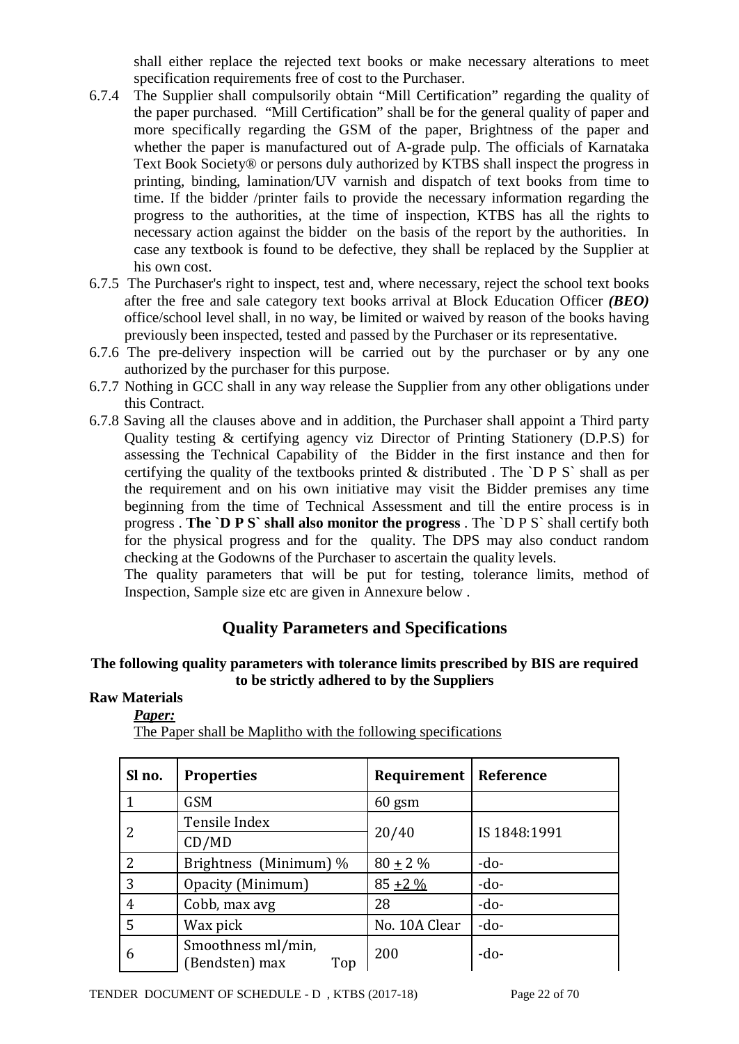shall either replace the rejected text books or make necessary alterations to meet specification requirements free of cost to the Purchaser.

6.7.4 The Supplier shall compulsorily obtain "Mill Certification" regarding the quality of the paper purchased. "Mill Certification" shall be for the general quality of paper and more specifically regarding the GSM of the paper, Brightness of the paper and whether the paper is manufactured out of A-grade pulp. The officials of Karnataka Text Book Society® or persons duly authorized by KTBS shall inspect the progress in printing, binding, lamination/UV varnish and dispatch of text books from time to time. If the bidder /printer fails to provide the necessary information regarding the progress to the authorities, at the time of inspection, KTBS has all the rights to necessary action against the bidder on the basis of the report by the authorities. In case any textbook is found to be defective, they shall be replaced by the Supplier at his own cost.

6.7.5 The Purchaser's right to inspect, test and, where necessary, reject the school text books after the free and sale category text books arrival at Block Education Officer ***(BEO)*** office/school level shall, in no way, be limited or waived by reason of the books having previously been inspected, tested and passed by the Purchaser or its representative.

6.7.6 The pre-delivery inspection will be carried out by the purchaser or by any one authorized by the purchaser for this purpose.

6.7.7 Nothing in GCC shall in any way release the Supplier from any other obligations under this Contract.

6.7.8 Saving all the clauses above and in addition, the Purchaser shall appoint a Third party Quality testing & certifying agency viz Director of Printing Stationery (D.P.S) for assessing the Technical Capability of the Bidder in the first instance and then for certifying the quality of the textbooks printed & distributed . The `D P S` shall as per the requirement and on his own initiative may visit the Bidder premises any time beginning from the time of Technical Assessment and till the entire process is in progress . **The `D P S` shall also monitor the progress** . The `D P S` shall certify both for the physical progress and for the quality. The DPS may also conduct random checking at the Godowns of the Purchaser to ascertain the quality levels.

The quality parameters that will be put for testing, tolerance limits, method of Inspection, Sample size etc are given in Annexure below .

## Quality Parameters and Specifications

**The following quality parameters with tolerance limits prescribed by BIS are required to be strictly adhered to by the Suppliers**

**Raw Materials**

***Paper:***

The Paper shall be Maplitho with the following specifications

| Sl no. | Properties | Requirement | Reference |
|---|---|---|---|
| 1 | GSM | 60 gsm | |
| 2 | Tensile Index CD/MD | 20/40 | IS 1848:1991 |
| 2 | Brightness (Minimum) % | 80 ± 2 % | -do- |
| 3 | Opacity (Minimum) | 85 ±2 % | -do- |
| 4 | Cobb, max avg | 28 | -do- |
| 5 | Wax pick | No. 10A Clear | -do- |
| 6 | Smoothness ml/min, (Bendsten) max Top | 200 | -do- |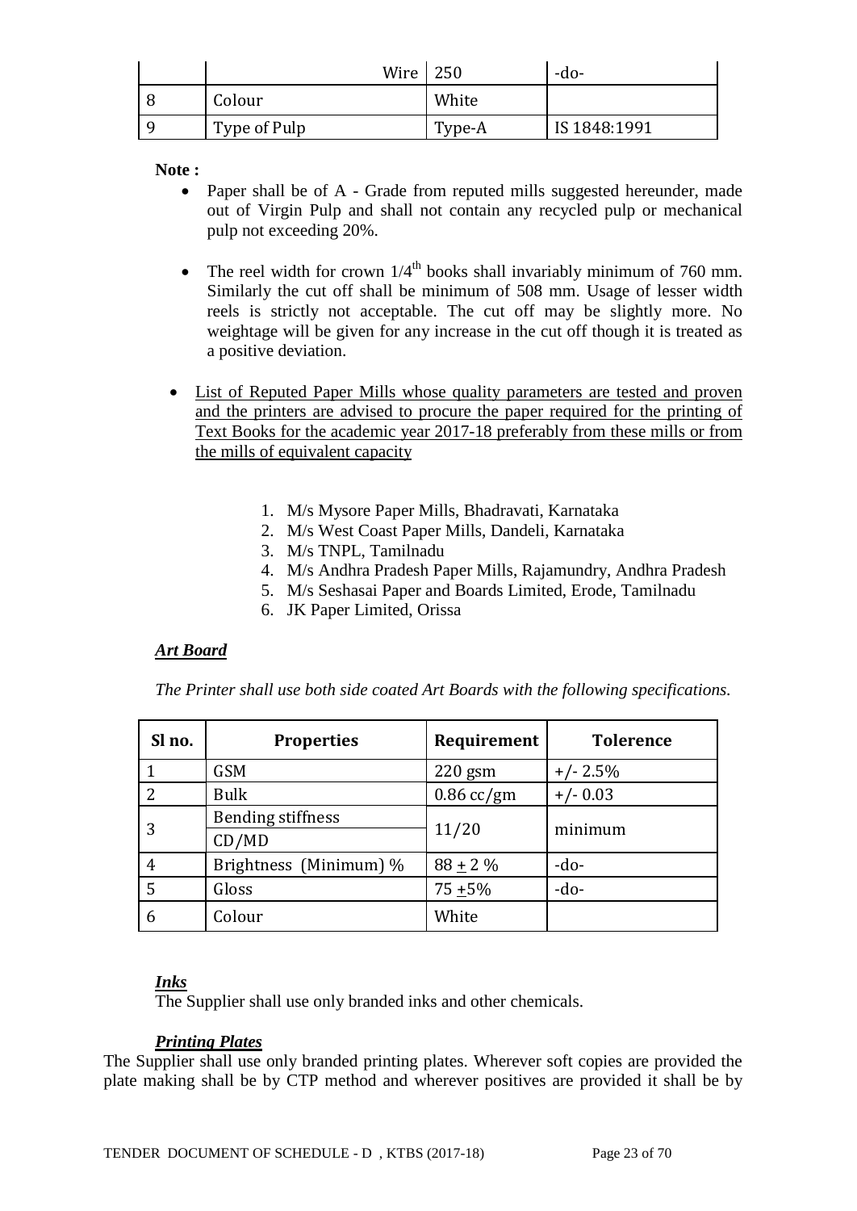| | Wire | 250 | -do- |
|---|---|---|---|
| 8 | Colour | White | |
| 9 | Type of Pulp | Type-A | IS 1848:1991 |

**Note :**

- Paper shall be of A - Grade from reputed mills suggested hereunder, made out of Virgin Pulp and shall not contain any recycled pulp or mechanical pulp not exceeding 20%.
- The reel width for crown 1/4th books shall invariably minimum of 760 mm. Similarly the cut off shall be minimum of 508 mm. Usage of lesser width reels is strictly not acceptable. The cut off may be slightly more. No weightage will be given for any increase in the cut off though it is treated as a positive deviation.
- List of Reputed Paper Mills whose quality parameters are tested and proven and the printers are advised to procure the paper required for the printing of Text Books for the academic year 2017-18 preferably from these mills or from the mills of equivalent capacity

1. M/s Mysore Paper Mills, Bhadravati, Karnataka
2. M/s West Coast Paper Mills, Dandeli, Karnataka
3. M/s TNPL, Tamilnadu
4. M/s Andhra Pradesh Paper Mills, Rajamundry, Andhra Pradesh
5. M/s Seshasai Paper and Boards Limited, Erode, Tamilnadu
6. JK Paper Limited, Orissa

***Art Board***

*The Printer shall use both side coated Art Boards with the following specifications.*

| Sl no. | Properties | Requirement | Tolerence |
|---|---|---|---|
| 1 | GSM | 220 gsm | +/- 2.5% |
| 2 | Bulk | 0.86 cc/gm | +/- 0.03 |
| 3 | Bending stiffness CD/MD | 11/20 | minimum |
| 4 | Brightness (Minimum) % | 88 ± 2 % | -do- |
| 5 | Gloss | 75 ±5% | -do- |
| 6 | Colour | White | |

***Inks***

The Supplier shall use only branded inks and other chemicals.

***Printing Plates***

The Supplier shall use only branded printing plates. Wherever soft copies are provided the plate making shall be by CTP method and wherever positives are provided it shall be by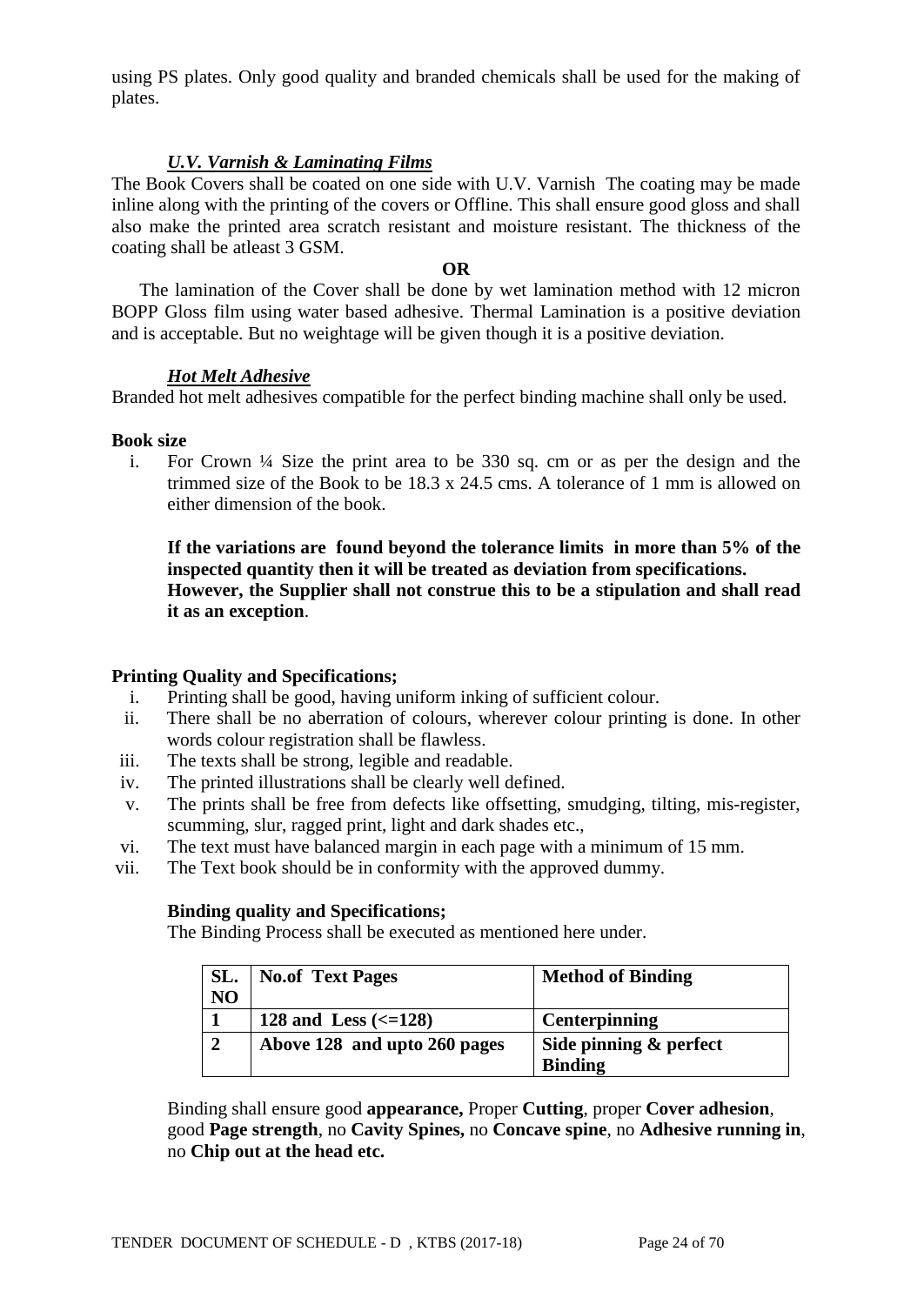using PS plates. Only good quality and branded chemicals shall be used for the making of plates.

***U.V. Varnish & Laminating Films***

The Book Covers shall be coated on one side with U.V. Varnish The coating may be made inline along with the printing of the covers or Offline. This shall ensure good gloss and shall also make the printed area scratch resistant and moisture resistant. The thickness of the coating shall be atleast 3 GSM.

**OR**

The lamination of the Cover shall be done by wet lamination method with 12 micron BOPP Gloss film using water based adhesive. Thermal Lamination is a positive deviation and is acceptable. But no weightage will be given though it is a positive deviation.

***Hot Melt Adhesive***

Branded hot melt adhesives compatible for the perfect binding machine shall only be used.

**Book size**

i. For Crown ¼ Size the print area to be 330 sq. cm or as per the design and the trimmed size of the Book to be 18.3 x 24.5 cms. A tolerance of 1 mm is allowed on either dimension of the book.

   **If the variations are found beyond the tolerance limits in more than 5% of the inspected quantity then it will be treated as deviation from specifications. However, the Supplier shall not construe this to be a stipulation and shall read it as an exception**.

**Printing Quality and Specifications;**

i. Printing shall be good, having uniform inking of sufficient colour.
ii. There shall be no aberration of colours, wherever colour printing is done. In other words colour registration shall be flawless.
iii. The texts shall be strong, legible and readable.
iv. The printed illustrations shall be clearly well defined.
v. The prints shall be free from defects like offsetting, smudging, tilting, mis-register, scumming, slur, ragged print, light and dark shades etc.,
vi. The text must have balanced margin in each page with a minimum of 15 mm.
vii. The Text book should be in conformity with the approved dummy.

**Binding quality and Specifications;**

The Binding Process shall be executed as mentioned here under.

| SL. NO | No.of Text Pages | Method of Binding |
|---|---|---|
| 1 | 128 and Less (<=128) | Centerpinning |
| 2 | Above 128 and upto 260 pages | Side pinning & perfect Binding |

Binding shall ensure good **appearance,** Proper **Cutting**, proper **Cover adhesion**, good **Page strength**, no **Cavity Spines,** no **Concave spine**, no **Adhesive running in**, no **Chip out at the head etc.**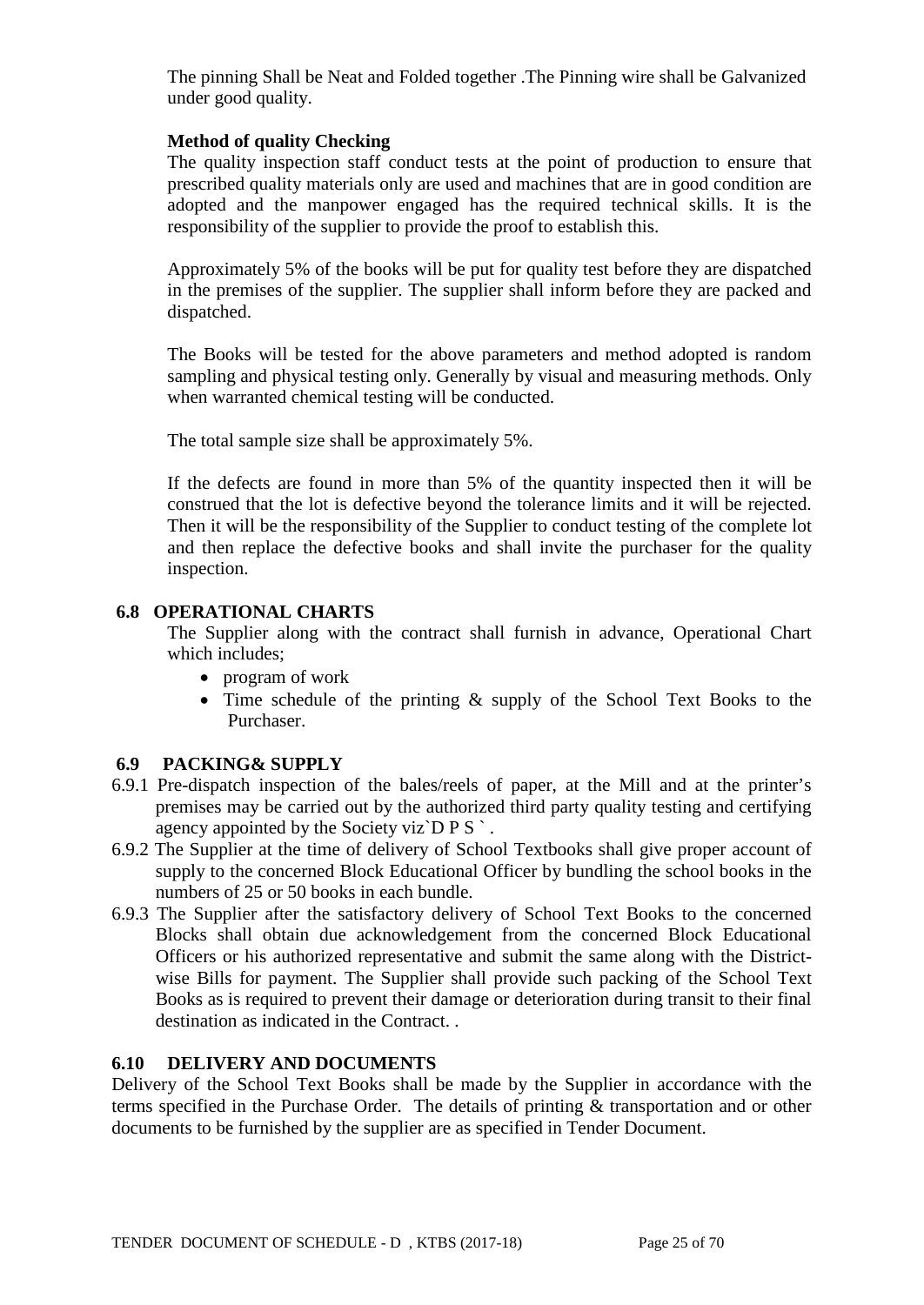The pinning Shall be Neat and Folded together .The Pinning wire shall be Galvanized under good quality.

**Method of quality Checking**

The quality inspection staff conduct tests at the point of production to ensure that prescribed quality materials only are used and machines that are in good condition are adopted and the manpower engaged has the required technical skills. It is the responsibility of the supplier to provide the proof to establish this.

Approximately 5% of the books will be put for quality test before they are dispatched in the premises of the supplier. The supplier shall inform before they are packed and dispatched.

The Books will be tested for the above parameters and method adopted is random sampling and physical testing only. Generally by visual and measuring methods. Only when warranted chemical testing will be conducted.

The total sample size shall be approximately 5%.

If the defects are found in more than 5% of the quantity inspected then it will be construed that the lot is defective beyond the tolerance limits and it will be rejected. Then it will be the responsibility of the Supplier to conduct testing of the complete lot and then replace the defective books and shall invite the purchaser for the quality inspection.

## 6.8 OPERATIONAL CHARTS

The Supplier along with the contract shall furnish in advance, Operational Chart which includes;

- program of work
- Time schedule of the printing & supply of the School Text Books to the Purchaser.

## 6.9 PACKING& SUPPLY

6.9.1 Pre-dispatch inspection of the bales/reels of paper, at the Mill and at the printer's premises may be carried out by the authorized third party quality testing and certifying agency appointed by the Society viz`D P S ` .

6.9.2 The Supplier at the time of delivery of School Textbooks shall give proper account of supply to the concerned Block Educational Officer by bundling the school books in the numbers of 25 or 50 books in each bundle.

6.9.3 The Supplier after the satisfactory delivery of School Text Books to the concerned Blocks shall obtain due acknowledgement from the concerned Block Educational Officers or his authorized representative and submit the same along with the District-wise Bills for payment. The Supplier shall provide such packing of the School Text Books as is required to prevent their damage or deterioration during transit to their final destination as indicated in the Contract. .

## 6.10 DELIVERY AND DOCUMENTS

Delivery of the School Text Books shall be made by the Supplier in accordance with the terms specified in the Purchase Order. The details of printing & transportation and or other documents to be furnished by the supplier are as specified in Tender Document.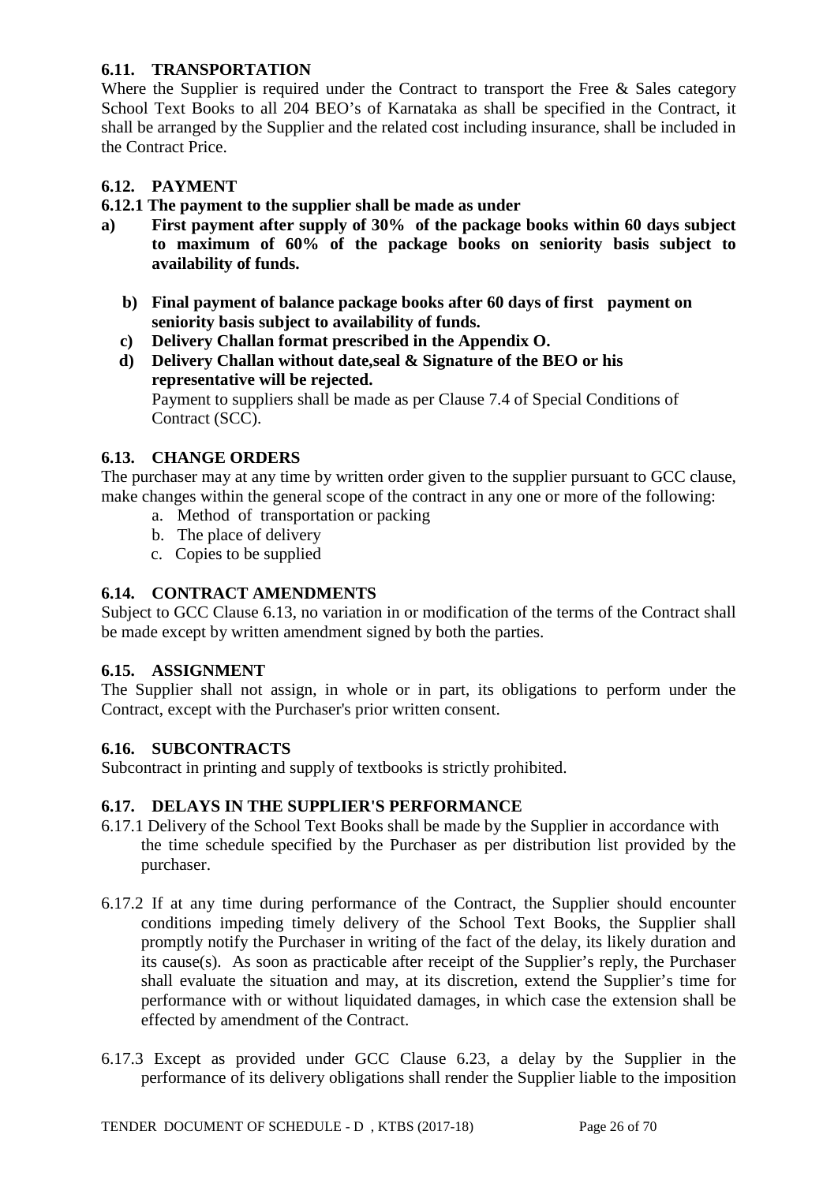### 6.11. TRANSPORTATION

Where the Supplier is required under the Contract to transport the Free & Sales category School Text Books to all 204 BEO's of Karnataka as shall be specified in the Contract, it shall be arranged by the Supplier and the related cost including insurance, shall be included in the Contract Price.

### 6.12. PAYMENT

**6.12.1 The payment to the supplier shall be made as under**

a) **First payment after supply of 30% of the package books within 60 days subject to maximum of 60% of the package books on seniority basis subject to availability of funds.**

b) **Final payment of balance package books after 60 days of first payment on seniority basis subject to availability of funds.**

c) **Delivery Challan format prescribed in the Appendix O.**

d) **Delivery Challan without date,seal & Signature of the BEO or his representative will be rejected.**
Payment to suppliers shall be made as per Clause 7.4 of Special Conditions of Contract (SCC).

### 6.13. CHANGE ORDERS

The purchaser may at any time by written order given to the supplier pursuant to GCC clause, make changes within the general scope of the contract in any one or more of the following:

a. Method of transportation or packing
b. The place of delivery
c. Copies to be supplied

### 6.14. CONTRACT AMENDMENTS

Subject to GCC Clause 6.13, no variation in or modification of the terms of the Contract shall be made except by written amendment signed by both the parties.

### 6.15. ASSIGNMENT

The Supplier shall not assign, in whole or in part, its obligations to perform under the Contract, except with the Purchaser's prior written consent.

### 6.16. SUBCONTRACTS

Subcontract in printing and supply of textbooks is strictly prohibited.

### 6.17. DELAYS IN THE SUPPLIER'S PERFORMANCE

6.17.1 Delivery of the School Text Books shall be made by the Supplier in accordance with the time schedule specified by the Purchaser as per distribution list provided by the purchaser.

6.17.2 If at any time during performance of the Contract, the Supplier should encounter conditions impeding timely delivery of the School Text Books, the Supplier shall promptly notify the Purchaser in writing of the fact of the delay, its likely duration and its cause(s). As soon as practicable after receipt of the Supplier's reply, the Purchaser shall evaluate the situation and may, at its discretion, extend the Supplier's time for performance with or without liquidated damages, in which case the extension shall be effected by amendment of the Contract.

6.17.3 Except as provided under GCC Clause 6.23, a delay by the Supplier in the performance of its delivery obligations shall render the Supplier liable to the imposition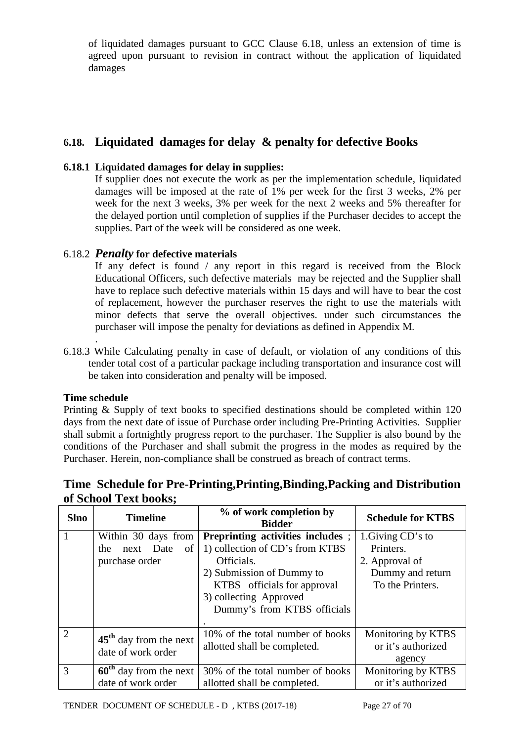of liquidated damages pursuant to GCC Clause 6.18, unless an extension of time is agreed upon pursuant to revision in contract without the application of liquidated damages

## 6.18. Liquidated damages for delay & penalty for defective Books

**6.18.1 Liquidated damages for delay in supplies:**

If supplier does not execute the work as per the implementation schedule, liquidated damages will be imposed at the rate of 1% per week for the first 3 weeks, 2% per week for the next 3 weeks, 3% per week for the next 2 weeks and 5% thereafter for the delayed portion until completion of supplies if the Purchaser decides to accept the supplies. Part of the week will be considered as one week.

6.18.2 ***Penalty* for defective materials**

If any defect is found / any report in this regard is received from the Block Educational Officers, such defective materials may be rejected and the Supplier shall have to replace such defective materials within 15 days and will have to bear the cost of replacement, however the purchaser reserves the right to use the materials with minor defects that serve the overall objectives. under such circumstances the purchaser will impose the penalty for deviations as defined in Appendix M.

.

6.18.3 While Calculating penalty in case of default, or violation of any conditions of this tender total cost of a particular package including transportation and insurance cost will be taken into consideration and penalty will be imposed.

**Time schedule**

Printing & Supply of text books to specified destinations should be completed within 120 days from the next date of issue of Purchase order including Pre-Printing Activities. Supplier shall submit a fortnightly progress report to the purchaser. The Supplier is also bound by the conditions of the Purchaser and shall submit the progress in the modes as required by the Purchaser. Herein, non-compliance shall be construed as breach of contract terms.

## Time Schedule for Pre-Printing,Printing,Binding,Packing and Distribution of School Text books;

| Slno | Timeline | % of work completion by Bidder | Schedule for KTBS |
|---|---|---|---|
| 1 | Within 30 days from the next Date of purchase order | **Preprinting activities includes** ; 1) collection of CD's from KTBS Officials. 2) Submission of Dummy to KTBS officials for approval 3) collecting Approved Dummy's from KTBS officials . | 1.Giving CD's to Printers. 2. Approval of Dummy and return To the Printers. |
| 2 | **45th** day from the next date of work order | 10% of the total number of books allotted shall be completed. | Monitoring by KTBS or it's authorized agency |
| 3 | **60th** day from the next date of work order | 30% of the total number of books allotted shall be completed. | Monitoring by KTBS or it's authorized |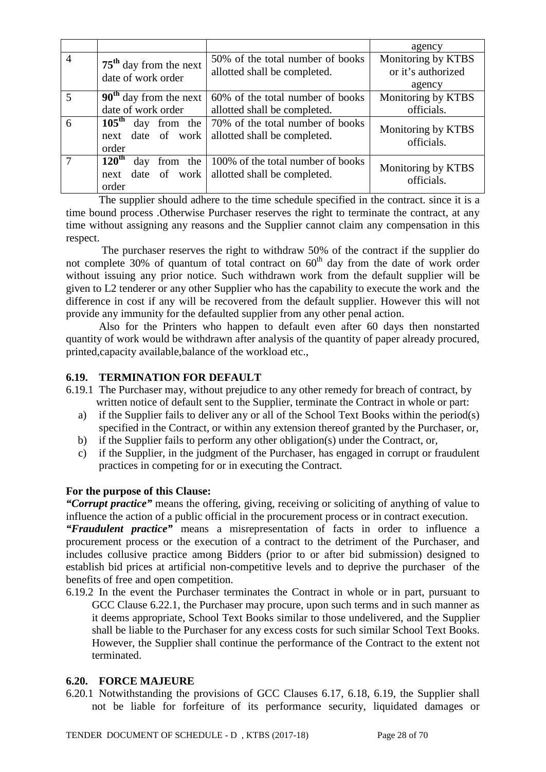| | | | agency |
|---|---|---|---|
| 4 | **75th** day from the next date of work order | 50% of the total number of books allotted shall be completed. | Monitoring by KTBS or it's authorized agency |
| 5 | **90th** day from the next date of work order | 60% of the total number of books allotted shall be completed. | Monitoring by KTBS officials. |
| 6 | **105th** day from the next date of work order | 70% of the total number of books allotted shall be completed. | Monitoring by KTBS officials. |
| 7 | **120th** day from the next date of work order | 100% of the total number of books allotted shall be completed. | Monitoring by KTBS officials. |

The supplier should adhere to the time schedule specified in the contract. since it is a time bound process .Otherwise Purchaser reserves the right to terminate the contract, at any time without assigning any reasons and the Supplier cannot claim any compensation in this respect.

The purchaser reserves the right to withdraw 50% of the contract if the supplier do not complete 30% of quantum of total contract on 60th day from the date of work order without issuing any prior notice. Such withdrawn work from the default supplier will be given to L2 tenderer or any other Supplier who has the capability to execute the work and the difference in cost if any will be recovered from the default supplier. However this will not provide any immunity for the defaulted supplier from any other penal action.

Also for the Printers who happen to default even after 60 days then nonstarted quantity of work would be withdrawn after analysis of the quantity of paper already procured, printed,capacity available,balance of the workload etc.,

### 6.19. TERMINATION FOR DEFAULT

6.19.1 The Purchaser may, without prejudice to any other remedy for breach of contract, by written notice of default sent to the Supplier, terminate the Contract in whole or part:

a) if the Supplier fails to deliver any or all of the School Text Books within the period(s) specified in the Contract, or within any extension thereof granted by the Purchaser, or,

b) if the Supplier fails to perform any other obligation(s) under the Contract, or,

c) if the Supplier, in the judgment of the Purchaser, has engaged in corrupt or fraudulent practices in competing for or in executing the Contract.

**For the purpose of this Clause:**

***"Corrupt practice"*** means the offering, giving, receiving or soliciting of anything of value to influence the action of a public official in the procurement process or in contract execution.

***"Fraudulent practice"*** means a misrepresentation of facts in order to influence a procurement process or the execution of a contract to the detriment of the Purchaser, and includes collusive practice among Bidders (prior to or after bid submission) designed to establish bid prices at artificial non-competitive levels and to deprive the purchaser of the benefits of free and open competition.

6.19.2 In the event the Purchaser terminates the Contract in whole or in part, pursuant to GCC Clause 6.22.1, the Purchaser may procure, upon such terms and in such manner as it deems appropriate, School Text Books similar to those undelivered, and the Supplier shall be liable to the Purchaser for any excess costs for such similar School Text Books. However, the Supplier shall continue the performance of the Contract to the extent not terminated.

### 6.20. FORCE MAJEURE

6.20.1 Notwithstanding the provisions of GCC Clauses 6.17, 6.18, 6.19, the Supplier shall not be liable for forfeiture of its performance security, liquidated damages or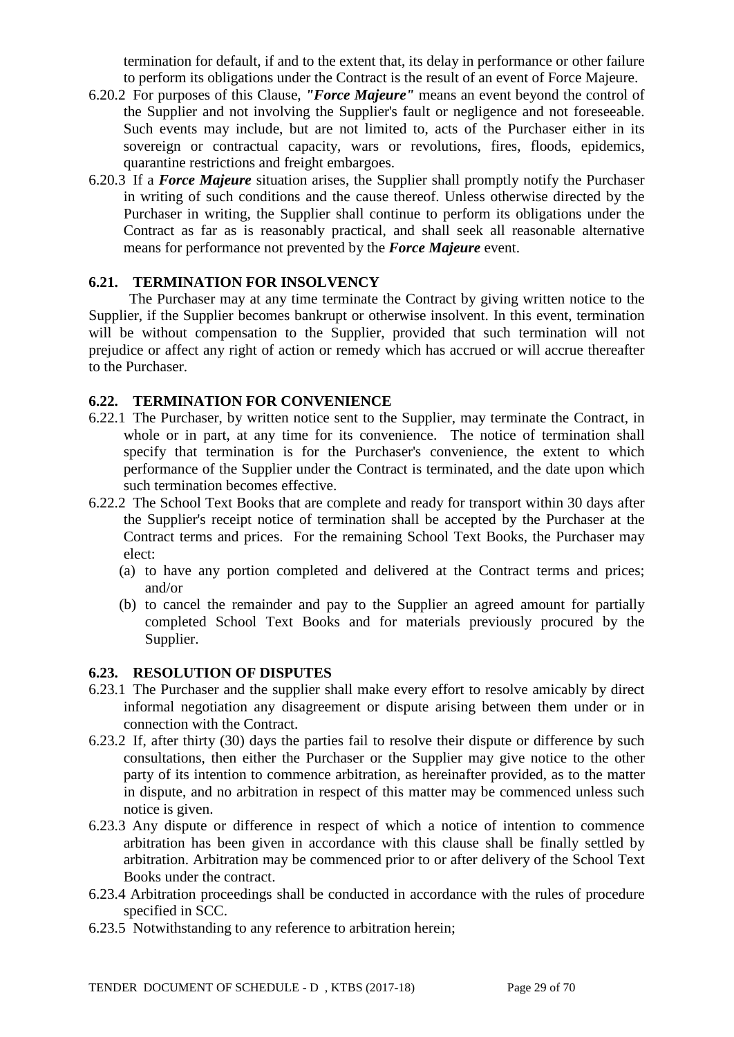termination for default, if and to the extent that, its delay in performance or other failure to perform its obligations under the Contract is the result of an event of Force Majeure.

6.20.2 For purposes of this Clause, ***"Force Majeure"*** means an event beyond the control of the Supplier and not involving the Supplier's fault or negligence and not foreseeable. Such events may include, but are not limited to, acts of the Purchaser either in its sovereign or contractual capacity, wars or revolutions, fires, floods, epidemics, quarantine restrictions and freight embargoes.

6.20.3 If a ***Force Majeure*** situation arises, the Supplier shall promptly notify the Purchaser in writing of such conditions and the cause thereof. Unless otherwise directed by the Purchaser in writing, the Supplier shall continue to perform its obligations under the Contract as far as is reasonably practical, and shall seek all reasonable alternative means for performance not prevented by the ***Force Majeure*** event.

### 6.21. TERMINATION FOR INSOLVENCY

The Purchaser may at any time terminate the Contract by giving written notice to the Supplier, if the Supplier becomes bankrupt or otherwise insolvent. In this event, termination will be without compensation to the Supplier, provided that such termination will not prejudice or affect any right of action or remedy which has accrued or will accrue thereafter to the Purchaser.

### 6.22. TERMINATION FOR CONVENIENCE

6.22.1 The Purchaser, by written notice sent to the Supplier, may terminate the Contract, in whole or in part, at any time for its convenience. The notice of termination shall specify that termination is for the Purchaser's convenience, the extent to which performance of the Supplier under the Contract is terminated, and the date upon which such termination becomes effective.

6.22.2 The School Text Books that are complete and ready for transport within 30 days after the Supplier's receipt notice of termination shall be accepted by the Purchaser at the Contract terms and prices. For the remaining School Text Books, the Purchaser may elect:

(a) to have any portion completed and delivered at the Contract terms and prices; and/or

(b) to cancel the remainder and pay to the Supplier an agreed amount for partially completed School Text Books and for materials previously procured by the Supplier.

### 6.23. RESOLUTION OF DISPUTES

6.23.1 The Purchaser and the supplier shall make every effort to resolve amicably by direct informal negotiation any disagreement or dispute arising between them under or in connection with the Contract.

6.23.2 If, after thirty (30) days the parties fail to resolve their dispute or difference by such consultations, then either the Purchaser or the Supplier may give notice to the other party of its intention to commence arbitration, as hereinafter provided, as to the matter in dispute, and no arbitration in respect of this matter may be commenced unless such notice is given.

6.23.3 Any dispute or difference in respect of which a notice of intention to commence arbitration has been given in accordance with this clause shall be finally settled by arbitration. Arbitration may be commenced prior to or after delivery of the School Text Books under the contract.

6.23.4 Arbitration proceedings shall be conducted in accordance with the rules of procedure specified in SCC.

6.23.5 Notwithstanding to any reference to arbitration herein;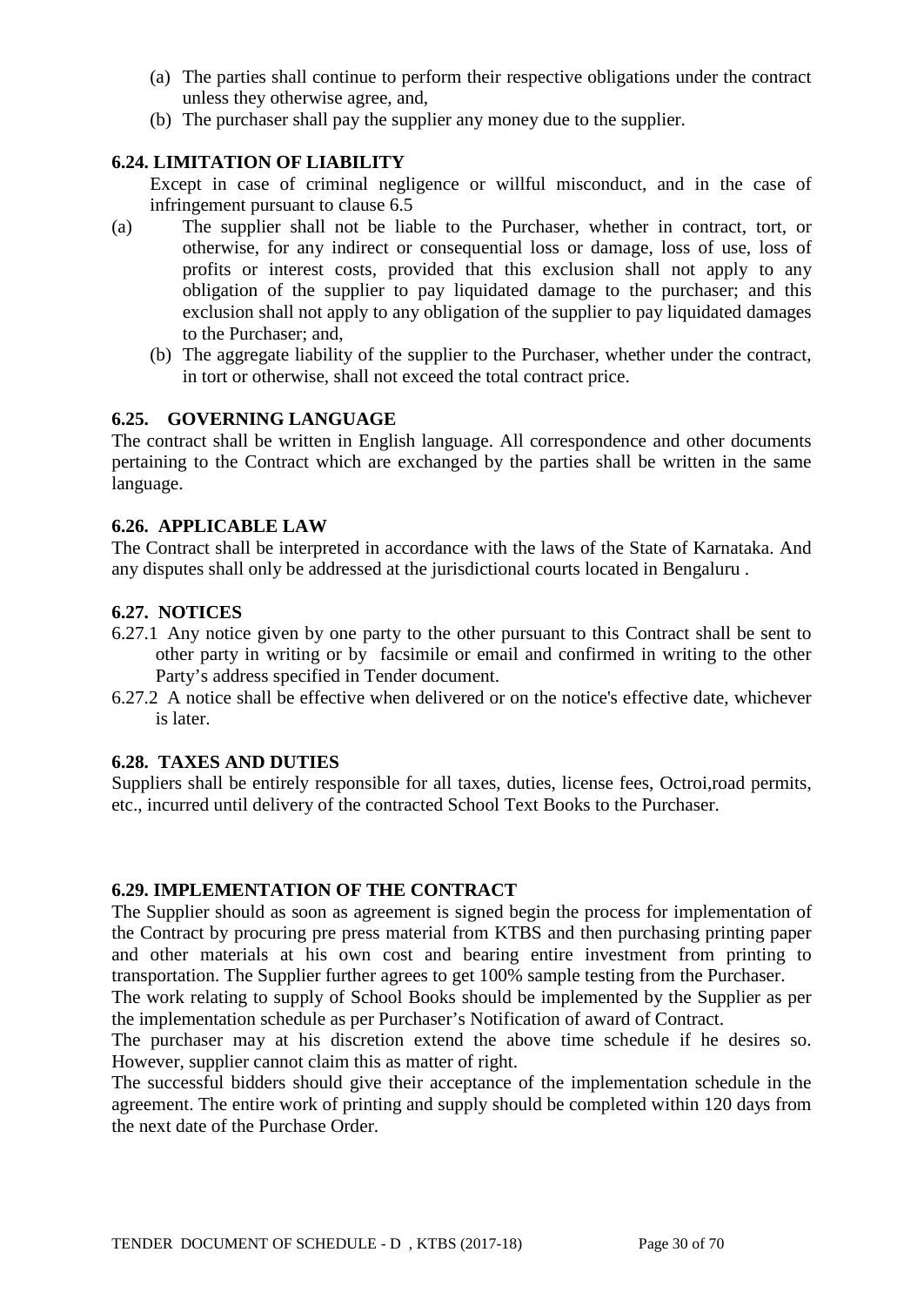(a) The parties shall continue to perform their respective obligations under the contract unless they otherwise agree, and,

(b) The purchaser shall pay the supplier any money due to the supplier.

### 6.24. LIMITATION OF LIABILITY

Except in case of criminal negligence or willful misconduct, and in the case of infringement pursuant to clause 6.5

(a) The supplier shall not be liable to the Purchaser, whether in contract, tort, or otherwise, for any indirect or consequential loss or damage, loss of use, loss of profits or interest costs, provided that this exclusion shall not apply to any obligation of the supplier to pay liquidated damage to the purchaser; and this exclusion shall not apply to any obligation of the supplier to pay liquidated damages to the Purchaser; and,

(b) The aggregate liability of the supplier to the Purchaser, whether under the contract, in tort or otherwise, shall not exceed the total contract price.

### 6.25. GOVERNING LANGUAGE

The contract shall be written in English language. All correspondence and other documents pertaining to the Contract which are exchanged by the parties shall be written in the same language.

### 6.26. APPLICABLE LAW

The Contract shall be interpreted in accordance with the laws of the State of Karnataka. And any disputes shall only be addressed at the jurisdictional courts located in Bengaluru .

### 6.27. NOTICES

6.27.1 Any notice given by one party to the other pursuant to this Contract shall be sent to other party in writing or by facsimile or email and confirmed in writing to the other Party's address specified in Tender document.

6.27.2 A notice shall be effective when delivered or on the notice's effective date, whichever is later.

### 6.28. TAXES AND DUTIES

Suppliers shall be entirely responsible for all taxes, duties, license fees, Octroi,road permits, etc., incurred until delivery of the contracted School Text Books to the Purchaser.

### 6.29. IMPLEMENTATION OF THE CONTRACT

The Supplier should as soon as agreement is signed begin the process for implementation of the Contract by procuring pre press material from KTBS and then purchasing printing paper and other materials at his own cost and bearing entire investment from printing to transportation. The Supplier further agrees to get 100% sample testing from the Purchaser.

The work relating to supply of School Books should be implemented by the Supplier as per the implementation schedule as per Purchaser's Notification of award of Contract.

The purchaser may at his discretion extend the above time schedule if he desires so. However, supplier cannot claim this as matter of right.

The successful bidders should give their acceptance of the implementation schedule in the agreement. The entire work of printing and supply should be completed within 120 days from the next date of the Purchase Order.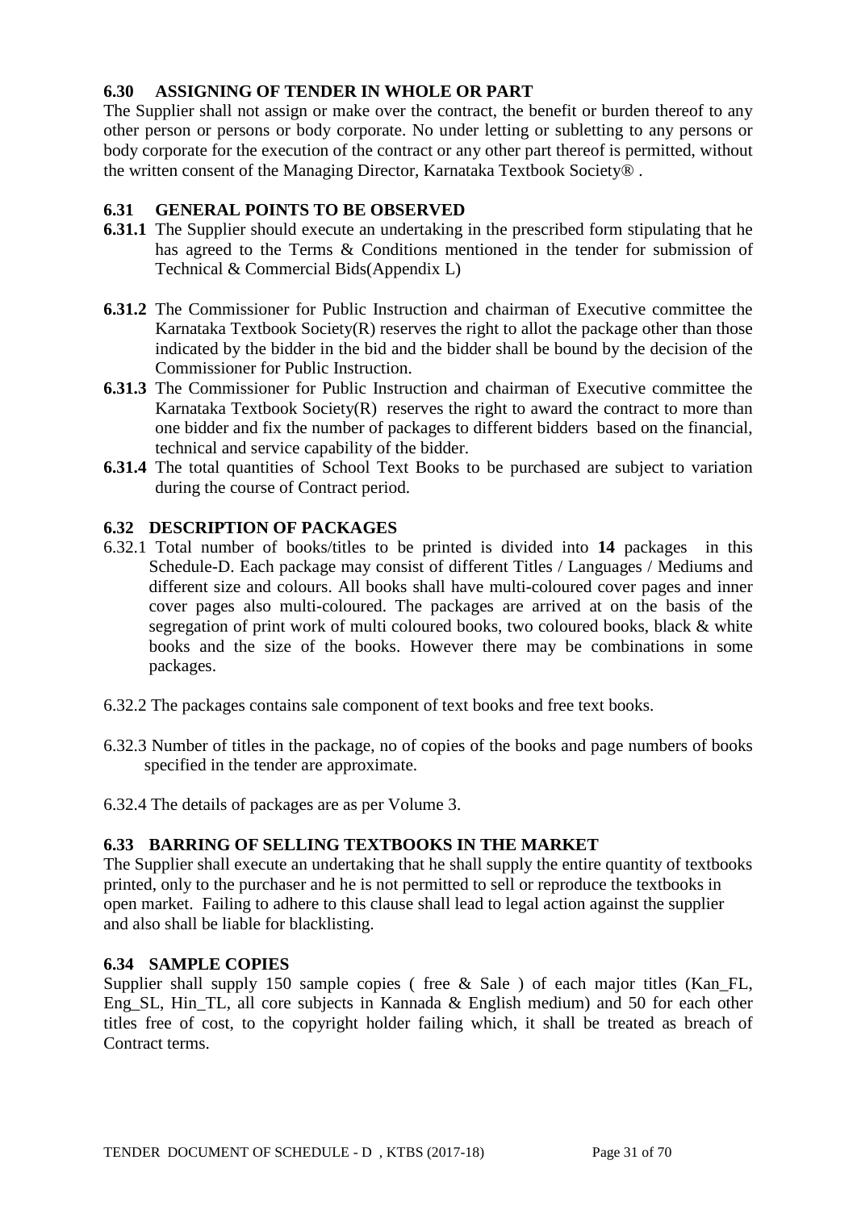### 6.30 ASSIGNING OF TENDER IN WHOLE OR PART

The Supplier shall not assign or make over the contract, the benefit or burden thereof to any other person or persons or body corporate. No under letting or subletting to any persons or body corporate for the execution of the contract or any other part thereof is permitted, without the written consent of the Managing Director, Karnataka Textbook Society® .

### 6.31 GENERAL POINTS TO BE OBSERVED

**6.31.1** The Supplier should execute an undertaking in the prescribed form stipulating that he has agreed to the Terms & Conditions mentioned in the tender for submission of Technical & Commercial Bids(Appendix L)

**6.31.2** The Commissioner for Public Instruction and chairman of Executive committee the Karnataka Textbook Society(R) reserves the right to allot the package other than those indicated by the bidder in the bid and the bidder shall be bound by the decision of the Commissioner for Public Instruction.

**6.31.3** The Commissioner for Public Instruction and chairman of Executive committee the Karnataka Textbook Society(R) reserves the right to award the contract to more than one bidder and fix the number of packages to different bidders based on the financial, technical and service capability of the bidder.

**6.31.4** The total quantities of School Text Books to be purchased are subject to variation during the course of Contract period.

### 6.32 DESCRIPTION OF PACKAGES

6.32.1 Total number of books/titles to be printed is divided into **14** packages in this Schedule-D. Each package may consist of different Titles / Languages / Mediums and different size and colours. All books shall have multi-coloured cover pages and inner cover pages also multi-coloured. The packages are arrived at on the basis of the segregation of print work of multi coloured books, two coloured books, black & white books and the size of the books. However there may be combinations in some packages.

6.32.2 The packages contains sale component of text books and free text books.

6.32.3 Number of titles in the package, no of copies of the books and page numbers of books specified in the tender are approximate.

6.32.4 The details of packages are as per Volume 3.

### 6.33 BARRING OF SELLING TEXTBOOKS IN THE MARKET

The Supplier shall execute an undertaking that he shall supply the entire quantity of textbooks printed, only to the purchaser and he is not permitted to sell or reproduce the textbooks in open market. Failing to adhere to this clause shall lead to legal action against the supplier and also shall be liable for blacklisting.

### 6.34 SAMPLE COPIES

Supplier shall supply 150 sample copies ( free & Sale ) of each major titles (Kan_FL, Eng_SL, Hin_TL, all core subjects in Kannada & English medium) and 50 for each other titles free of cost, to the copyright holder failing which, it shall be treated as breach of Contract terms.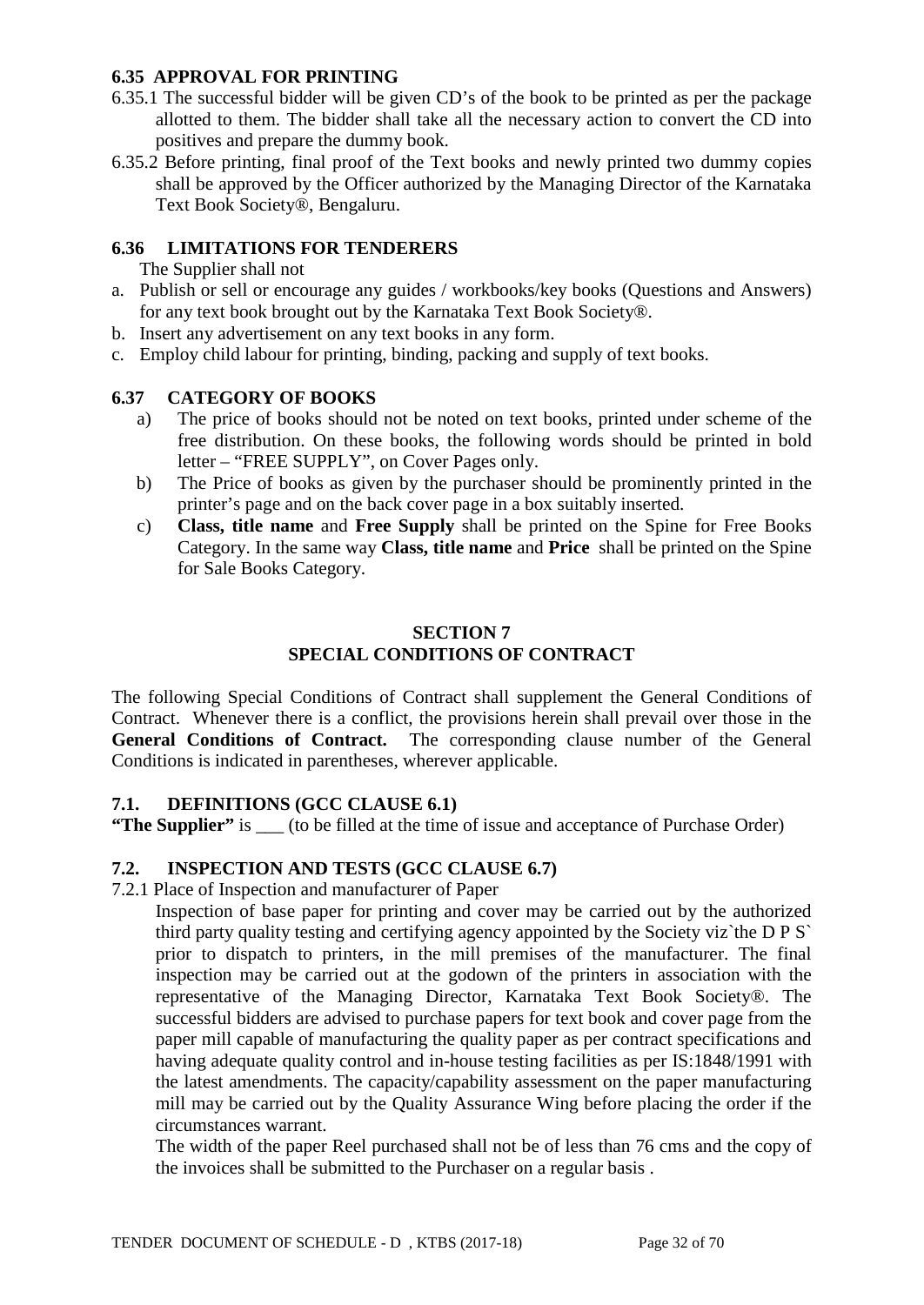### 6.35 APPROVAL FOR PRINTING

6.35.1 The successful bidder will be given CD's of the book to be printed as per the package allotted to them. The bidder shall take all the necessary action to convert the CD into positives and prepare the dummy book.

6.35.2 Before printing, final proof of the Text books and newly printed two dummy copies shall be approved by the Officer authorized by the Managing Director of the Karnataka Text Book Society®, Bengaluru.

### 6.36 LIMITATIONS FOR TENDERERS

The Supplier shall not

a. Publish or sell or encourage any guides / workbooks/key books (Questions and Answers) for any text book brought out by the Karnataka Text Book Society®.
b. Insert any advertisement on any text books in any form.
c. Employ child labour for printing, binding, packing and supply of text books.

### 6.37 CATEGORY OF BOOKS

a) The price of books should not be noted on text books, printed under scheme of the free distribution. On these books, the following words should be printed in bold letter – "FREE SUPPLY", on Cover Pages only.

b) The Price of books as given by the purchaser should be prominently printed in the printer's page and on the back cover page in a box suitably inserted.

c) **Class, title name** and **Free Supply** shall be printed on the Spine for Free Books Category. In the same way **Class, title name** and **Price** shall be printed on the Spine for Sale Books Category.

## SECTION 7
## SPECIAL CONDITIONS OF CONTRACT

The following Special Conditions of Contract shall supplement the General Conditions of Contract. Whenever there is a conflict, the provisions herein shall prevail over those in the **General Conditions of Contract.** The corresponding clause number of the General Conditions is indicated in parentheses, wherever applicable.

### 7.1. DEFINITIONS (GCC CLAUSE 6.1)

**"The Supplier"** is ___ (to be filled at the time of issue and acceptance of Purchase Order)

### 7.2. INSPECTION AND TESTS (GCC CLAUSE 6.7)

7.2.1 Place of Inspection and manufacturer of Paper

Inspection of base paper for printing and cover may be carried out by the authorized third party quality testing and certifying agency appointed by the Society viz`the D P S` prior to dispatch to printers, in the mill premises of the manufacturer. The final inspection may be carried out at the godown of the printers in association with the representative of the Managing Director, Karnataka Text Book Society®. The successful bidders are advised to purchase papers for text book and cover page from the paper mill capable of manufacturing the quality paper as per contract specifications and having adequate quality control and in-house testing facilities as per IS:1848/1991 with the latest amendments. The capacity/capability assessment on the paper manufacturing mill may be carried out by the Quality Assurance Wing before placing the order if the circumstances warrant.

The width of the paper Reel purchased shall not be of less than 76 cms and the copy of the invoices shall be submitted to the Purchaser on a regular basis .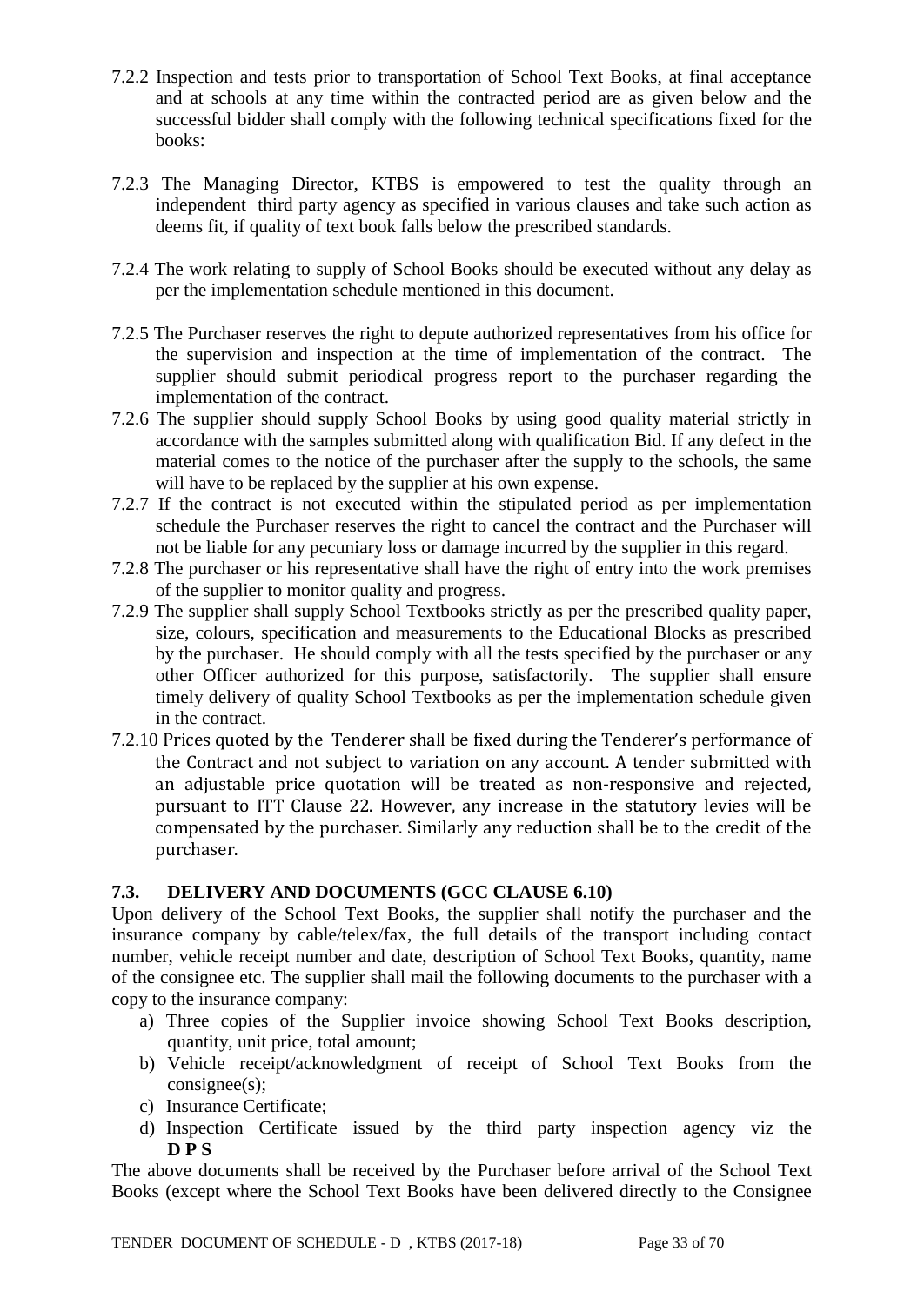7.2.2 Inspection and tests prior to transportation of School Text Books, at final acceptance and at schools at any time within the contracted period are as given below and the successful bidder shall comply with the following technical specifications fixed for the books:

7.2.3 The Managing Director, KTBS is empowered to test the quality through an independent third party agency as specified in various clauses and take such action as deems fit, if quality of text book falls below the prescribed standards.

7.2.4 The work relating to supply of School Books should be executed without any delay as per the implementation schedule mentioned in this document.

7.2.5 The Purchaser reserves the right to depute authorized representatives from his office for the supervision and inspection at the time of implementation of the contract. The supplier should submit periodical progress report to the purchaser regarding the implementation of the contract.

7.2.6 The supplier should supply School Books by using good quality material strictly in accordance with the samples submitted along with qualification Bid. If any defect in the material comes to the notice of the purchaser after the supply to the schools, the same will have to be replaced by the supplier at his own expense.

7.2.7 If the contract is not executed within the stipulated period as per implementation schedule the Purchaser reserves the right to cancel the contract and the Purchaser will not be liable for any pecuniary loss or damage incurred by the supplier in this regard.

7.2.8 The purchaser or his representative shall have the right of entry into the work premises of the supplier to monitor quality and progress.

7.2.9 The supplier shall supply School Textbooks strictly as per the prescribed quality paper, size, colours, specification and measurements to the Educational Blocks as prescribed by the purchaser. He should comply with all the tests specified by the purchaser or any other Officer authorized for this purpose, satisfactorily. The supplier shall ensure timely delivery of quality School Textbooks as per the implementation schedule given in the contract.

7.2.10 Prices quoted by the Tenderer shall be fixed during the Tenderer's performance of the Contract and not subject to variation on any account. A tender submitted with an adjustable price quotation will be treated as non-responsive and rejected, pursuant to ITT Clause 22. However, any increase in the statutory levies will be compensated by the purchaser. Similarly any reduction shall be to the credit of the purchaser.

### 7.3. DELIVERY AND DOCUMENTS (GCC CLAUSE 6.10)

Upon delivery of the School Text Books, the supplier shall notify the purchaser and the insurance company by cable/telex/fax, the full details of the transport including contact number, vehicle receipt number and date, description of School Text Books, quantity, name of the consignee etc. The supplier shall mail the following documents to the purchaser with a copy to the insurance company:

a) Three copies of the Supplier invoice showing School Text Books description, quantity, unit price, total amount;
b) Vehicle receipt/acknowledgment of receipt of School Text Books from the consignee(s);
c) Insurance Certificate;
d) Inspection Certificate issued by the third party inspection agency viz the **D P S**

The above documents shall be received by the Purchaser before arrival of the School Text Books (except where the School Text Books have been delivered directly to the Consignee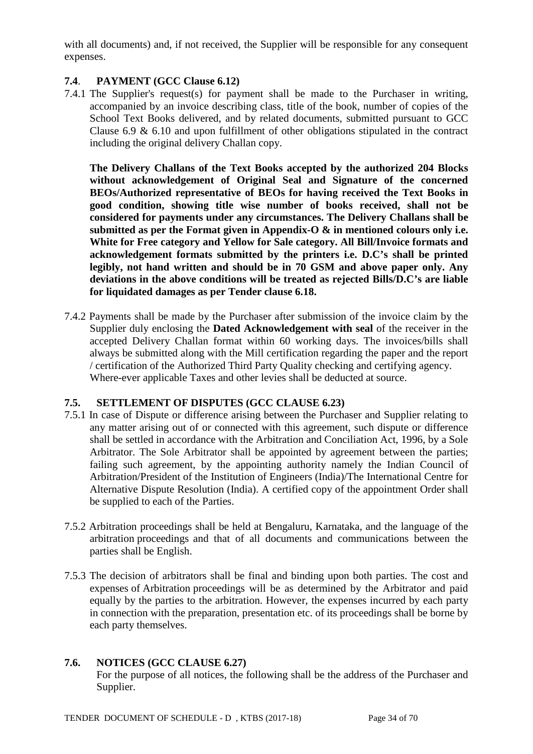with all documents) and, if not received, the Supplier will be responsible for any consequent expenses.

### 7.4. PAYMENT (GCC Clause 6.12)

7.4.1 The Supplier's request(s) for payment shall be made to the Purchaser in writing, accompanied by an invoice describing class, title of the book, number of copies of the School Text Books delivered, and by related documents, submitted pursuant to GCC Clause 6.9 & 6.10 and upon fulfillment of other obligations stipulated in the contract including the original delivery Challan copy.

**The Delivery Challans of the Text Books accepted by the authorized 204 Blocks without acknowledgement of Original Seal and Signature of the concerned BEOs/Authorized representative of BEOs for having received the Text Books in good condition, showing title wise number of books received, shall not be considered for payments under any circumstances. The Delivery Challans shall be submitted as per the Format given in Appendix-O & in mentioned colours only i.e. White for Free category and Yellow for Sale category. All Bill/Invoice formats and acknowledgement formats submitted by the printers i.e. D.C's shall be printed legibly, not hand written and should be in 70 GSM and above paper only. Any deviations in the above conditions will be treated as rejected Bills/D.C's are liable for liquidated damages as per Tender clause 6.18.**

7.4.2 Payments shall be made by the Purchaser after submission of the invoice claim by the Supplier duly enclosing the **Dated Acknowledgement with seal** of the receiver in the accepted Delivery Challan format within 60 working days. The invoices/bills shall always be submitted along with the Mill certification regarding the paper and the report / certification of the Authorized Third Party Quality checking and certifying agency. Where-ever applicable Taxes and other levies shall be deducted at source.

### 7.5. SETTLEMENT OF DISPUTES (GCC CLAUSE 6.23)

7.5.1 In case of Dispute or difference arising between the Purchaser and Supplier relating to any matter arising out of or connected with this agreement, such dispute or difference shall be settled in accordance with the Arbitration and Conciliation Act, 1996, by a Sole Arbitrator. The Sole Arbitrator shall be appointed by agreement between the parties; failing such agreement, by the appointing authority namely the Indian Council of Arbitration/President of the Institution of Engineers (India)/The International Centre for Alternative Dispute Resolution (India). A certified copy of the appointment Order shall be supplied to each of the Parties.

7.5.2 Arbitration proceedings shall be held at Bengaluru, Karnataka, and the language of the arbitration proceedings and that of all documents and communications between the parties shall be English.

7.5.3 The decision of arbitrators shall be final and binding upon both parties. The cost and expenses of Arbitration proceedings will be as determined by the Arbitrator and paid equally by the parties to the arbitration. However, the expenses incurred by each party in connection with the preparation, presentation etc. of its proceedings shall be borne by each party themselves.

### 7.6. NOTICES (GCC CLAUSE 6.27)

For the purpose of all notices, the following shall be the address of the Purchaser and Supplier.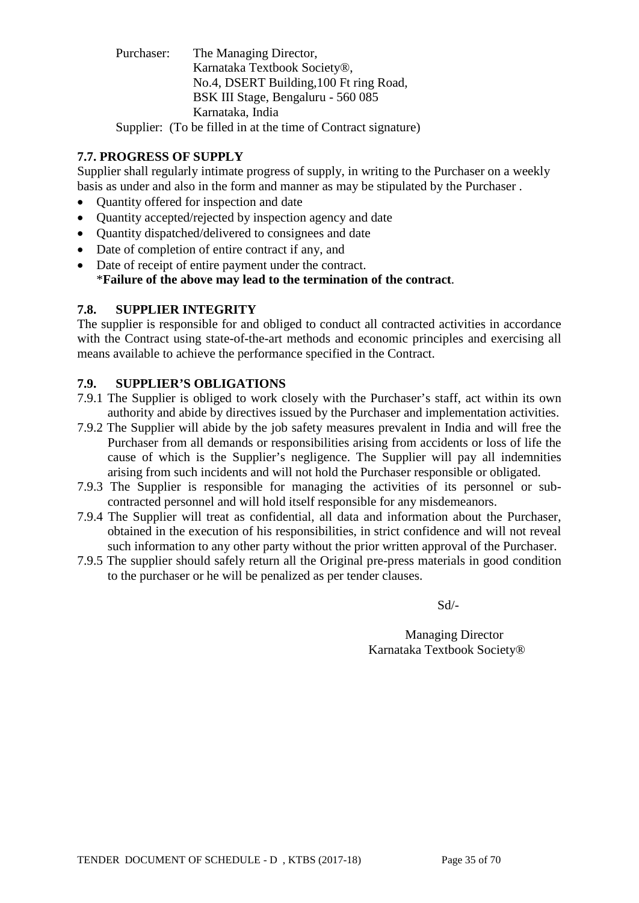Purchaser: The Managing Director,
Karnataka Textbook Society®,
No.4, DSERT Building,100 Ft ring Road,
BSK III Stage, Bengaluru - 560 085
Karnataka, India

Supplier: (To be filled in at the time of Contract signature)

### 7.7. PROGRESS OF SUPPLY

Supplier shall regularly intimate progress of supply, in writing to the Purchaser on a weekly basis as under and also in the form and manner as may be stipulated by the Purchaser .

- Quantity offered for inspection and date
- Quantity accepted/rejected by inspection agency and date
- Quantity dispatched/delivered to consignees and date
- Date of completion of entire contract if any, and
- Date of receipt of entire payment under the contract.
  *__Failure of the above may lead to the termination of the contract__.

### 7.8. SUPPLIER INTEGRITY

The supplier is responsible for and obliged to conduct all contracted activities in accordance with the Contract using state-of-the-art methods and economic principles and exercising all means available to achieve the performance specified in the Contract.

### 7.9. SUPPLIER'S OBLIGATIONS

7.9.1 The Supplier is obliged to work closely with the Purchaser's staff, act within its own authority and abide by directives issued by the Purchaser and implementation activities.

7.9.2 The Supplier will abide by the job safety measures prevalent in India and will free the Purchaser from all demands or responsibilities arising from accidents or loss of life the cause of which is the Supplier's negligence. The Supplier will pay all indemnities arising from such incidents and will not hold the Purchaser responsible or obligated.

7.9.3 The Supplier is responsible for managing the activities of its personnel or sub-contracted personnel and will hold itself responsible for any misdemeanors.

7.9.4 The Supplier will treat as confidential, all data and information about the Purchaser, obtained in the execution of his responsibilities, in strict confidence and will not reveal such information to any other party without the prior written approval of the Purchaser.

7.9.5 The supplier should safely return all the Original pre-press materials in good condition to the purchaser or he will be penalized as per tender clauses.

Sd/-

Managing Director
Karnataka Textbook Society®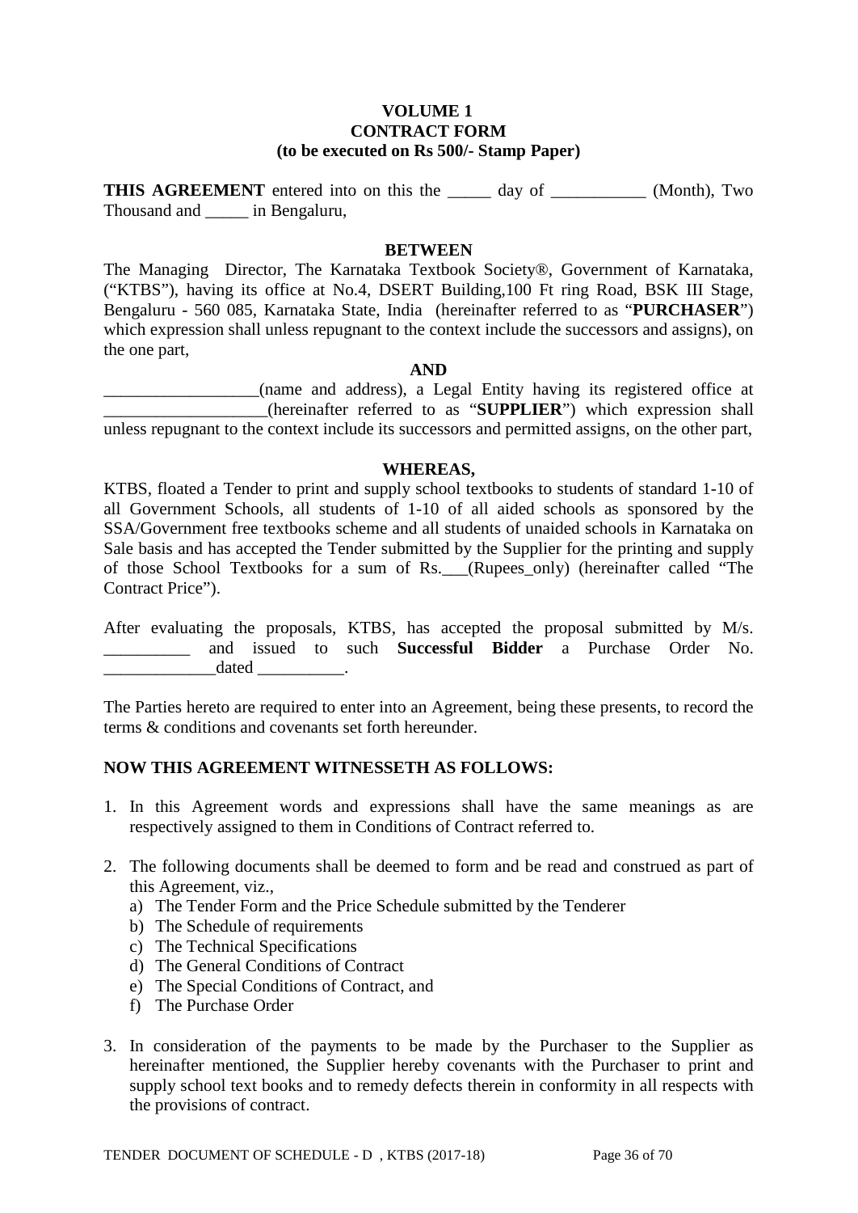**VOLUME 1**
**CONTRACT FORM**
**(to be executed on Rs 500/- Stamp Paper)**

**THIS AGREEMENT** entered into on this the _____ day of ___________ (Month), Two Thousand and _____ in Bengaluru,

**BETWEEN**

The Managing Director, The Karnataka Textbook Society®, Government of Karnataka, ("KTBS"), having its office at No.4, DSERT Building,100 Ft ring Road, BSK III Stage, Bengaluru - 560 085, Karnataka State, India (hereinafter referred to as "**PURCHASER**") which expression shall unless repugnant to the context include the successors and assigns), on the one part,

**AND**

__________________(name and address), a Legal Entity having its registered office at ___________________(hereinafter referred to as "**SUPPLIER**") which expression shall unless repugnant to the context include its successors and permitted assigns, on the other part,

**WHEREAS,**

KTBS, floated a Tender to print and supply school textbooks to students of standard 1-10 of all Government Schools, all students of 1-10 of all aided schools as sponsored by the SSA/Government free textbooks scheme and all students of unaided schools in Karnataka on Sale basis and has accepted the Tender submitted by the Supplier for the printing and supply of those School Textbooks for a sum of Rs.___(Rupees_only) (hereinafter called "The Contract Price").

After evaluating the proposals, KTBS, has accepted the proposal submitted by M/s. __________ and issued to such **Successful Bidder** a Purchase Order No. _____________dated __________.

The Parties hereto are required to enter into an Agreement, being these presents, to record the terms & conditions and covenants set forth hereunder.

**NOW THIS AGREEMENT WITNESSETH AS FOLLOWS:**

1. In this Agreement words and expressions shall have the same meanings as are respectively assigned to them in Conditions of Contract referred to.
2. The following documents shall be deemed to form and be read and construed as part of this Agreement, viz.,
   a) The Tender Form and the Price Schedule submitted by the Tenderer
   b) The Schedule of requirements
   c) The Technical Specifications
   d) The General Conditions of Contract
   e) The Special Conditions of Contract, and
   f) The Purchase Order
3. In consideration of the payments to be made by the Purchaser to the Supplier as hereinafter mentioned, the Supplier hereby covenants with the Purchaser to print and supply school text books and to remedy defects therein in conformity in all respects with the provisions of contract.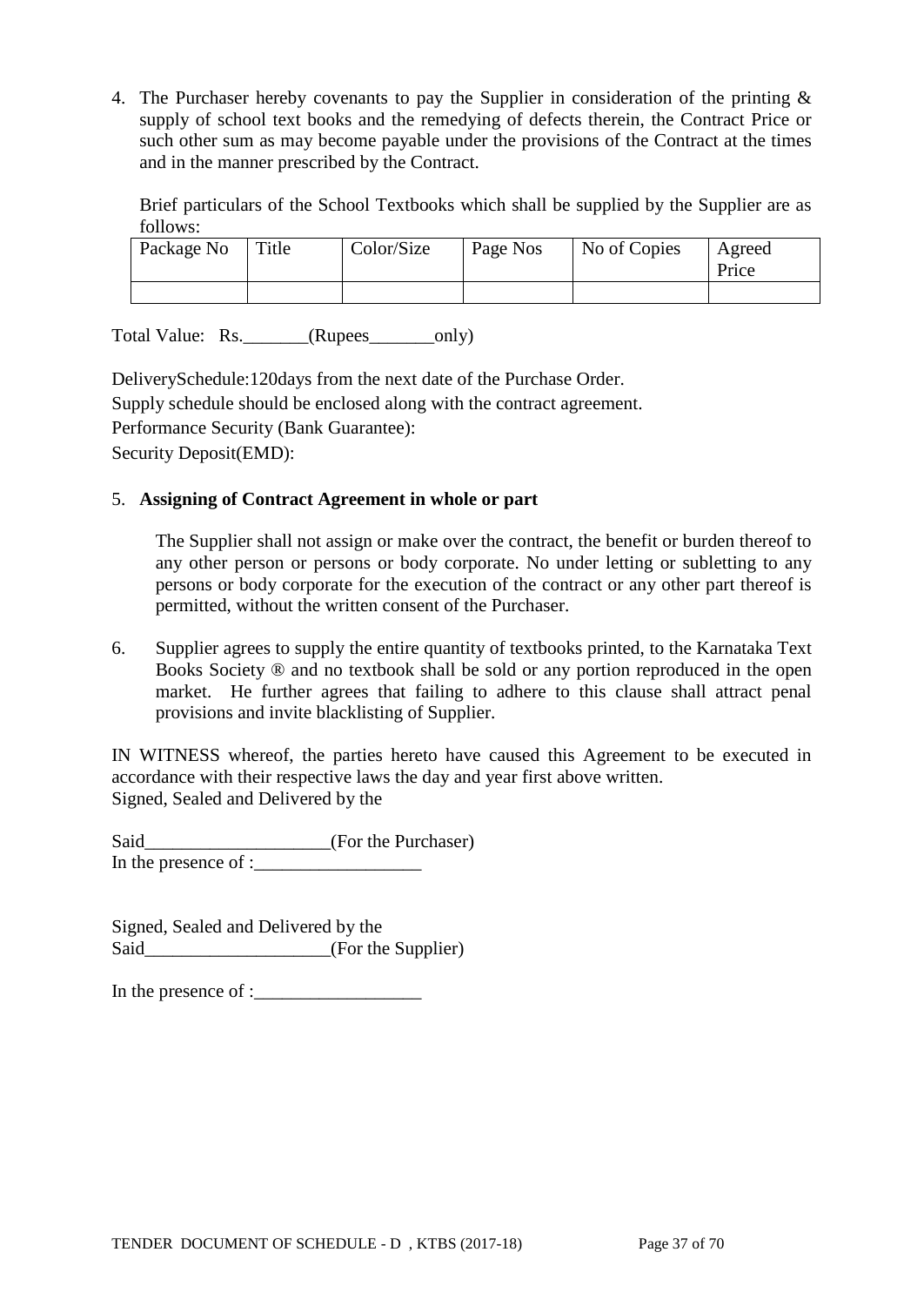4. The Purchaser hereby covenants to pay the Supplier in consideration of the printing & supply of school text books and the remedying of defects therein, the Contract Price or such other sum as may become payable under the provisions of the Contract at the times and in the manner prescribed by the Contract.

   Brief particulars of the School Textbooks which shall be supplied by the Supplier are as follows:

| Package No | Title | Color/Size | Page Nos | No of Copies | Agreed Price |
|---|---|---|---|---|---|
| | | | | | |

Total Value: Rs._______(Rupees_______only)

DeliverySchedule:120days from the next date of the Purchase Order.

Supply schedule should be enclosed along with the contract agreement.

Performance Security (Bank Guarantee):

Security Deposit(EMD):

5. **Assigning of Contract Agreement in whole or part**

   The Supplier shall not assign or make over the contract, the benefit or burden thereof to any other person or persons or body corporate. No under letting or subletting to any persons or body corporate for the execution of the contract or any other part thereof is permitted, without the written consent of the Purchaser.

6. Supplier agrees to supply the entire quantity of textbooks printed, to the Karnataka Text Books Society ® and no textbook shall be sold or any portion reproduced in the open market. He further agrees that failing to adhere to this clause shall attract penal provisions and invite blacklisting of Supplier.

IN WITNESS whereof, the parties hereto have caused this Agreement to be executed in accordance with their respective laws the day and year first above written.

Signed, Sealed and Delivered by the

Said____________________(For the Purchaser)

In the presence of :__________________

Signed, Sealed and Delivered by the

Said____________________(For the Supplier)

In the presence of :__________________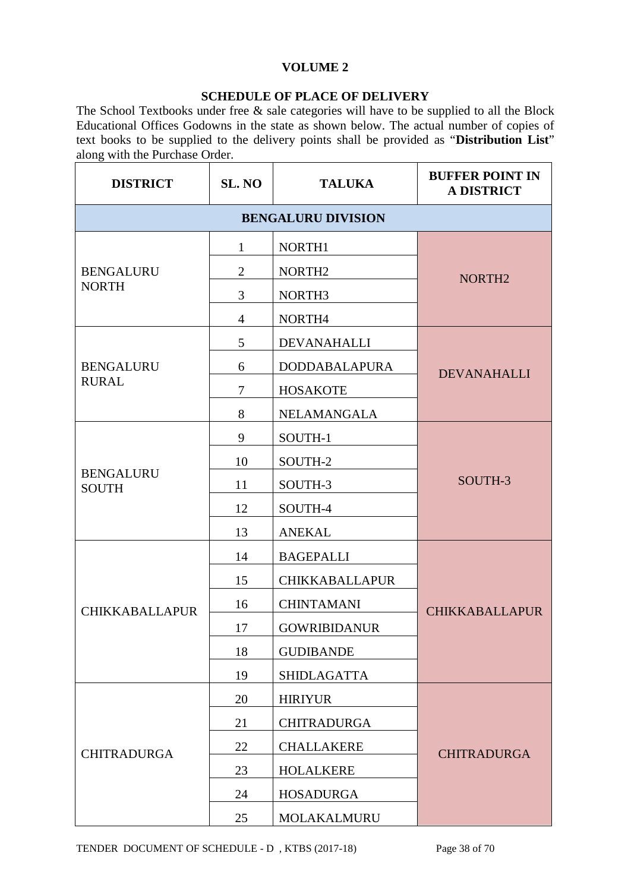## VOLUME 2

### SCHEDULE OF PLACE OF DELIVERY

The School Textbooks under free & sale categories will have to be supplied to all the Block Educational Offices Godowns in the state as shown below. The actual number of copies of text books to be supplied to the delivery points shall be provided as "**Distribution List**" along with the Purchase Order.

| DISTRICT | SL. NO | TALUKA | BUFFER POINT IN A DISTRICT |
|---|---|---|---|
| **BENGALURU DIVISION** | | | |
| BENGALURU NORTH | 1 | NORTH1 | NORTH2 |
| | 2 | NORTH2 | |
| | 3 | NORTH3 | |
| | 4 | NORTH4 | |
| BENGALURU RURAL | 5 | DEVANAHALLI | DEVANAHALLI |
| | 6 | DODDABALAPURA | |
| | 7 | HOSAKOTE | |
| | 8 | NELAMANGALA | |
| BENGALURU SOUTH | 9 | SOUTH-1 | SOUTH-3 |
| | 10 | SOUTH-2 | |
| | 11 | SOUTH-3 | |
| | 12 | SOUTH-4 | |
| | 13 | ANEKAL | |
| CHIKKABALLAPUR | 14 | BAGEPALLI | CHIKKABALLAPUR |
| | 15 | CHIKKABALLAPUR | |
| | 16 | CHINTAMANI | |
| | 17 | GOWRIBIDANUR | |
| | 18 | GUDIBANDE | |
| | 19 | SHIDLAGATTA | |
| CHITRADURGA | 20 | HIRIYUR | CHITRADURGA |
| | 21 | CHITRADURGA | |
| | 22 | CHALLAKERE | |
| | 23 | HOLALKERE | |
| | 24 | HOSADURGA | |
| | 25 | MOLAKALMURU | |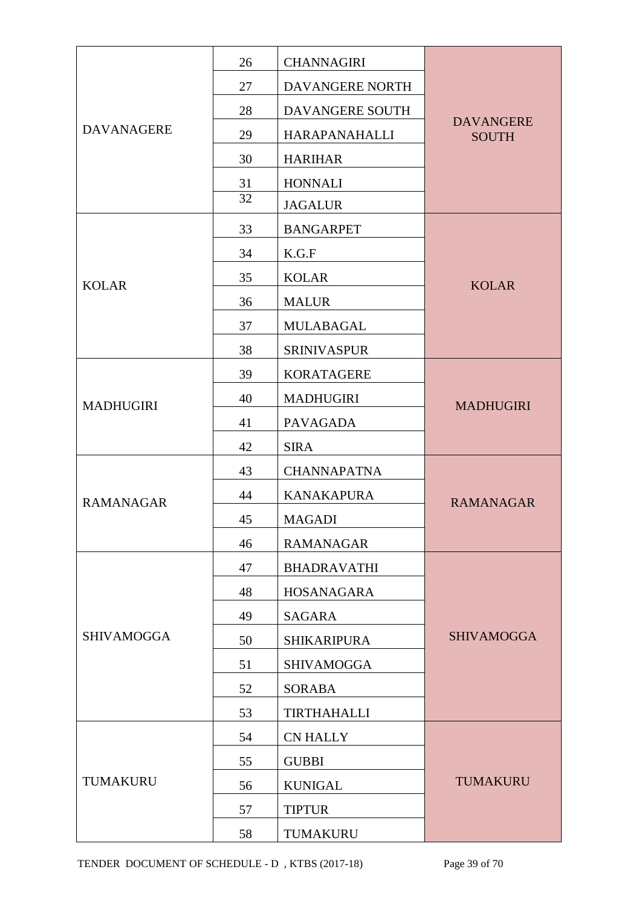| | | | |
|---|---|---|---|
| DAVANAGERE | 26 | CHANNAGIRI | DAVANGERE SOUTH |
| | 27 | DAVANGERE NORTH | |
| | 28 | DAVANGERE SOUTH | |
| | 29 | HARAPANAHALLI | |
| | 30 | HARIHAR | |
| | 31 | HONNALI | |
| | 32 | JAGALUR | |
| KOLAR | 33 | BANGARPET | KOLAR |
| | 34 | K.G.F | |
| | 35 | KOLAR | |
| | 36 | MALUR | |
| | 37 | MULABAGAL | |
| | 38 | SRINIVASPUR | |
| MADHUGIRI | 39 | KORATAGERE | MADHUGIRI |
| | 40 | MADHUGIRI | |
| | 41 | PAVAGADA | |
| | 42 | SIRA | |
| RAMANAGAR | 43 | CHANNAPATNA | RAMANAGAR |
| | 44 | KANAKAPURA | |
| | 45 | MAGADI | |
| | 46 | RAMANAGAR | |
| SHIVAMOGGA | 47 | BHADRAVATHI | SHIVAMOGGA |
| | 48 | HOSANAGARA | |
| | 49 | SAGARA | |
| | 50 | SHIKARIPURA | |
| | 51 | SHIVAMOGGA | |
| | 52 | SORABA | |
| | 53 | TIRTHAHALLI | |
| TUMAKURU | 54 | CN HALLY | TUMAKURU |
| | 55 | GUBBI | |
| | 56 | KUNIGAL | |
| | 57 | TIPTUR | |
| | 58 | TUMAKURU | |

TENDER DOCUMENT OF SCHEDULE - D , KTBS (2017-18)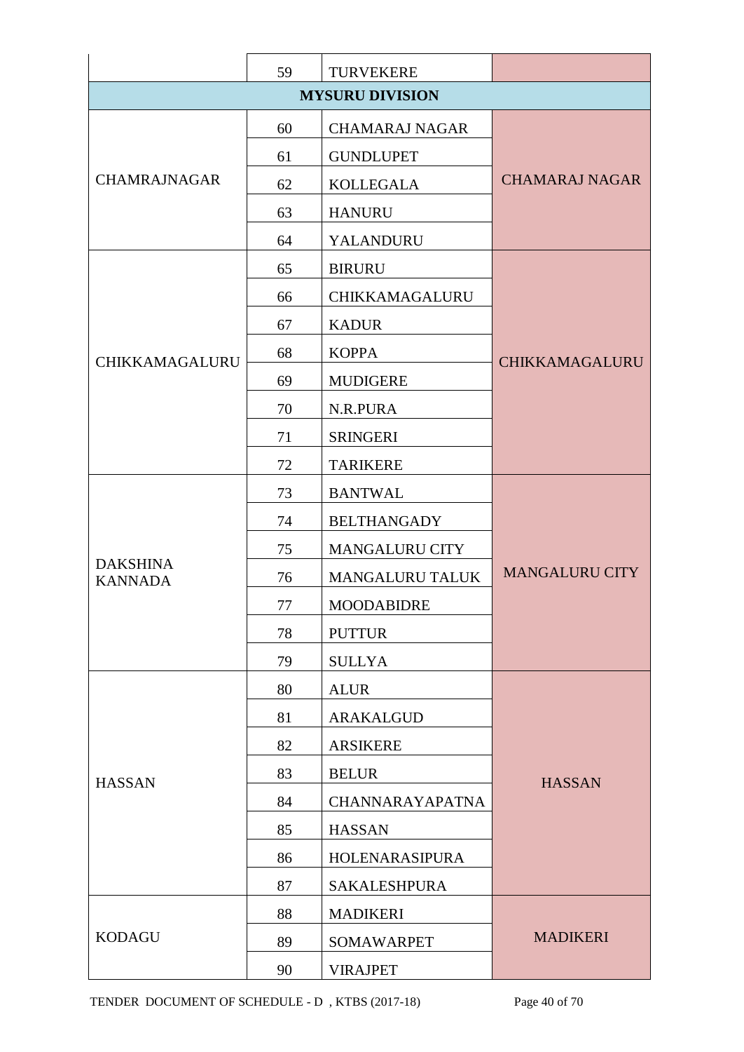| | | | |
|---|---|---|---|
| | 59 | TURVEKERE | |
| **MYSURU DIVISION** | | | |
| CHAMRAJNAGAR | 60 | CHAMARAJ NAGAR | CHAMARAJ NAGAR |
| | 61 | GUNDLUPET | |
| | 62 | KOLLEGALA | |
| | 63 | HANURU | |
| | 64 | YALANDURU | |
| CHIKKAMAGALURU | 65 | BIRURU | CHIKKAMAGALURU |
| | 66 | CHIKKAMAGALURU | |
| | 67 | KADUR | |
| | 68 | KOPPA | |
| | 69 | MUDIGERE | |
| | 70 | N.R.PURA | |
| | 71 | SRINGERI | |
| | 72 | TARIKERE | |
| DAKSHINA KANNADA | 73 | BANTWAL | MANGALURU CITY |
| | 74 | BELTHANGADY | |
| | 75 | MANGALURU CITY | |
| | 76 | MANGALURU TALUK | |
| | 77 | MOODABIDRE | |
| | 78 | PUTTUR | |
| | 79 | SULLYA | |
| HASSAN | 80 | ALUR | HASSAN |
| | 81 | ARAKALGUD | |
| | 82 | ARSIKERE | |
| | 83 | BELUR | |
| | 84 | CHANNARAYAPATNA | |
| | 85 | HASSAN | |
| | 86 | HOLENARASIPURA | |
| | 87 | SAKALESHPURA | |
| KODAGU | 88 | MADIKERI | MADIKERI |
| | 89 | SOMAWARPET | |
| | 90 | VIRAJPET | |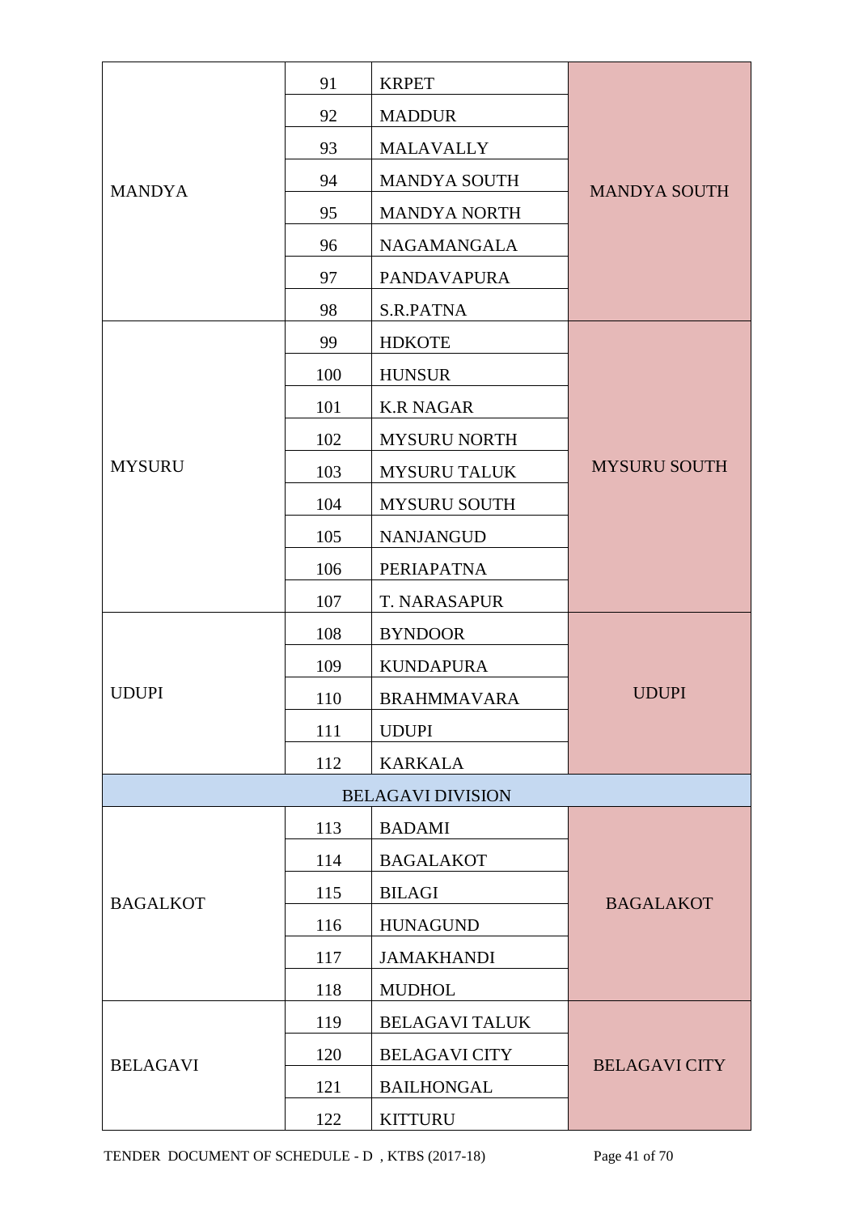| | | | |
|---|---|---|---|
| MANDYA | 91 | KRPET | MANDYA SOUTH |
| | 92 | MADDUR | |
| | 93 | MALAVALLY | |
| | 94 | MANDYA SOUTH | |
| | 95 | MANDYA NORTH | |
| | 96 | NAGAMANGALA | |
| | 97 | PANDAVAPURA | |
| | 98 | S.R.PATNA | |
| MYSURU | 99 | HDKOTE | MYSURU SOUTH |
| | 100 | HUNSUR | |
| | 101 | K.R NAGAR | |
| | 102 | MYSURU NORTH | |
| | 103 | MYSURU TALUK | |
| | 104 | MYSURU SOUTH | |
| | 105 | NANJANGUD | |
| | 106 | PERIAPATNA | |
| | 107 | T. NARASAPUR | |
| UDUPI | 108 | BYNDOOR | UDUPI |
| | 109 | KUNDAPURA | |
| | 110 | BRAHMMAVARA | |
| | 111 | UDUPI | |
| | 112 | KARKALA | |
| BELAGAVI DIVISION | | | |
| BAGALKOT | 113 | BADAMI | BAGALAKOT |
| | 114 | BAGALAKOT | |
| | 115 | BILAGI | |
| | 116 | HUNAGUND | |
| | 117 | JAMAKHANDI | |
| | 118 | MUDHOL | |
| BELAGAVI | 119 | BELAGAVI TALUK | BELAGAVI CITY |
| | 120 | BELAGAVI CITY | |
| | 121 | BAILHONGAL | |
| | 122 | KITTURU | |

TENDER DOCUMENT OF SCHEDULE - D , KTBS (2017-18)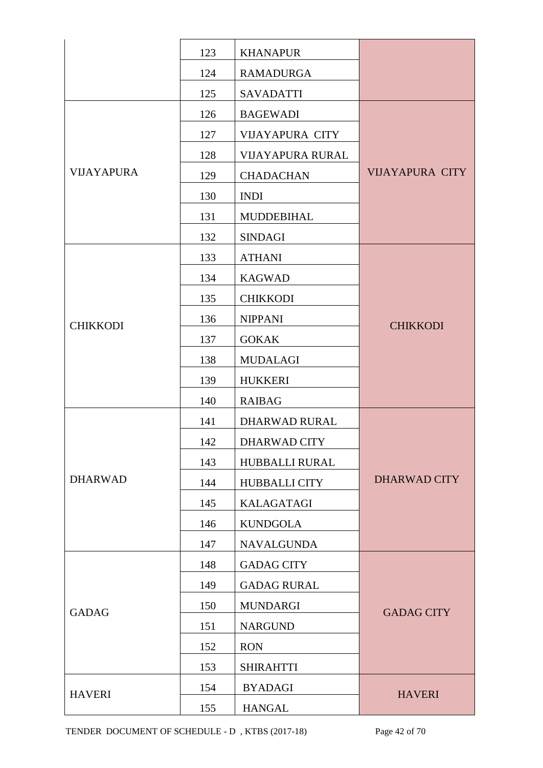| | | | |
|---|---|---|---|
| | 123 | KHANAPUR | |
| | 124 | RAMADURGA | |
| | 125 | SAVADATTI | |
| VIJAYAPURA | 126 | BAGEWADI | VIJAYAPURA CITY |
| | 127 | VIJAYAPURA CITY | |
| | 128 | VIJAYAPURA RURAL | |
| | 129 | CHADACHAN | |
| | 130 | INDI | |
| | 131 | MUDDEBIHAL | |
| | 132 | SINDAGI | |
| CHIKKODI | 133 | ATHANI | CHIKKODI |
| | 134 | KAGWAD | |
| | 135 | CHIKKODI | |
| | 136 | NIPPANI | |
| | 137 | GOKAK | |
| | 138 | MUDALAGI | |
| | 139 | HUKKERI | |
| | 140 | RAIBAG | |
| DHARWAD | 141 | DHARWAD RURAL | DHARWAD CITY |
| | 142 | DHARWAD CITY | |
| | 143 | HUBBALLI RURAL | |
| | 144 | HUBBALLI CITY | |
| | 145 | KALAGATAGI | |
| | 146 | KUNDGOLA | |
| | 147 | NAVALGUNDA | |
| GADAG | 148 | GADAG CITY | GADAG CITY |
| | 149 | GADAG RURAL | |
| | 150 | MUNDARGI | |
| | 151 | NARGUND | |
| | 152 | RON | |
| | 153 | SHIRAHTTI | |
| HAVERI | 154 | BYADAGI | HAVERI |
| | 155 | HANGAL | |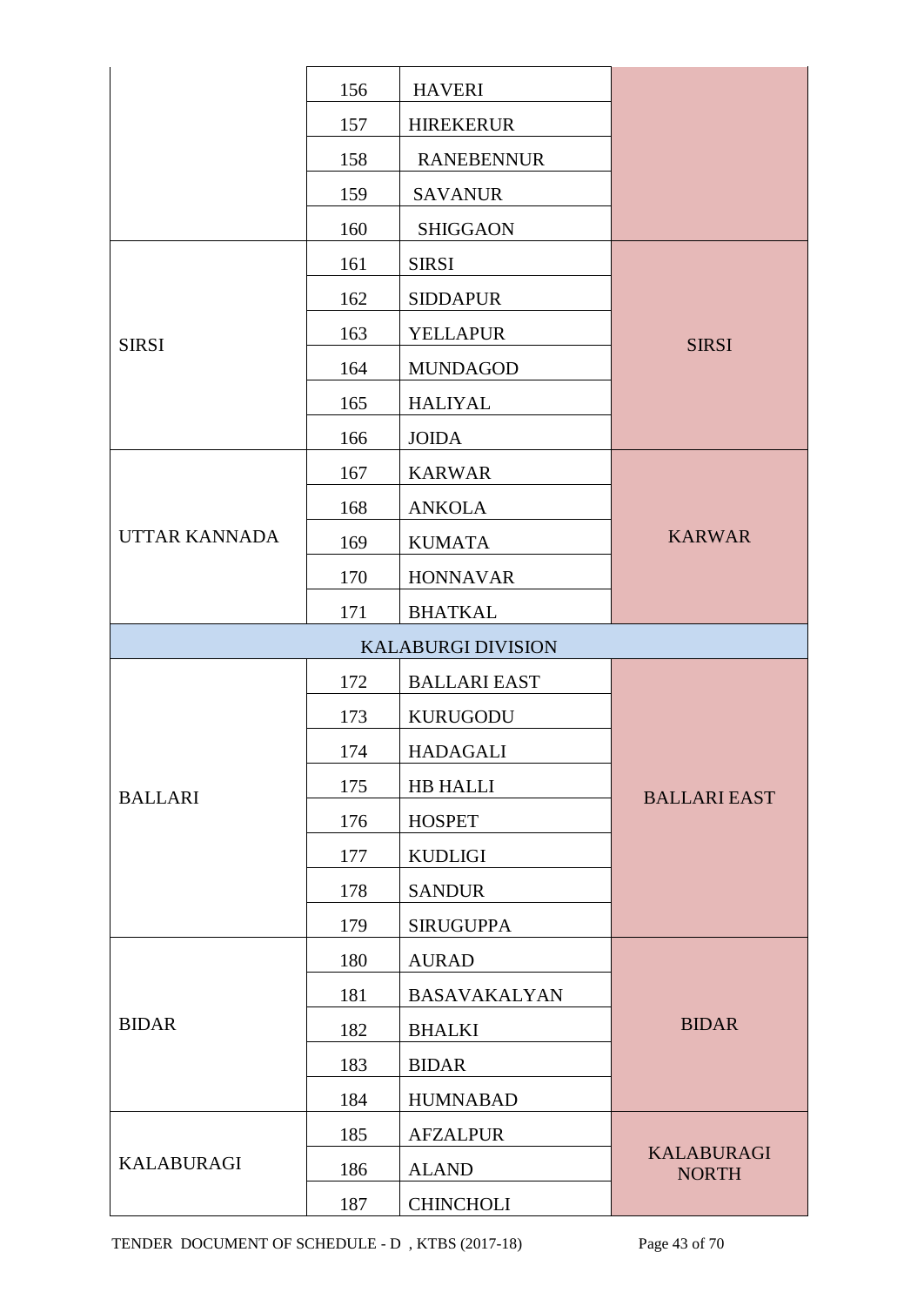| | | | |
|---|---|---|---|
| | 156 | HAVERI | |
| | 157 | HIREKERUR | |
| | 158 | RANEBENNUR | |
| | 159 | SAVANUR | |
| | 160 | SHIGGAON | |
| SIRSI | 161 | SIRSI | SIRSI |
| | 162 | SIDDAPUR | |
| | 163 | YELLAPUR | |
| | 164 | MUNDAGOD | |
| | 165 | HALIYAL | |
| | 166 | JOIDA | |
| UTTAR KANNADA | 167 | KARWAR | KARWAR |
| | 168 | ANKOLA | |
| | 169 | KUMATA | |
| | 170 | HONNAVAR | |
| | 171 | BHATKAL | |
| KALABURGI DIVISION | | | |
| BALLARI | 172 | BALLARI EAST | BALLARI EAST |
| | 173 | KURUGODU | |
| | 174 | HADAGALI | |
| | 175 | HB HALLI | |
| | 176 | HOSPET | |
| | 177 | KUDLIGI | |
| | 178 | SANDUR | |
| | 179 | SIRUGUPPA | |
| BIDAR | 180 | AURAD | BIDAR |
| | 181 | BASAVAKALYAN | |
| | 182 | BHALKI | |
| | 183 | BIDAR | |
| | 184 | HUMNABAD | |
| KALABURAGI | 185 | AFZALPUR | KALABURAGI NORTH |
| | 186 | ALAND | |
| | 187 | CHINCHOLI | |

TENDER DOCUMENT OF SCHEDULE - D , KTBS (2017-18)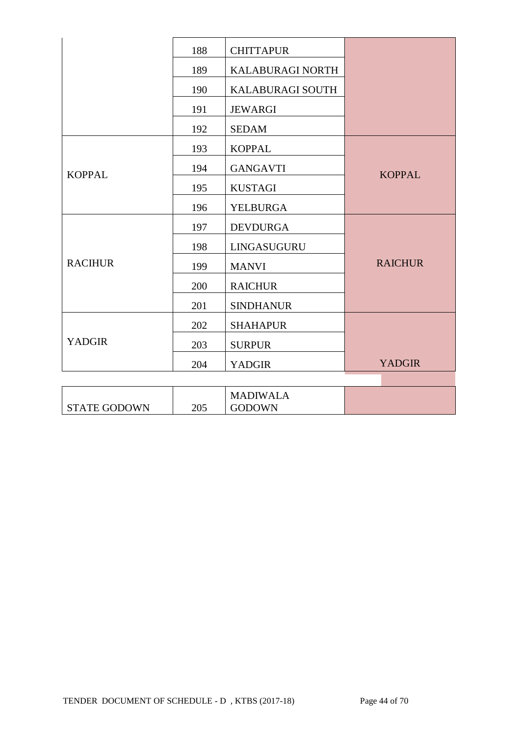| | | | |
|---|---|---|---|
| | 188 | CHITTAPUR | |
| | 189 | KALABURAGI NORTH | |
| | 190 | KALABURAGI SOUTH | |
| | 191 | JEWARGI | |
| | 192 | SEDAM | |
| KOPPAL | 193 | KOPPAL | KOPPAL |
| | 194 | GANGAVTI | |
| | 195 | KUSTAGI | |
| | 196 | YELBURGA | |
| RACIHUR | 197 | DEVDURGA | RAICHUR |
| | 198 | LINGASUGURU | |
| | 199 | MANVI | |
| | 200 | RAICHUR | |
| | 201 | SINDHANUR | |
| YADGIR | 202 | SHAHAPUR | YADGIR |
| | 203 | SURPUR | |
| | 204 | YADGIR | |

| | | | |
|---|---|---|---|
| STATE GODOWN | 205 | MADIWALA GODOWN | |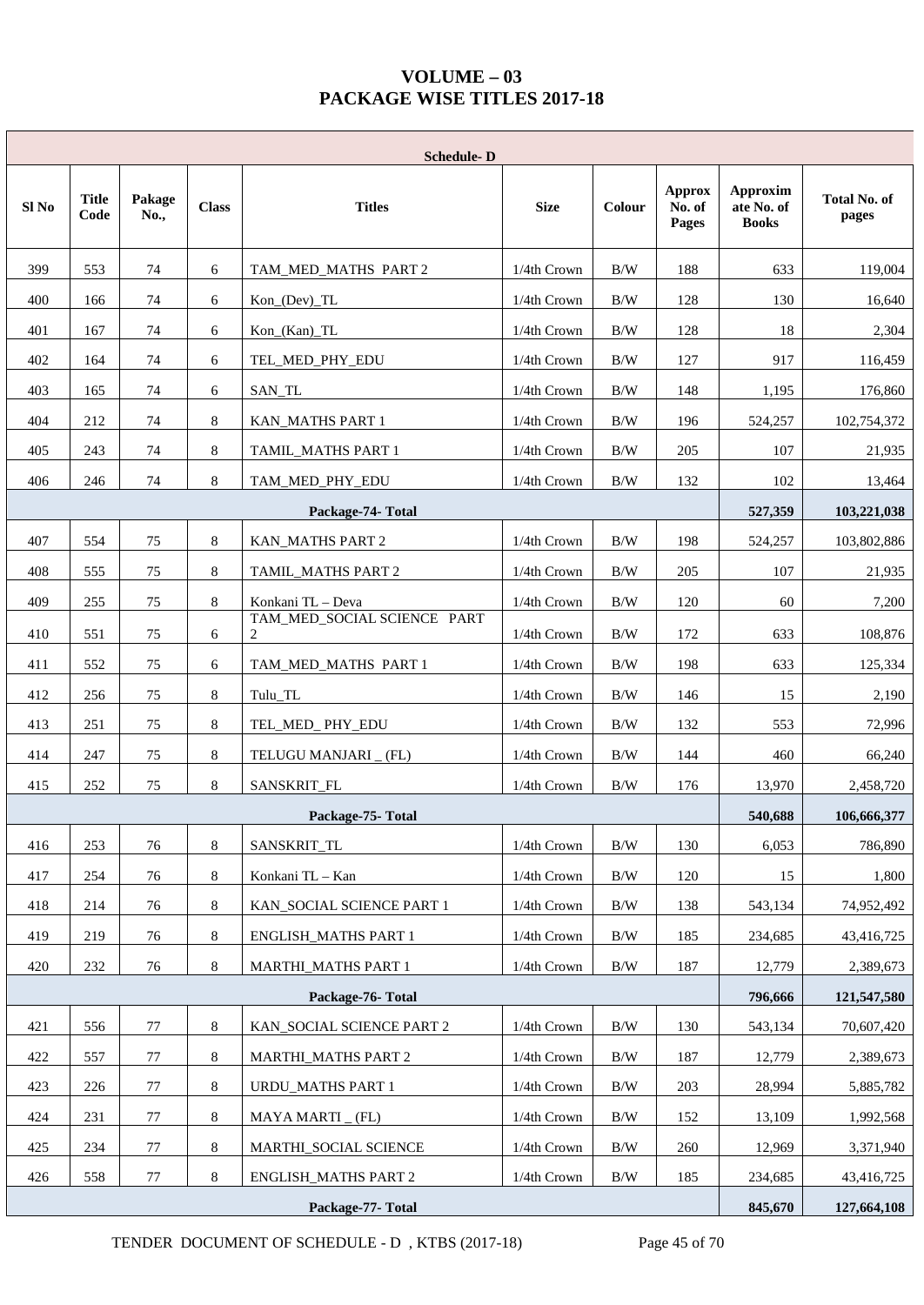# VOLUME – 03
# PACKAGE WISE TITLES 2017-18

| Schedule- D | | | | | | | | | |
|---|---|---|---|---|---|---|---|---|---|
| Sl No | Title Code | Pakage No., | Class | Titles | Size | Colour | Approx No. of Pages | Approximate No. of Books | Total No. of pages |
| 399 | 553 | 74 | 6 | TAM_MED_MATHS PART 2 | 1/4th Crown | B/W | 188 | 633 | 119,004 |
| 400 | 166 | 74 | 6 | Kon_(Dev)_TL | 1/4th Crown | B/W | 128 | 130 | 16,640 |
| 401 | 167 | 74 | 6 | Kon_(Kan)_TL | 1/4th Crown | B/W | 128 | 18 | 2,304 |
| 402 | 164 | 74 | 6 | TEL_MED_PHY_EDU | 1/4th Crown | B/W | 127 | 917 | 116,459 |
| 403 | 165 | 74 | 6 | SAN_TL | 1/4th Crown | B/W | 148 | 1,195 | 176,860 |
| 404 | 212 | 74 | 8 | KAN_MATHS PART 1 | 1/4th Crown | B/W | 196 | 524,257 | 102,754,372 |
| 405 | 243 | 74 | 8 | TAMIL_MATHS PART 1 | 1/4th Crown | B/W | 205 | 107 | 21,935 |
| 406 | 246 | 74 | 8 | TAM_MED_PHY_EDU | 1/4th Crown | B/W | 132 | 102 | 13,464 |
| | | | | **Package-74- Total** | | | | **527,359** | **103,221,038** |
| 407 | 554 | 75 | 8 | KAN_MATHS PART 2 | 1/4th Crown | B/W | 198 | 524,257 | 103,802,886 |
| 408 | 555 | 75 | 8 | TAMIL_MATHS PART 2 | 1/4th Crown | B/W | 205 | 107 | 21,935 |
| 409 | 255 | 75 | 8 | Konkani TL – Deva | 1/4th Crown | B/W | 120 | 60 | 7,200 |
| 410 | 551 | 75 | 6 | TAM_MED_SOCIAL SCIENCE PART 2 | 1/4th Crown | B/W | 172 | 633 | 108,876 |
| 411 | 552 | 75 | 6 | TAM_MED_MATHS PART 1 | 1/4th Crown | B/W | 198 | 633 | 125,334 |
| 412 | 256 | 75 | 8 | Tulu_TL | 1/4th Crown | B/W | 146 | 15 | 2,190 |
| 413 | 251 | 75 | 8 | TEL_MED_ PHY_EDU | 1/4th Crown | B/W | 132 | 553 | 72,996 |
| 414 | 247 | 75 | 8 | TELUGU MANJARI _ (FL) | 1/4th Crown | B/W | 144 | 460 | 66,240 |
| 415 | 252 | 75 | 8 | SANSKRIT_FL | 1/4th Crown | B/W | 176 | 13,970 | 2,458,720 |
| | | | | **Package-75- Total** | | | | **540,688** | **106,666,377** |
| 416 | 253 | 76 | 8 | SANSKRIT_TL | 1/4th Crown | B/W | 130 | 6,053 | 786,890 |
| 417 | 254 | 76 | 8 | Konkani TL – Kan | 1/4th Crown | B/W | 120 | 15 | 1,800 |
| 418 | 214 | 76 | 8 | KAN_SOCIAL SCIENCE PART 1 | 1/4th Crown | B/W | 138 | 543,134 | 74,952,492 |
| 419 | 219 | 76 | 8 | ENGLISH_MATHS PART 1 | 1/4th Crown | B/W | 185 | 234,685 | 43,416,725 |
| 420 | 232 | 76 | 8 | MARTHI_MATHS PART 1 | 1/4th Crown | B/W | 187 | 12,779 | 2,389,673 |
| | | | | **Package-76- Total** | | | | **796,666** | **121,547,580** |
| 421 | 556 | 77 | 8 | KAN_SOCIAL SCIENCE PART 2 | 1/4th Crown | B/W | 130 | 543,134 | 70,607,420 |
| 422 | 557 | 77 | 8 | MARTHI_MATHS PART 2 | 1/4th Crown | B/W | 187 | 12,779 | 2,389,673 |
| 423 | 226 | 77 | 8 | URDU_MATHS PART 1 | 1/4th Crown | B/W | 203 | 28,994 | 5,885,782 |
| 424 | 231 | 77 | 8 | MAYA MARTI _ (FL) | 1/4th Crown | B/W | 152 | 13,109 | 1,992,568 |
| 425 | 234 | 77 | 8 | MARTHI_SOCIAL SCIENCE | 1/4th Crown | B/W | 260 | 12,969 | 3,371,940 |
| 426 | 558 | 77 | 8 | ENGLISH_MATHS PART 2 | 1/4th Crown | B/W | 185 | 234,685 | 43,416,725 |
| | | | | **Package-77- Total** | | | | **845,670** | **127,664,108** |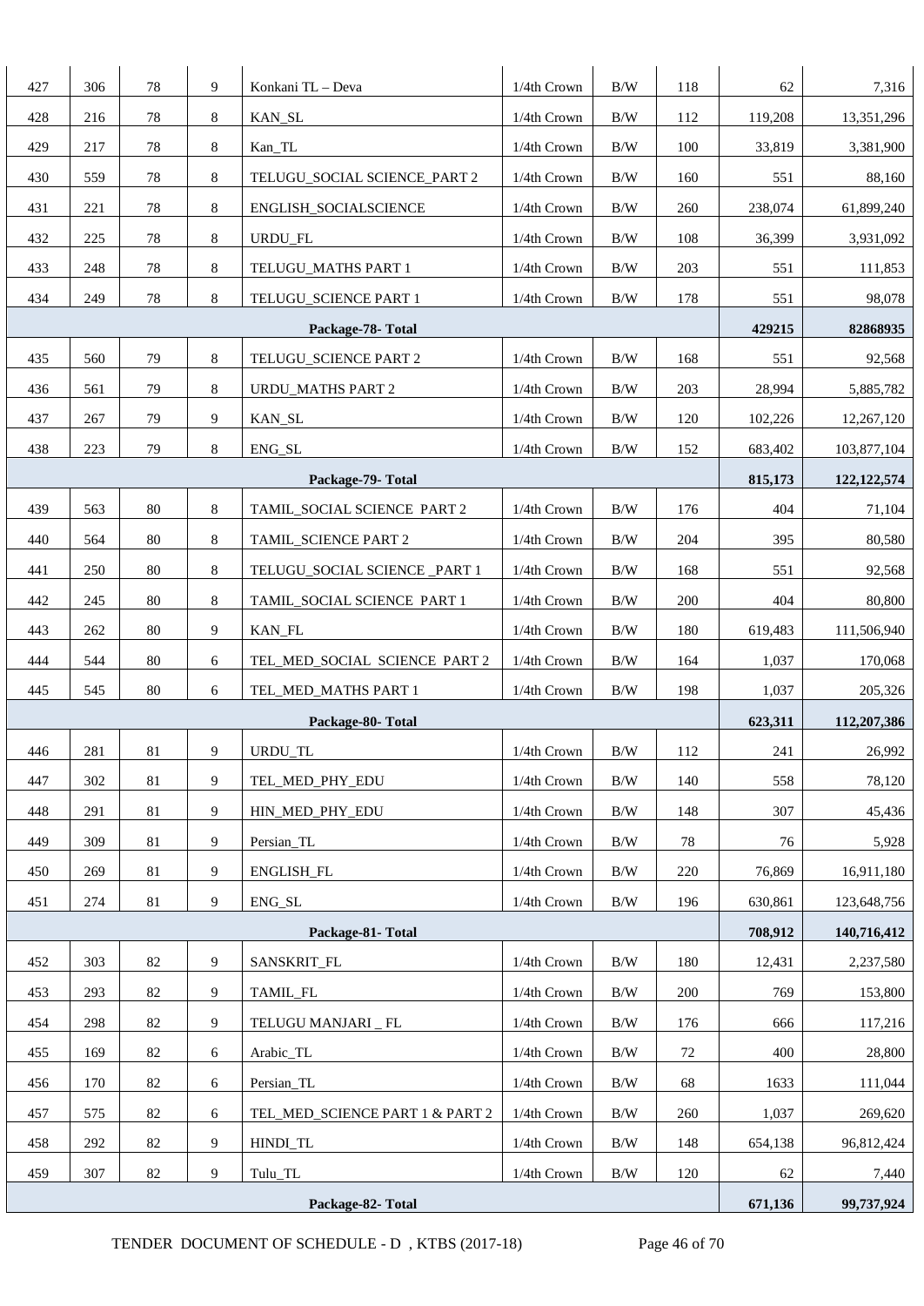| | | | | | | | | | |
|---|---|---|---|---|---|---|---|---|---|
| 427 | 306 | 78 | 9 | Konkani TL – Deva | 1/4th Crown | B/W | 118 | 62 | 7,316 |
| 428 | 216 | 78 | 8 | KAN_SL | 1/4th Crown | B/W | 112 | 119,208 | 13,351,296 |
| 429 | 217 | 78 | 8 | Kan_TL | 1/4th Crown | B/W | 100 | 33,819 | 3,381,900 |
| 430 | 559 | 78 | 8 | TELUGU_SOCIAL SCIENCE_PART 2 | 1/4th Crown | B/W | 160 | 551 | 88,160 |
| 431 | 221 | 78 | 8 | ENGLISH_SOCIALSCIENCE | 1/4th Crown | B/W | 260 | 238,074 | 61,899,240 |
| 432 | 225 | 78 | 8 | URDU_FL | 1/4th Crown | B/W | 108 | 36,399 | 3,931,092 |
| 433 | 248 | 78 | 8 | TELUGU_MATHS PART 1 | 1/4th Crown | B/W | 203 | 551 | 111,853 |
| 434 | 249 | 78 | 8 | TELUGU_SCIENCE PART 1 | 1/4th Crown | B/W | 178 | 551 | 98,078 |
| **Package-78- Total** | | | | | | | | **429215** | **82868935** |
| 435 | 560 | 79 | 8 | TELUGU_SCIENCE PART 2 | 1/4th Crown | B/W | 168 | 551 | 92,568 |
| 436 | 561 | 79 | 8 | URDU_MATHS PART 2 | 1/4th Crown | B/W | 203 | 28,994 | 5,885,782 |
| 437 | 267 | 79 | 9 | KAN_SL | 1/4th Crown | B/W | 120 | 102,226 | 12,267,120 |
| 438 | 223 | 79 | 8 | ENG_SL | 1/4th Crown | B/W | 152 | 683,402 | 103,877,104 |
| **Package-79- Total** | | | | | | | | **815,173** | **122,122,574** |
| 439 | 563 | 80 | 8 | TAMIL_SOCIAL SCIENCE PART 2 | 1/4th Crown | B/W | 176 | 404 | 71,104 |
| 440 | 564 | 80 | 8 | TAMIL_SCIENCE PART 2 | 1/4th Crown | B/W | 204 | 395 | 80,580 |
| 441 | 250 | 80 | 8 | TELUGU_SOCIAL SCIENCE _PART 1 | 1/4th Crown | B/W | 168 | 551 | 92,568 |
| 442 | 245 | 80 | 8 | TAMIL_SOCIAL SCIENCE PART 1 | 1/4th Crown | B/W | 200 | 404 | 80,800 |
| 443 | 262 | 80 | 9 | KAN_FL | 1/4th Crown | B/W | 180 | 619,483 | 111,506,940 |
| 444 | 544 | 80 | 6 | TEL_MED_SOCIAL SCIENCE PART 2 | 1/4th Crown | B/W | 164 | 1,037 | 170,068 |
| 445 | 545 | 80 | 6 | TEL_MED_MATHS PART 1 | 1/4th Crown | B/W | 198 | 1,037 | 205,326 |
| **Package-80- Total** | | | | | | | | **623,311** | **112,207,386** |
| 446 | 281 | 81 | 9 | URDU_TL | 1/4th Crown | B/W | 112 | 241 | 26,992 |
| 447 | 302 | 81 | 9 | TEL_MED_PHY_EDU | 1/4th Crown | B/W | 140 | 558 | 78,120 |
| 448 | 291 | 81 | 9 | HIN_MED_PHY_EDU | 1/4th Crown | B/W | 148 | 307 | 45,436 |
| 449 | 309 | 81 | 9 | Persian_TL | 1/4th Crown | B/W | 78 | 76 | 5,928 |
| 450 | 269 | 81 | 9 | ENGLISH_FL | 1/4th Crown | B/W | 220 | 76,869 | 16,911,180 |
| 451 | 274 | 81 | 9 | ENG_SL | 1/4th Crown | B/W | 196 | 630,861 | 123,648,756 |
| **Package-81- Total** | | | | | | | | **708,912** | **140,716,412** |
| 452 | 303 | 82 | 9 | SANSKRIT_FL | 1/4th Crown | B/W | 180 | 12,431 | 2,237,580 |
| 453 | 293 | 82 | 9 | TAMIL_FL | 1/4th Crown | B/W | 200 | 769 | 153,800 |
| 454 | 298 | 82 | 9 | TELUGU MANJARI _ FL | 1/4th Crown | B/W | 176 | 666 | 117,216 |
| 455 | 169 | 82 | 6 | Arabic_TL | 1/4th Crown | B/W | 72 | 400 | 28,800 |
| 456 | 170 | 82 | 6 | Persian_TL | 1/4th Crown | B/W | 68 | 1633 | 111,044 |
| 457 | 575 | 82 | 6 | TEL_MED_SCIENCE PART 1 & PART 2 | 1/4th Crown | B/W | 260 | 1,037 | 269,620 |
| 458 | 292 | 82 | 9 | HINDI_TL | 1/4th Crown | B/W | 148 | 654,138 | 96,812,424 |
| 459 | 307 | 82 | 9 | Tulu_TL | 1/4th Crown | B/W | 120 | 62 | 7,440 |
| **Package-82- Total** | | | | | | | | **671,136** | **99,737,924** |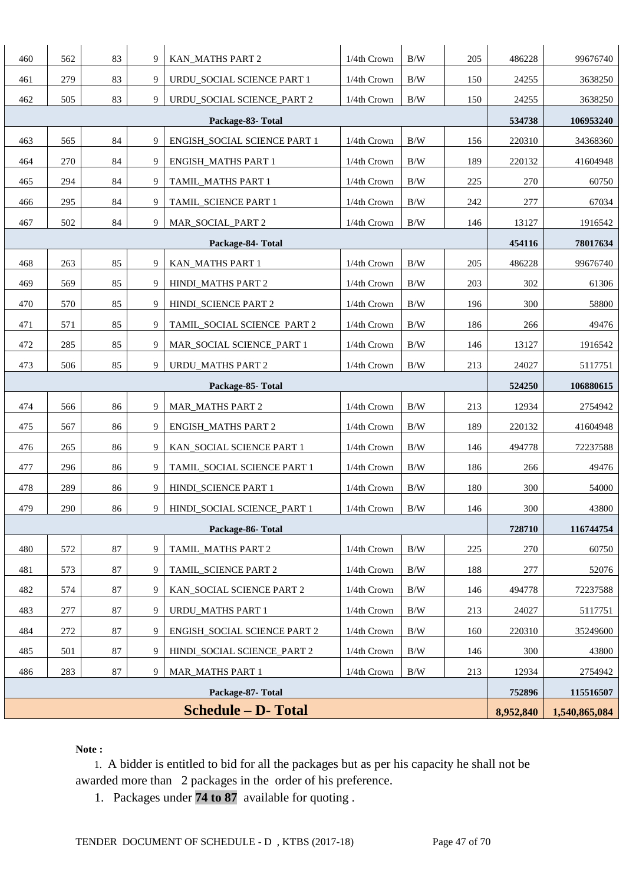| | | | | | | | | | |
|---|---|---|---|---|---|---|---|---|---|
| 460 | 562 | 83 | 9 | KAN_MATHS PART 2 | 1/4th Crown | B/W | 205 | 486228 | 99676740 |
| 461 | 279 | 83 | 9 | URDU_SOCIAL SCIENCE PART 1 | 1/4th Crown | B/W | 150 | 24255 | 3638250 |
| 462 | 505 | 83 | 9 | URDU_SOCIAL SCIENCE_PART 2 | 1/4th Crown | B/W | 150 | 24255 | 3638250 |
| **Package-83- Total** | | | | | | | | **534738** | **106953240** |
| 463 | 565 | 84 | 9 | ENGISH_SOCIAL SCIENCE PART 1 | 1/4th Crown | B/W | 156 | 220310 | 34368360 |
| 464 | 270 | 84 | 9 | ENGISH_MATHS PART 1 | 1/4th Crown | B/W | 189 | 220132 | 41604948 |
| 465 | 294 | 84 | 9 | TAMIL_MATHS PART 1 | 1/4th Crown | B/W | 225 | 270 | 60750 |
| 466 | 295 | 84 | 9 | TAMIL_SCIENCE PART 1 | 1/4th Crown | B/W | 242 | 277 | 67034 |
| 467 | 502 | 84 | 9 | MAR_SOCIAL_PART 2 | 1/4th Crown | B/W | 146 | 13127 | 1916542 |
| **Package-84- Total** | | | | | | | | **454116** | **78017634** |
| 468 | 263 | 85 | 9 | KAN_MATHS PART 1 | 1/4th Crown | B/W | 205 | 486228 | 99676740 |
| 469 | 569 | 85 | 9 | HINDI_MATHS PART 2 | 1/4th Crown | B/W | 203 | 302 | 61306 |
| 470 | 570 | 85 | 9 | HINDI_SCIENCE PART 2 | 1/4th Crown | B/W | 196 | 300 | 58800 |
| 471 | 571 | 85 | 9 | TAMIL_SOCIAL SCIENCE PART 2 | 1/4th Crown | B/W | 186 | 266 | 49476 |
| 472 | 285 | 85 | 9 | MAR_SOCIAL SCIENCE_PART 1 | 1/4th Crown | B/W | 146 | 13127 | 1916542 |
| 473 | 506 | 85 | 9 | URDU_MATHS PART 2 | 1/4th Crown | B/W | 213 | 24027 | 5117751 |
| **Package-85- Total** | | | | | | | | **524250** | **106880615** |
| 474 | 566 | 86 | 9 | MAR_MATHS PART 2 | 1/4th Crown | B/W | 213 | 12934 | 2754942 |
| 475 | 567 | 86 | 9 | ENGISH_MATHS PART 2 | 1/4th Crown | B/W | 189 | 220132 | 41604948 |
| 476 | 265 | 86 | 9 | KAN_SOCIAL SCIENCE PART 1 | 1/4th Crown | B/W | 146 | 494778 | 72237588 |
| 477 | 296 | 86 | 9 | TAMIL_SOCIAL SCIENCE PART 1 | 1/4th Crown | B/W | 186 | 266 | 49476 |
| 478 | 289 | 86 | 9 | HINDI_SCIENCE PART 1 | 1/4th Crown | B/W | 180 | 300 | 54000 |
| 479 | 290 | 86 | 9 | HINDI_SOCIAL SCIENCE_PART 1 | 1/4th Crown | B/W | 146 | 300 | 43800 |
| **Package-86- Total** | | | | | | | | **728710** | **116744754** |
| 480 | 572 | 87 | 9 | TAMIL_MATHS PART 2 | 1/4th Crown | B/W | 225 | 270 | 60750 |
| 481 | 573 | 87 | 9 | TAMIL_SCIENCE PART 2 | 1/4th Crown | B/W | 188 | 277 | 52076 |
| 482 | 574 | 87 | 9 | KAN_SOCIAL SCIENCE PART 2 | 1/4th Crown | B/W | 146 | 494778 | 72237588 |
| 483 | 277 | 87 | 9 | URDU_MATHS PART 1 | 1/4th Crown | B/W | 213 | 24027 | 5117751 |
| 484 | 272 | 87 | 9 | ENGISH_SOCIAL SCIENCE PART 2 | 1/4th Crown | B/W | 160 | 220310 | 35249600 |
| 485 | 501 | 87 | 9 | HINDI_SOCIAL SCIENCE_PART 2 | 1/4th Crown | B/W | 146 | 300 | 43800 |
| 486 | 283 | 87 | 9 | MAR_MATHS PART 1 | 1/4th Crown | B/W | 213 | 12934 | 2754942 |
| **Package-87- Total** | | | | | | | | **752896** | **115516507** |
| **Schedule – D- Total** | | | | | | | | **8,952,840** | **1,540,865,084** |

**Note :**

1. A bidder is entitled to bid for all the packages but as per his capacity he shall not be awarded more than 2 packages in the order of his preference.
1. Packages under **74 to 87** available for quoting .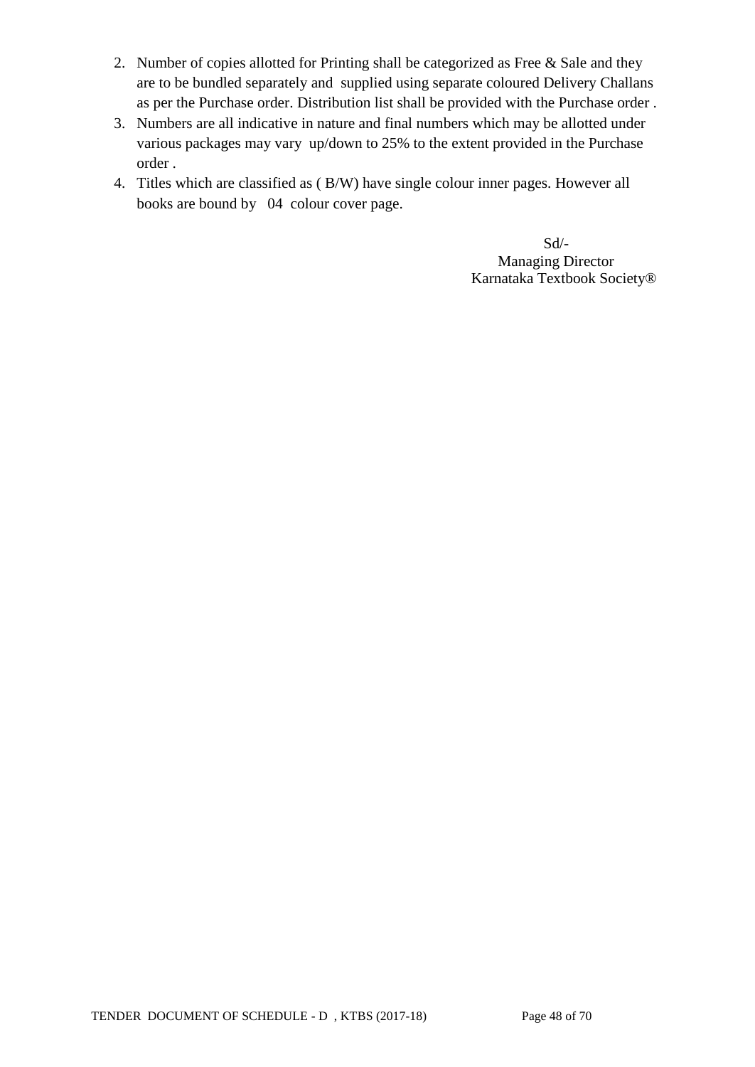2. Number of copies allotted for Printing shall be categorized as Free & Sale and they are to be bundled separately and supplied using separate coloured Delivery Challans as per the Purchase order. Distribution list shall be provided with the Purchase order .
3. Numbers are all indicative in nature and final numbers which may be allotted under various packages may vary up/down to 25% to the extent provided in the Purchase order .
4. Titles which are classified as ( B/W) have single colour inner pages. However all books are bound by 04 colour cover page.

Sd/-
Managing Director
Karnataka Textbook Society®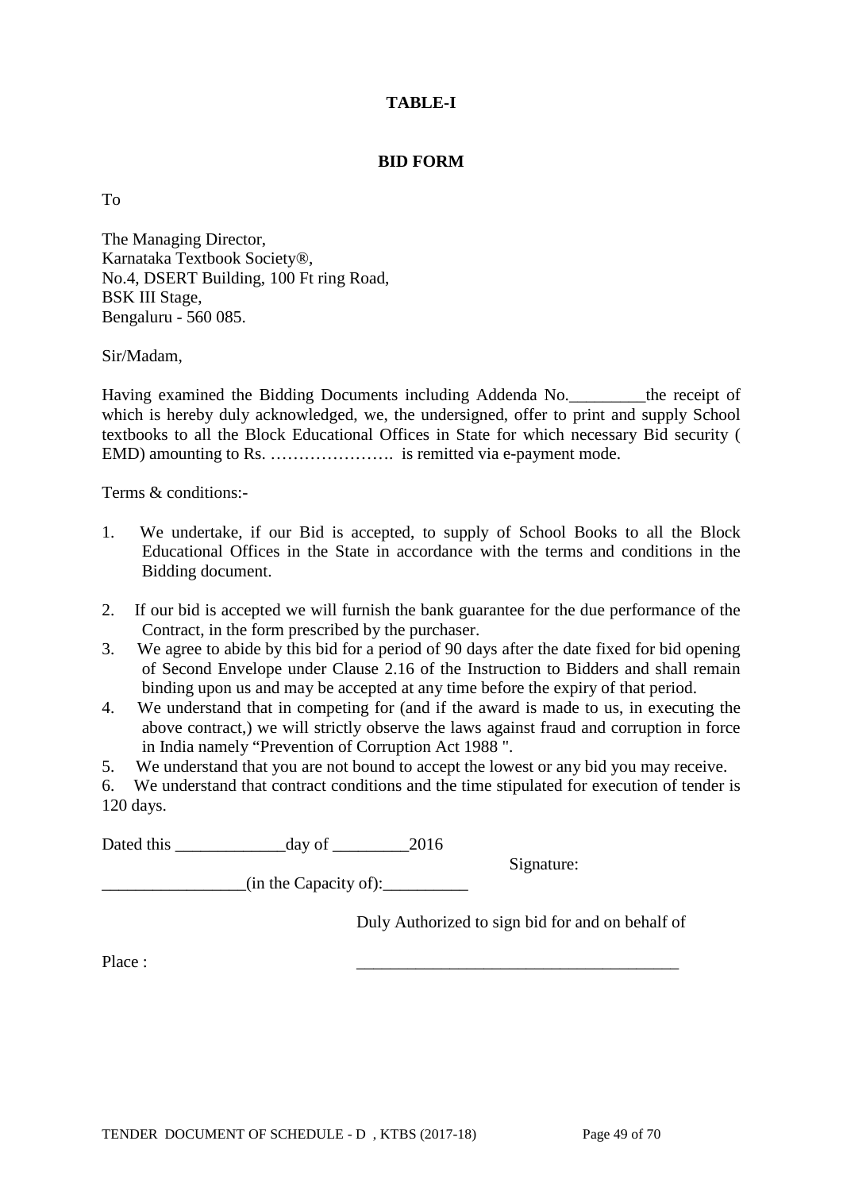**TABLE-I**

**BID FORM**

To

The Managing Director,
Karnataka Textbook Society®,
No.4, DSERT Building, 100 Ft ring Road,
BSK III Stage,
Bengaluru - 560 085.

Sir/Madam,

Having examined the Bidding Documents including Addenda No._________the receipt of which is hereby duly acknowledged, we, the undersigned, offer to print and supply School textbooks to all the Block Educational Offices in State for which necessary Bid security ( EMD) amounting to Rs. …………………. is remitted via e-payment mode.

Terms & conditions:-

1. We undertake, if our Bid is accepted, to supply of School Books to all the Block Educational Offices in the State in accordance with the terms and conditions in the Bidding document.
2. If our bid is accepted we will furnish the bank guarantee for the due performance of the Contract, in the form prescribed by the purchaser.
3. We agree to abide by this bid for a period of 90 days after the date fixed for bid opening of Second Envelope under Clause 2.16 of the Instruction to Bidders and shall remain binding upon us and may be accepted at any time before the expiry of that period.
4. We understand that in competing for (and if the award is made to us, in executing the above contract,) we will strictly observe the laws against fraud and corruption in force in India namely "Prevention of Corruption Act 1988 ".
5. We understand that you are not bound to accept the lowest or any bid you may receive.
6. We understand that contract conditions and the time stipulated for execution of tender is 120 days.

Dated this _____________day of _________2016

Signature:

_________________(in the Capacity of):__________

Duly Authorized to sign bid for and on behalf of

Place : _______________________________________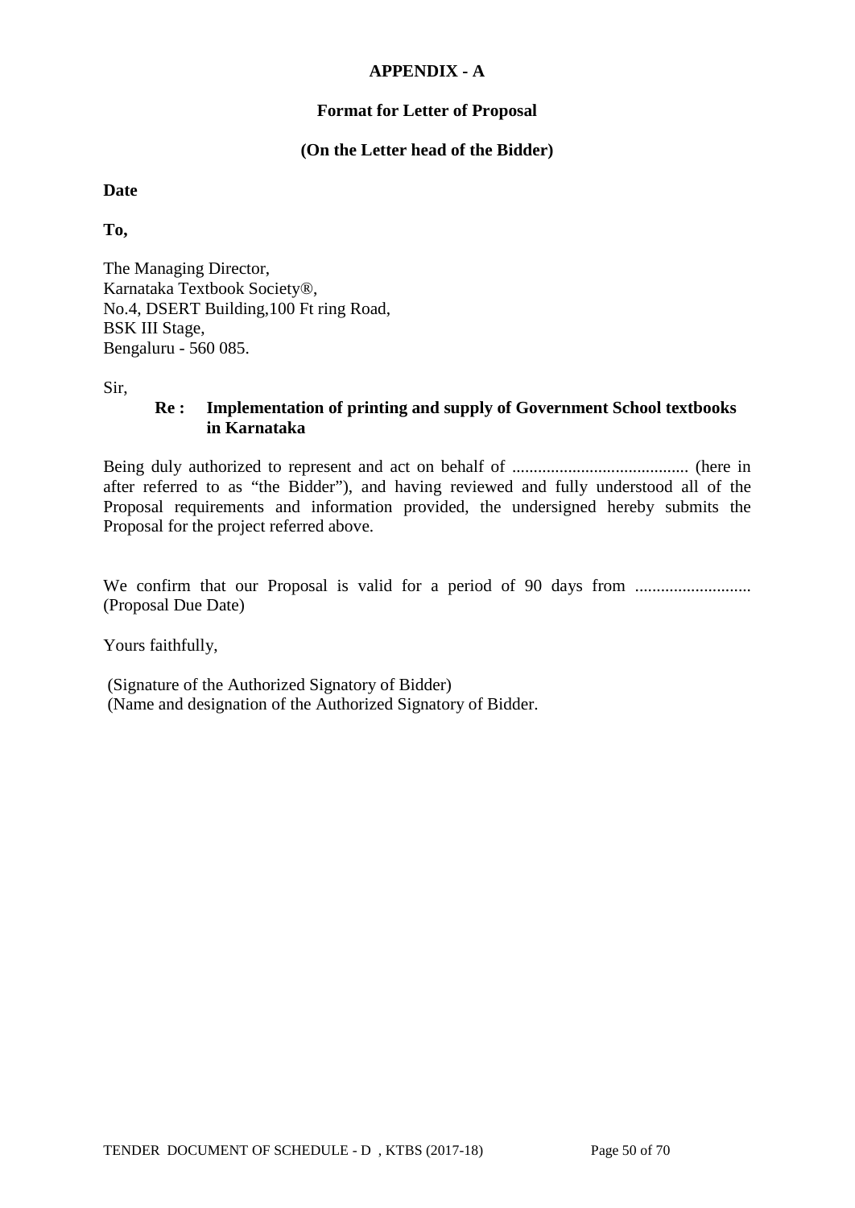## APPENDIX - A

### Format for Letter of Proposal

**(On the Letter head of the Bidder)**

**Date**

**To,**

The Managing Director,
Karnataka Textbook Society®,
No.4, DSERT Building,100 Ft ring Road,
BSK III Stage,
Bengaluru - 560 085.

Sir,

**Re : Implementation of printing and supply of Government School textbooks in Karnataka**

Being duly authorized to represent and act on behalf of ......................................... (here in after referred to as "the Bidder"), and having reviewed and fully understood all of the Proposal requirements and information provided, the undersigned hereby submits the Proposal for the project referred above.

We confirm that our Proposal is valid for a period of 90 days from .......................... (Proposal Due Date)

Yours faithfully,

(Signature of the Authorized Signatory of Bidder)
(Name and designation of the Authorized Signatory of Bidder.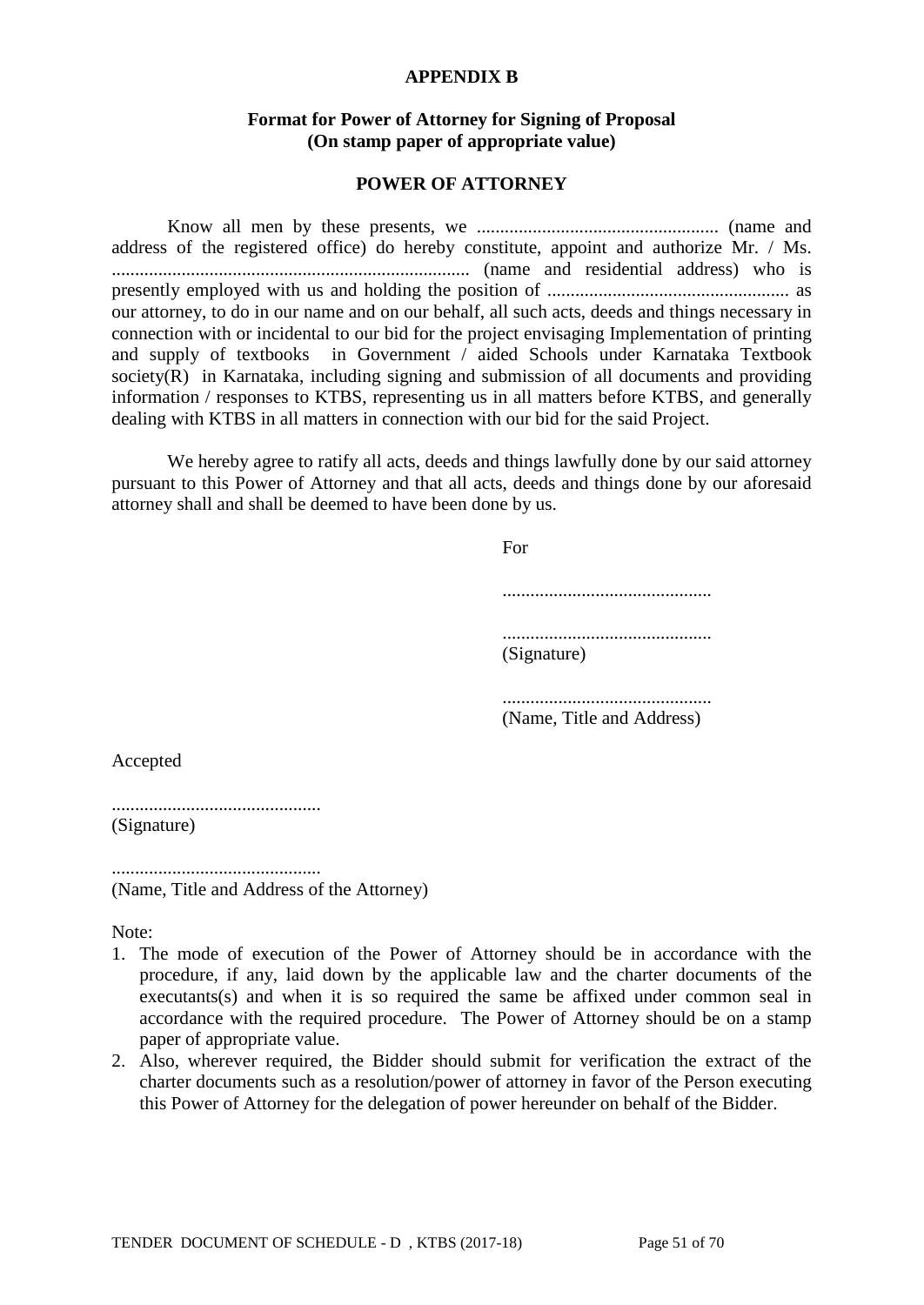**APPENDIX B**

**Format for Power of Attorney for Signing of Proposal**
**(On stamp paper of appropriate value)**

**POWER OF ATTORNEY**

Know all men by these presents, we .................................................... (name and address of the registered office) do hereby constitute, appoint and authorize Mr. / Ms. ............................................................................ (name and residential address) who is presently employed with us and holding the position of .................................................... as our attorney, to do in our name and on our behalf, all such acts, deeds and things necessary in connection with or incidental to our bid for the project envisaging Implementation of printing and supply of textbooks in Government / aided Schools under Karnataka Textbook society(R) in Karnataka, including signing and submission of all documents and providing information / responses to KTBS, representing us in all matters before KTBS, and generally dealing with KTBS in all matters in connection with our bid for the said Project.

We hereby agree to ratify all acts, deeds and things lawfully done by our said attorney pursuant to this Power of Attorney and that all acts, deeds and things done by our aforesaid attorney shall and shall be deemed to have been done by us.

For

.............................................

.............................................
(Signature)

.............................................
(Name, Title and Address)

Accepted

.............................................
(Signature)

.............................................
(Name, Title and Address of the Attorney)

Note:

1. The mode of execution of the Power of Attorney should be in accordance with the procedure, if any, laid down by the applicable law and the charter documents of the executants(s) and when it is so required the same be affixed under common seal in accordance with the required procedure. The Power of Attorney should be on a stamp paper of appropriate value.
2. Also, wherever required, the Bidder should submit for verification the extract of the charter documents such as a resolution/power of attorney in favor of the Person executing this Power of Attorney for the delegation of power hereunder on behalf of the Bidder.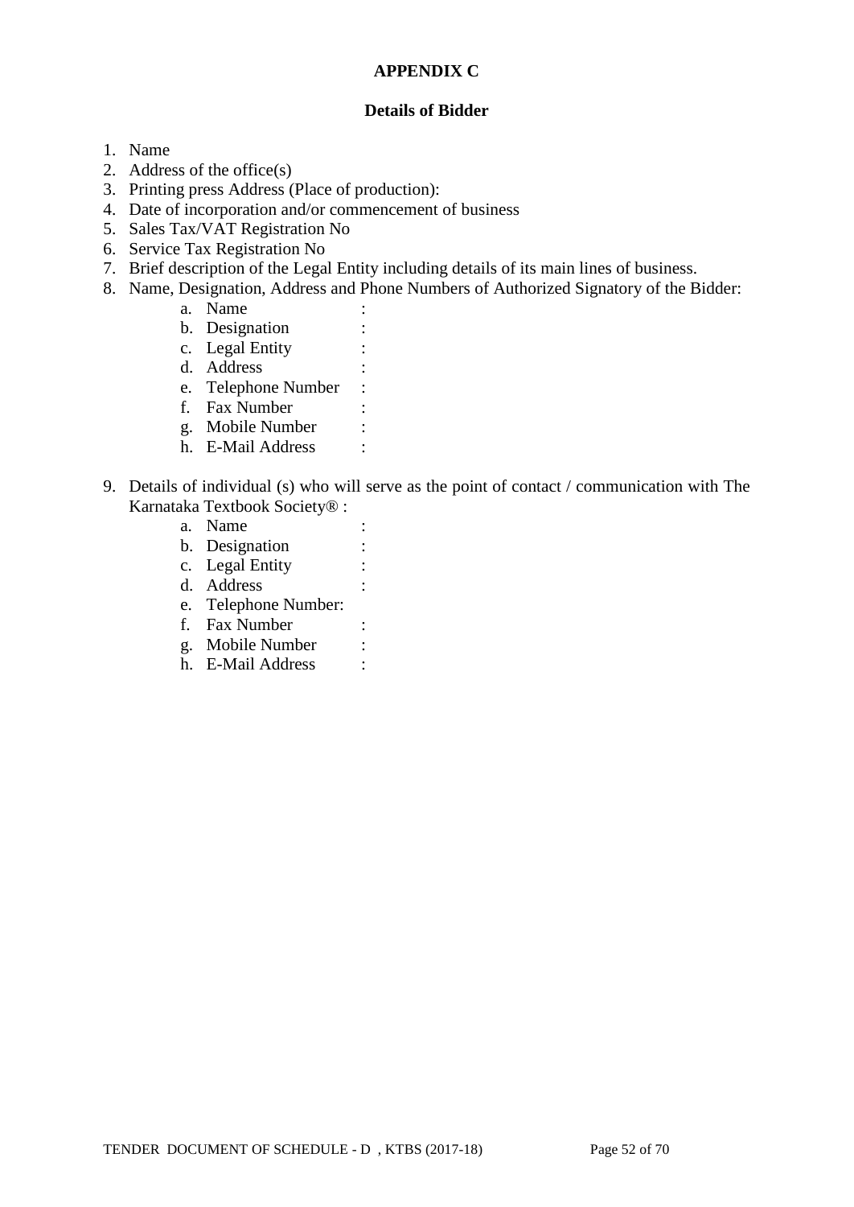**APPENDIX C**

**Details of Bidder**

1. Name
2. Address of the office(s)
3. Printing press Address (Place of production):
4. Date of incorporation and/or commencement of business
5. Sales Tax/VAT Registration No
6. Service Tax Registration No
7. Brief description of the Legal Entity including details of its main lines of business.
8. Name, Designation, Address and Phone Numbers of Authorized Signatory of the Bidder:
    a. Name :
    b. Designation :
    c. Legal Entity :
    d. Address :
    e. Telephone Number :
    f. Fax Number :
    g. Mobile Number :
    h. E-Mail Address :

9. Details of individual (s) who will serve as the point of contact / communication with The Karnataka Textbook Society® :
    a. Name :
    b. Designation :
    c. Legal Entity :
    d. Address :
    e. Telephone Number:
    f. Fax Number :
    g. Mobile Number :
    h. E-Mail Address :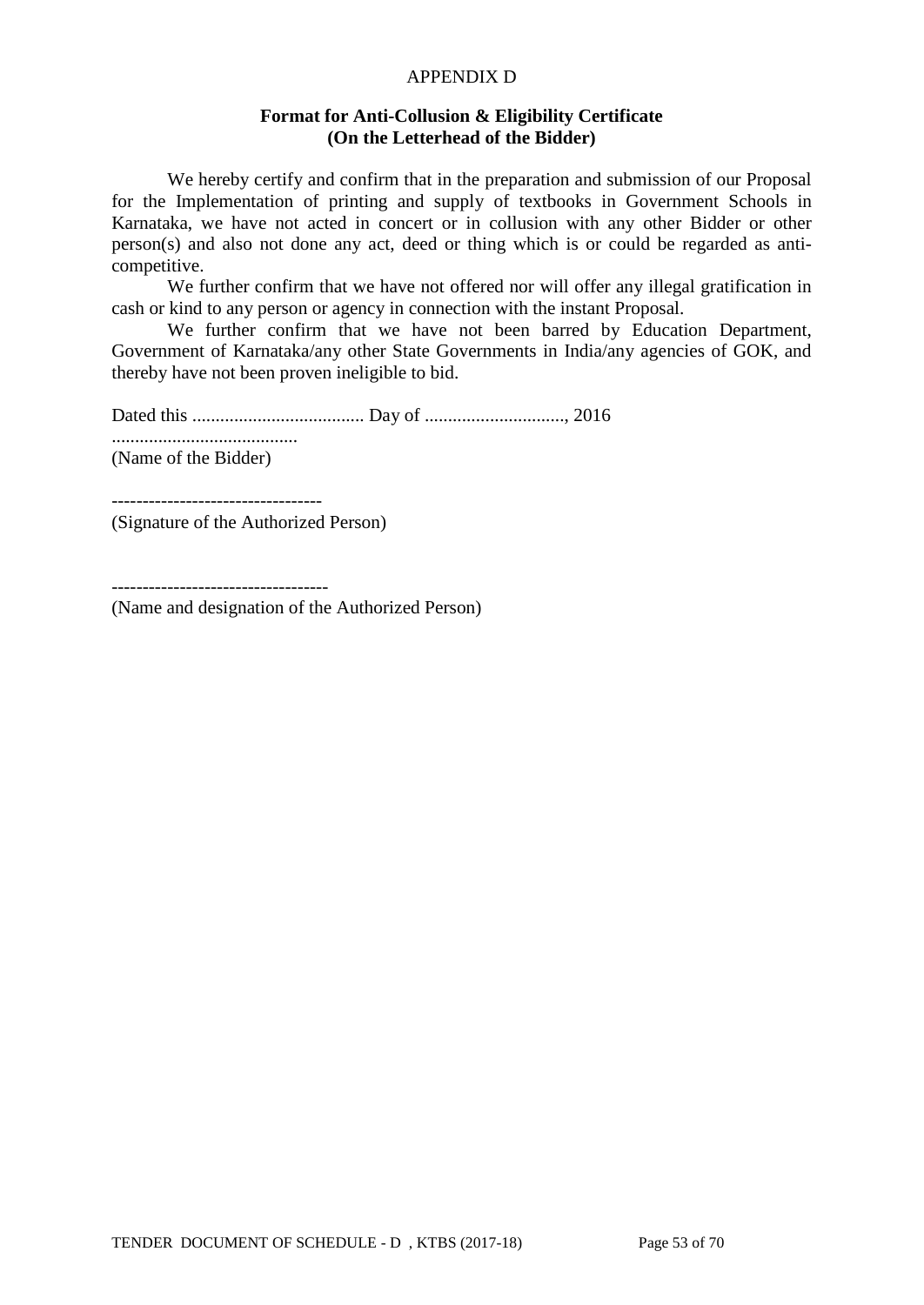APPENDIX D

**Format for Anti-Collusion & Eligibility Certificate**
**(On the Letterhead of the Bidder)**

We hereby certify and confirm that in the preparation and submission of our Proposal for the Implementation of printing and supply of textbooks in Government Schools in Karnataka, we have not acted in concert or in collusion with any other Bidder or other person(s) and also not done any act, deed or thing which is or could be regarded as anti-competitive.

We further confirm that we have not offered nor will offer any illegal gratification in cash or kind to any person or agency in connection with the instant Proposal.

We further confirm that we have not been barred by Education Department, Government of Karnataka/any other State Governments in India/any agencies of GOK, and thereby have not been proven ineligible to bid.

Dated this ..................................... Day of .............................., 2016

........................................
(Name of the Bidder)

----------------------------------
(Signature of the Authorized Person)

-----------------------------------
(Name and designation of the Authorized Person)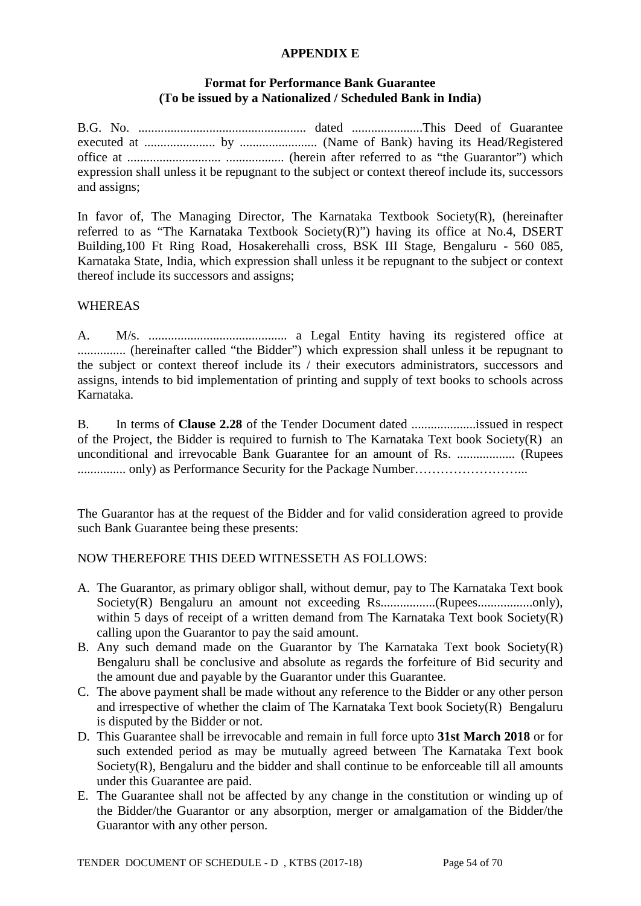**APPENDIX E**

**Format for Performance Bank Guarantee**
**(To be issued by a Nationalized / Scheduled Bank in India)**

B.G. No. .................................................... dated ......................This Deed of Guarantee executed at ...................... by ........................ (Name of Bank) having its Head/Registered office at ............................. .................. (herein after referred to as "the Guarantor") which expression shall unless it be repugnant to the subject or context thereof include its, successors and assigns;

In favor of, The Managing Director, The Karnataka Textbook Society(R), (hereinafter referred to as "The Karnataka Textbook Society(R)") having its office at No.4, DSERT Building,100 Ft Ring Road, Hosakerehalli cross, BSK III Stage, Bengaluru - 560 085, Karnataka State, India, which expression shall unless it be repugnant to the subject or context thereof include its successors and assigns;

WHEREAS

A. M/s. ........................................... a Legal Entity having its registered office at ............... (hereinafter called "the Bidder") which expression shall unless it be repugnant to the subject or context thereof include its / their executors administrators, successors and assigns, intends to bid implementation of printing and supply of text books to schools across Karnataka.

B. In terms of **Clause 2.28** of the Tender Document dated ....................issued in respect of the Project, the Bidder is required to furnish to The Karnataka Text book Society(R) an unconditional and irrevocable Bank Guarantee for an amount of Rs. .................. (Rupees ............... only) as Performance Security for the Package Number……………………...

The Guarantor has at the request of the Bidder and for valid consideration agreed to provide such Bank Guarantee being these presents:

NOW THEREFORE THIS DEED WITNESSETH AS FOLLOWS:

A. The Guarantor, as primary obligor shall, without demur, pay to The Karnataka Text book Society(R) Bengaluru an amount not exceeding Rs.................(Rupees.................only), within 5 days of receipt of a written demand from The Karnataka Text book Society(R) calling upon the Guarantor to pay the said amount.
B. Any such demand made on the Guarantor by The Karnataka Text book Society(R) Bengaluru shall be conclusive and absolute as regards the forfeiture of Bid security and the amount due and payable by the Guarantor under this Guarantee.
C. The above payment shall be made without any reference to the Bidder or any other person and irrespective of whether the claim of The Karnataka Text book Society(R) Bengaluru is disputed by the Bidder or not.
D. This Guarantee shall be irrevocable and remain in full force upto **31st March 2018** or for such extended period as may be mutually agreed between The Karnataka Text book Society(R), Bengaluru and the bidder and shall continue to be enforceable till all amounts under this Guarantee are paid.
E. The Guarantee shall not be affected by any change in the constitution or winding up of the Bidder/the Guarantor or any absorption, merger or amalgamation of the Bidder/the Guarantor with any other person.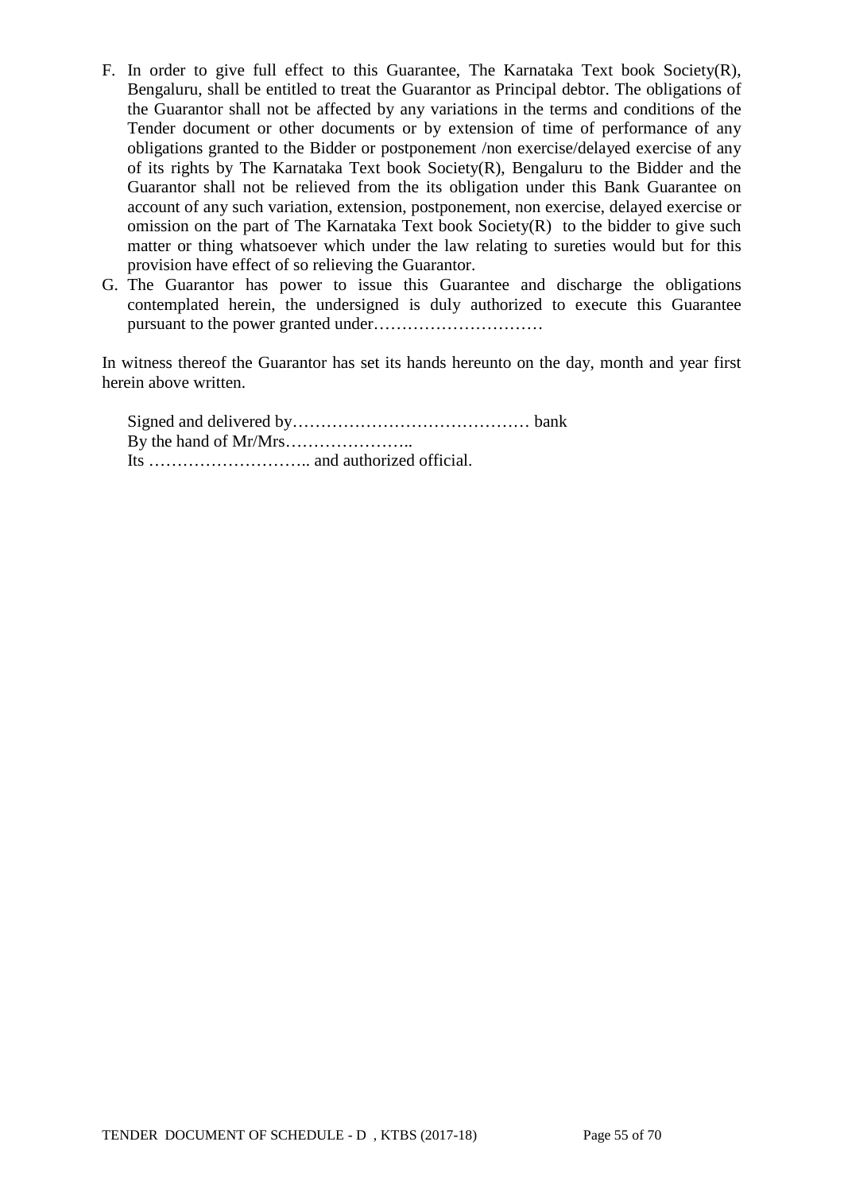F. In order to give full effect to this Guarantee, The Karnataka Text book Society(R), Bengaluru, shall be entitled to treat the Guarantor as Principal debtor. The obligations of the Guarantor shall not be affected by any variations in the terms and conditions of the Tender document or other documents or by extension of time of performance of any obligations granted to the Bidder or postponement /non exercise/delayed exercise of any of its rights by The Karnataka Text book Society(R), Bengaluru to the Bidder and the Guarantor shall not be relieved from the its obligation under this Bank Guarantee on account of any such variation, extension, postponement, non exercise, delayed exercise or omission on the part of The Karnataka Text book Society(R) to the bidder to give such matter or thing whatsoever which under the law relating to sureties would but for this provision have effect of so relieving the Guarantor.

G. The Guarantor has power to issue this Guarantee and discharge the obligations contemplated herein, the undersigned is duly authorized to execute this Guarantee pursuant to the power granted under…………………………

In witness thereof the Guarantor has set its hands hereunto on the day, month and year first herein above written.

Signed and delivered by…………………………………… bank
By the hand of Mr/Mrs…………………..
Its ……………………….. and authorized official.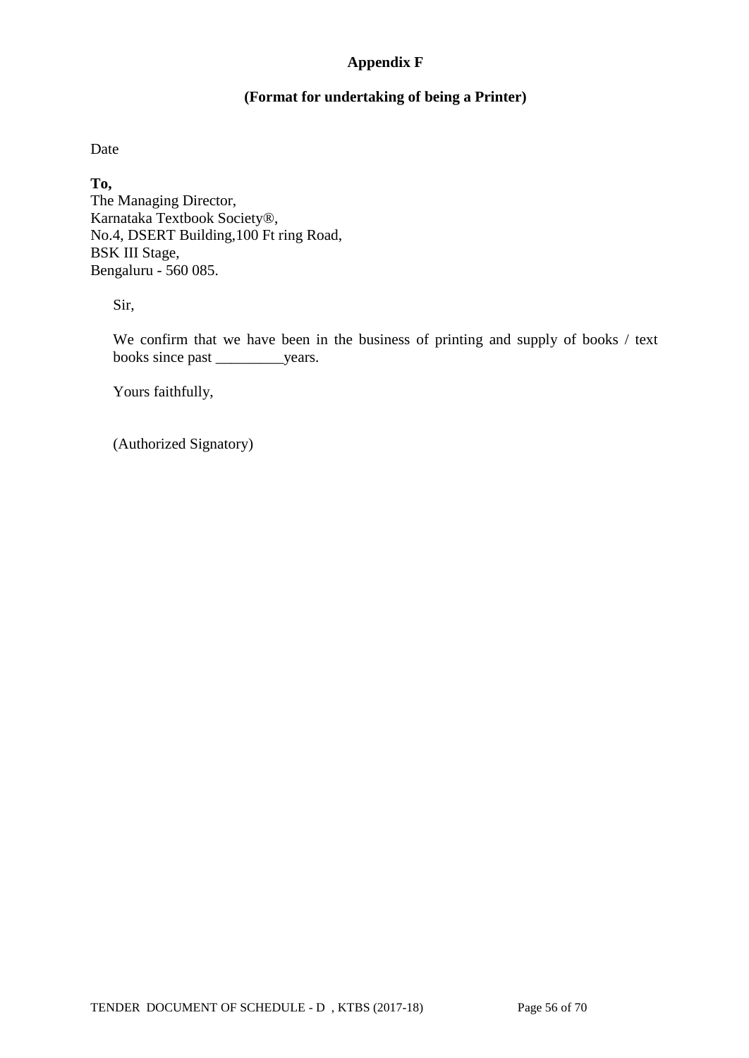# Appendix F

## (Format for undertaking of being a Printer)

Date

**To,**
The Managing Director,
Karnataka Textbook Society®,
No.4, DSERT Building,100 Ft ring Road,
BSK III Stage,
Bengaluru - 560 085.

Sir,

We confirm that we have been in the business of printing and supply of books / text books since past _________years.

Yours faithfully,

(Authorized Signatory)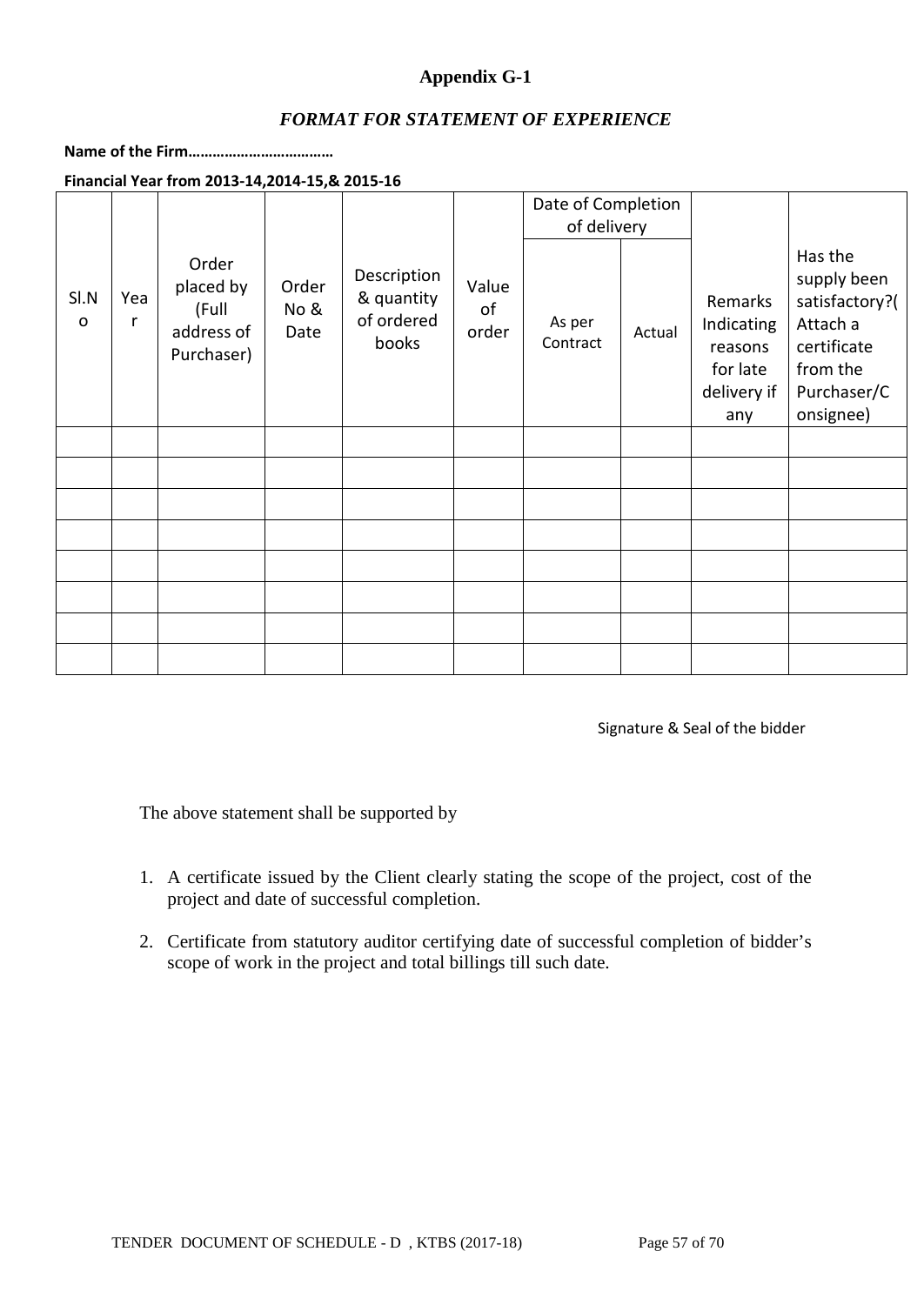**Appendix G-1**

***FORMAT FOR STATEMENT OF EXPERIENCE***

**Name of the Firm………………………………**

**Financial Year from 2013-14,2014-15,& 2015-16**

| Sl.No | Year | Order placed by (Full address of Purchaser) | Order No & Date | Description & quantity of ordered books | Value of order | Date of Completion of delivery | | Remarks Indicating reasons for late delivery if any | Has the supply been satisfactory?( Attach a certificate from the Purchaser/Consignee) |
|---|---|---|---|---|---|---|---|---|---|
| | | | | | | As per Contract | Actual | | |
| | | | | | | | | | |
| | | | | | | | | | |
| | | | | | | | | | |
| | | | | | | | | | |
| | | | | | | | | | |
| | | | | | | | | | |
| | | | | | | | | | |
| | | | | | | | | | |

Signature & Seal of the bidder

The above statement shall be supported by

1. A certificate issued by the Client clearly stating the scope of the project, cost of the project and date of successful completion.
2. Certificate from statutory auditor certifying date of successful completion of bidder's scope of work in the project and total billings till such date.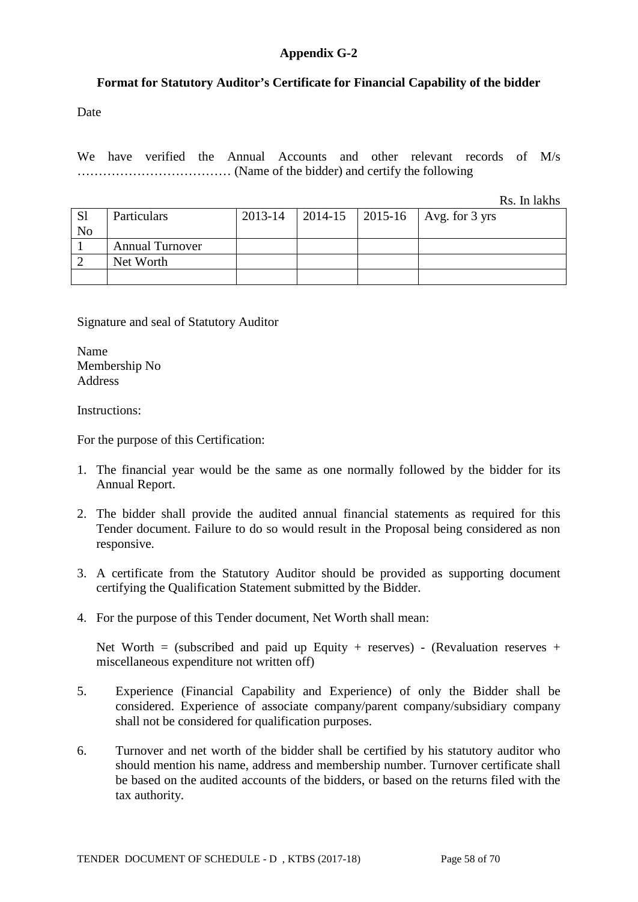# Appendix G-2

## Format for Statutory Auditor's Certificate for Financial Capability of the bidder

Date

We have verified the Annual Accounts and other relevant records of M/s ……………………………… (Name of the bidder) and certify the following

Rs. In lakhs

| Sl No | Particulars | 2013-14 | 2014-15 | 2015-16 | Avg. for 3 yrs |
|---|---|---|---|---|---|
| 1 | Annual Turnover | | | | |
| 2 | Net Worth | | | | |
| | | | | | |

Signature and seal of Statutory Auditor

Name
Membership No
Address

Instructions:

For the purpose of this Certification:

1. The financial year would be the same as one normally followed by the bidder for its Annual Report.

2. The bidder shall provide the audited annual financial statements as required for this Tender document. Failure to do so would result in the Proposal being considered as non responsive.

3. A certificate from the Statutory Auditor should be provided as supporting document certifying the Qualification Statement submitted by the Bidder.

4. For the purpose of this Tender document, Net Worth shall mean:

   Net Worth = (subscribed and paid up Equity + reserves) - (Revaluation reserves + miscellaneous expenditure not written off)

5. Experience (Financial Capability and Experience) of only the Bidder shall be considered. Experience of associate company/parent company/subsidiary company shall not be considered for qualification purposes.

6. Turnover and net worth of the bidder shall be certified by his statutory auditor who should mention his name, address and membership number. Turnover certificate shall be based on the audited accounts of the bidders, or based on the returns filed with the tax authority.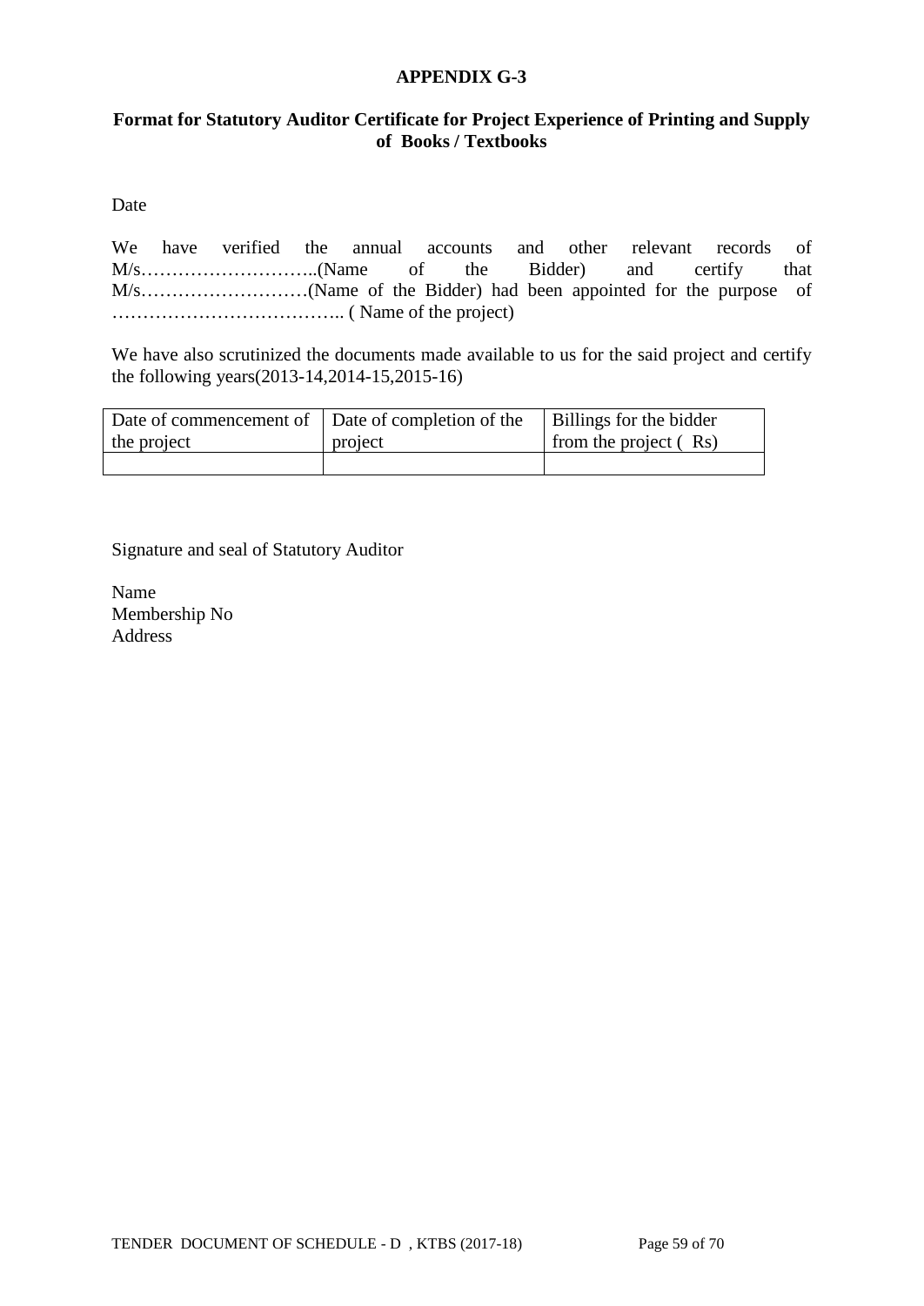**APPENDIX G-3**

**Format for Statutory Auditor Certificate for Project Experience of Printing and Supply of Books / Textbooks**

Date

We have verified the annual accounts and other relevant records of M/s………………………..(Name of the Bidder) and certify that M/s………………………(Name of the Bidder) had been appointed for the purpose of ……………………………….. ( Name of the project)

We have also scrutinized the documents made available to us for the said project and certify the following years(2013-14,2014-15,2015-16)

| Date of commencement of the project | Date of completion of the project | Billings for the bidder from the project ( Rs) |
|---|---|---|
| | | |

Signature and seal of Statutory Auditor

Name
Membership No
Address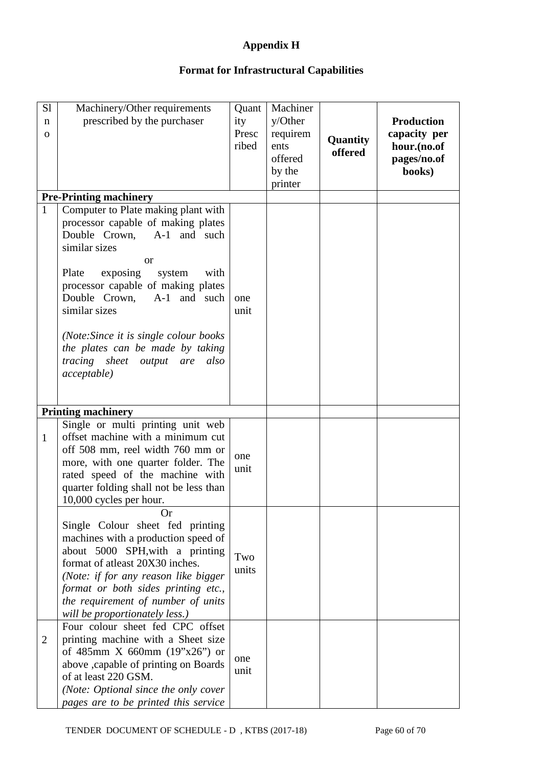# Appendix H

## Format for Infrastructural Capabilities

| Sl no | Machinery/Other requirements prescribed by the purchaser | Quantity Prescribed | Machinery/Other requirements offered by the printer | **Quantity offered** | **Production capacity per hour.(no.of pages/no.of books)** |
|---|---|---|---|---|---|
| **Pre-Printing machinery** | | | | | |
| 1 | Computer to Plate making plant with processor capable of making plates Double Crown, A-1 and such similar sizes<br>or<br>Plate exposing system with processor capable of making plates Double Crown, A-1 and such similar sizes<br><br>*(Note:Since it is single colour books the plates can be made by taking tracing sheet output are also acceptable)* | one unit | | | |
| **Printing machinery** | | | | | |
| 1 | Single or multi printing unit web offset machine with a minimum cut off 508 mm, reel width 760 mm or more, with one quarter folder. The rated speed of the machine with quarter folding shall not be less than 10,000 cycles per hour. | one unit | | | |
| | Or<br>Single Colour sheet fed printing machines with a production speed of about 5000 SPH,with a printing format of atleast 20X30 inches.<br>*(Note: if for any reason like bigger format or both sides printing etc., the requirement of number of units will be proportionately less.)* | Two units | | | |
| 2 | Four colour sheet fed CPC offset printing machine with a Sheet size of 485mm X 660mm (19"x26") or above ,capable of printing on Boards of at least 220 GSM.<br>*(Note: Optional since the only cover pages are to be printed this service* | one unit | | | |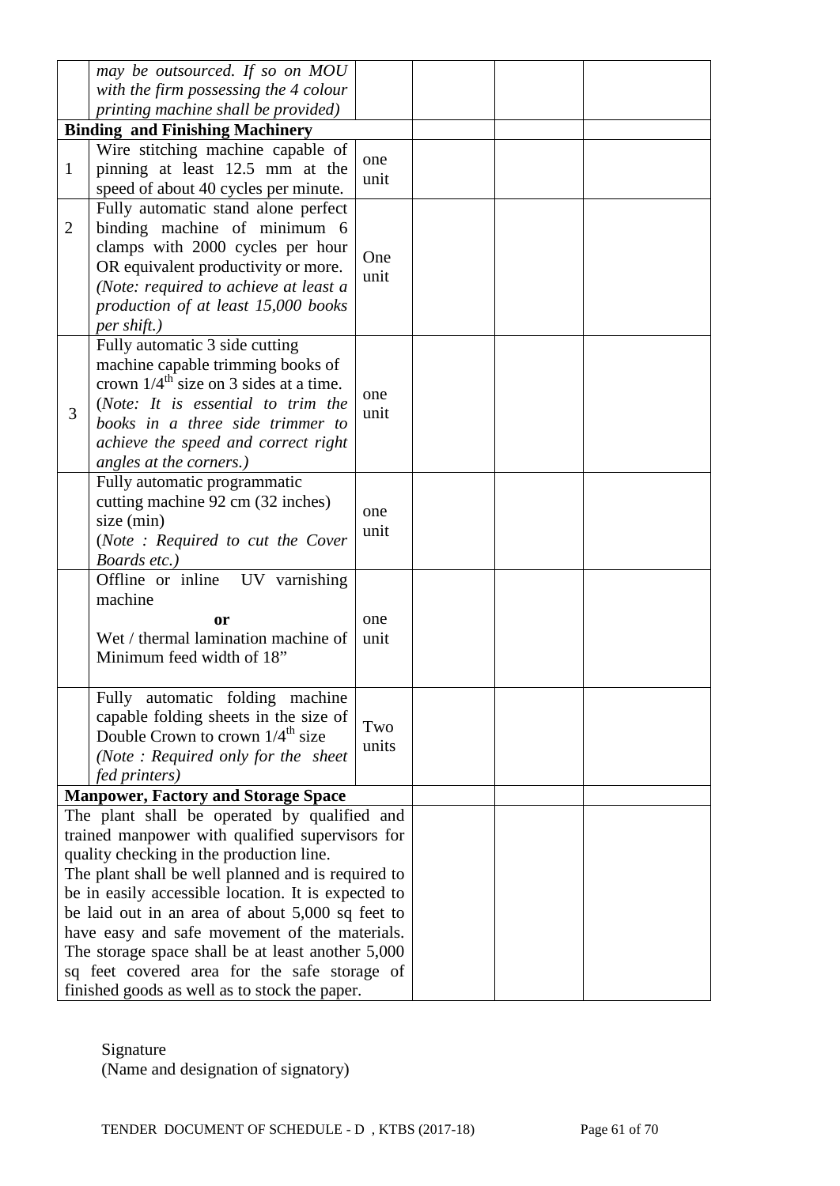| | | | | | |
|---|---|---|---|---|---|
| | *may be outsourced. If so on MOU with the firm possessing the 4 colour printing machine shall be provided)* | | | | |
| **Binding and Finishing Machinery** | | | | | |
| 1 | Wire stitching machine capable of pinning at least 12.5 mm at the speed of about 40 cycles per minute. | one unit | | | |
| 2 | Fully automatic stand alone perfect binding machine of minimum 6 clamps with 2000 cycles per hour OR equivalent productivity or more. *(Note: required to achieve at least a production of at least 15,000 books per shift.)* | One unit | | | |
| 3 | Fully automatic 3 side cutting machine capable trimming books of crown 1/4th size on 3 sides at a time. (*Note: It is essential to trim the books in a three side trimmer to achieve the speed and correct right angles at the corners.)* | one unit | | | |
| | Fully automatic programmatic cutting machine 92 cm (32 inches) size (min) (*Note : Required to cut the Cover Boards etc.)* | one unit | | | |
| | Offline or inline UV varnishing machine **or** Wet / thermal lamination machine of Minimum feed width of 18" | one unit | | | |
| | Fully automatic folding machine capable folding sheets in the size of Double Crown to crown 1/4th size *(Note : Required only for the sheet fed printers)* | Two units | | | |
| **Manpower, Factory and Storage Space** | | | | | |
| The plant shall be operated by qualified and trained manpower with qualified supervisors for quality checking in the production line. The plant shall be well planned and is required to be in easily accessible location. It is expected to be laid out in an area of about 5,000 sq feet to have easy and safe movement of the materials. The storage space shall be at least another 5,000 sq feet covered area for the safe storage of finished goods as well as to stock the paper. | | | | | |

Signature
(Name and designation of signatory)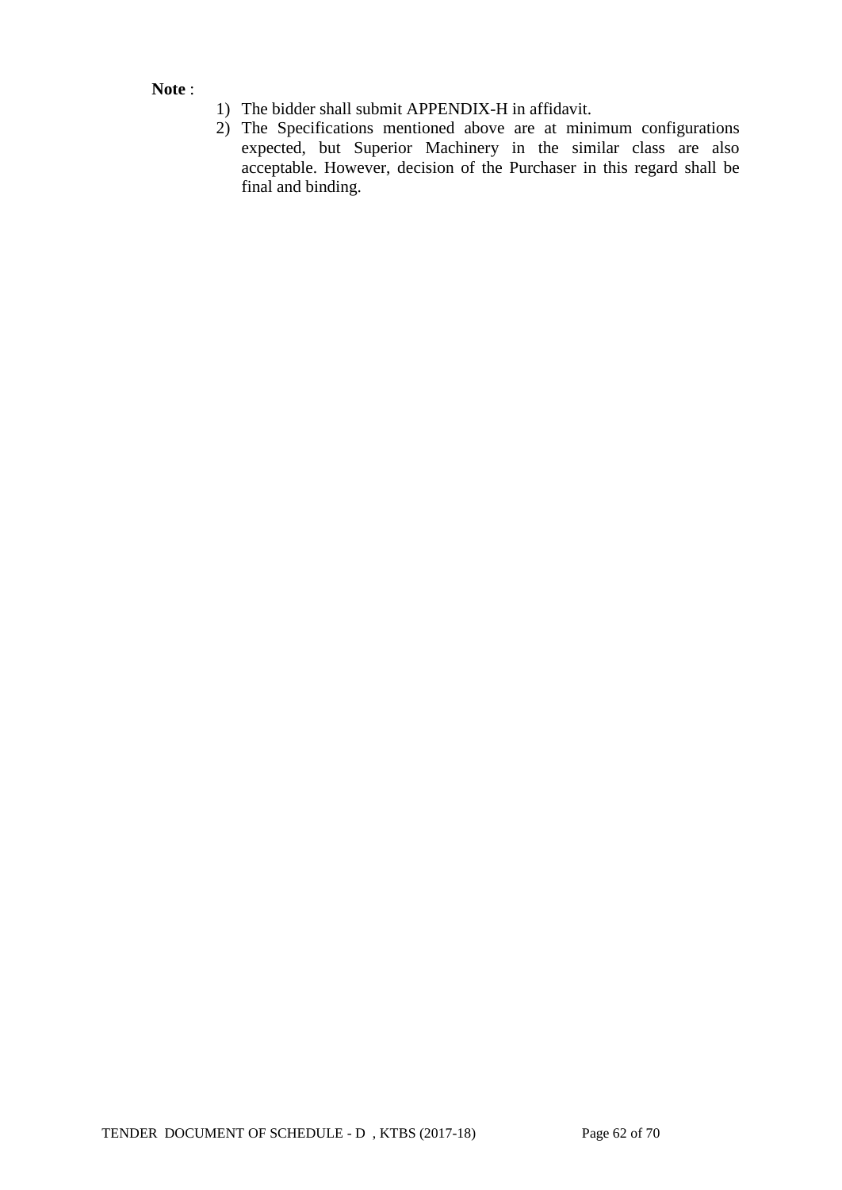**Note** :

1) The bidder shall submit APPENDIX-H in affidavit.
2) The Specifications mentioned above are at minimum configurations expected, but Superior Machinery in the similar class are also acceptable. However, decision of the Purchaser in this regard shall be final and binding.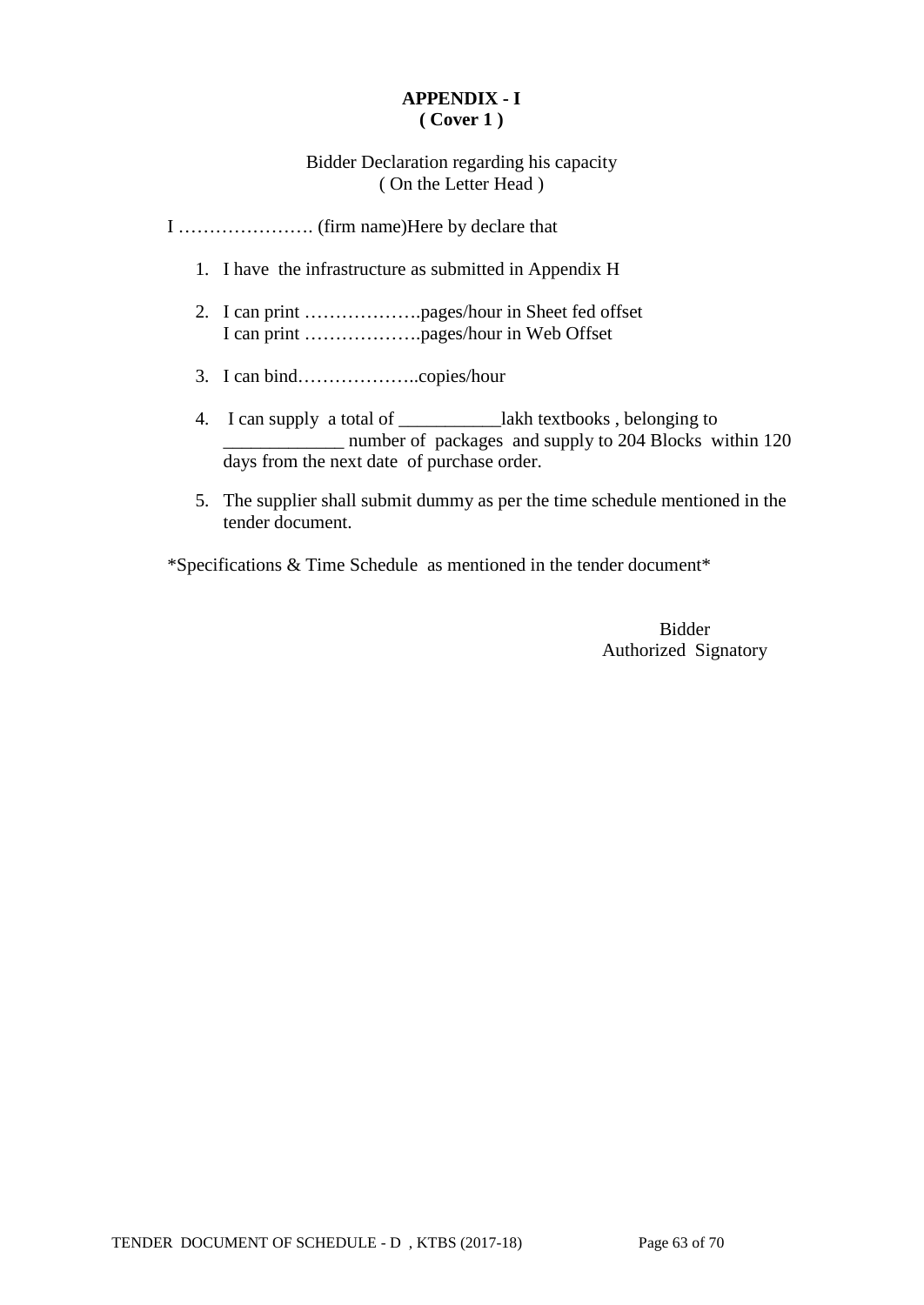**APPENDIX - I**
**( Cover 1 )**

Bidder Declaration regarding his capacity
( On the Letter Head )

I …………………. (firm name)Here by declare that

1. I have the infrastructure as submitted in Appendix H
2. I can print ……………….pages/hour in Sheet fed offset
   I can print ……………….pages/hour in Web Offset
3. I can bind………………..copies/hour
4. I can supply a total of ___________lakh textbooks , belonging to _____________ number of packages and supply to 204 Blocks within 120 days from the next date of purchase order.
5. The supplier shall submit dummy as per the time schedule mentioned in the tender document.

*Specifications & Time Schedule as mentioned in the tender document*

Bidder
Authorized Signatory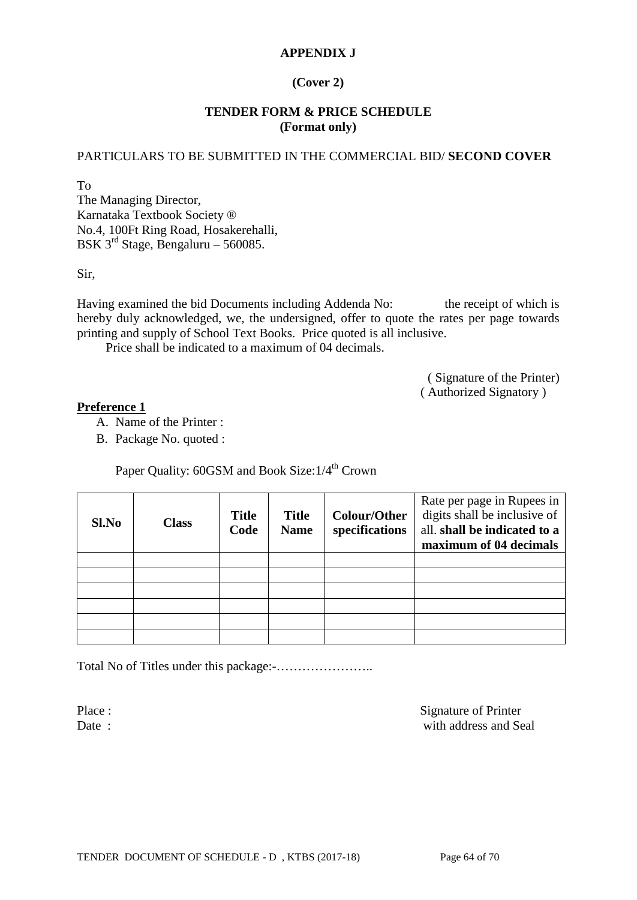**APPENDIX J**

**(Cover 2)**

**TENDER FORM & PRICE SCHEDULE**
**(Format only)**

PARTICULARS TO BE SUBMITTED IN THE COMMERCIAL BID/ **SECOND COVER**

To
The Managing Director,
Karnataka Textbook Society ®
No.4, 100Ft Ring Road, Hosakerehalli,
BSK 3rd Stage, Bengaluru – 560085.

Sir,

Having examined the bid Documents including Addenda No: the receipt of which is hereby duly acknowledged, we, the undersigned, offer to quote the rates per page towards printing and supply of School Text Books. Price quoted is all inclusive.

Price shall be indicated to a maximum of 04 decimals.

( Signature of the Printer)
( Authorized Signatory )

**Preference 1**

A. Name of the Printer :
B. Package No. quoted :

Paper Quality: 60GSM and Book Size:1/4th Crown

| **Sl.No** | **Class** | **Title Code** | **Title Name** | **Colour/Other specifications** | Rate per page in Rupees in digits shall be inclusive of all. **shall be indicated to a maximum of 04 decimals** |
|---|---|---|---|---|---|
| | | | | | |
| | | | | | |
| | | | | | |
| | | | | | |
| | | | | | |
| | | | | | |

Total No of Titles under this package:-…………………..

Place :
Date :

Signature of Printer
with address and Seal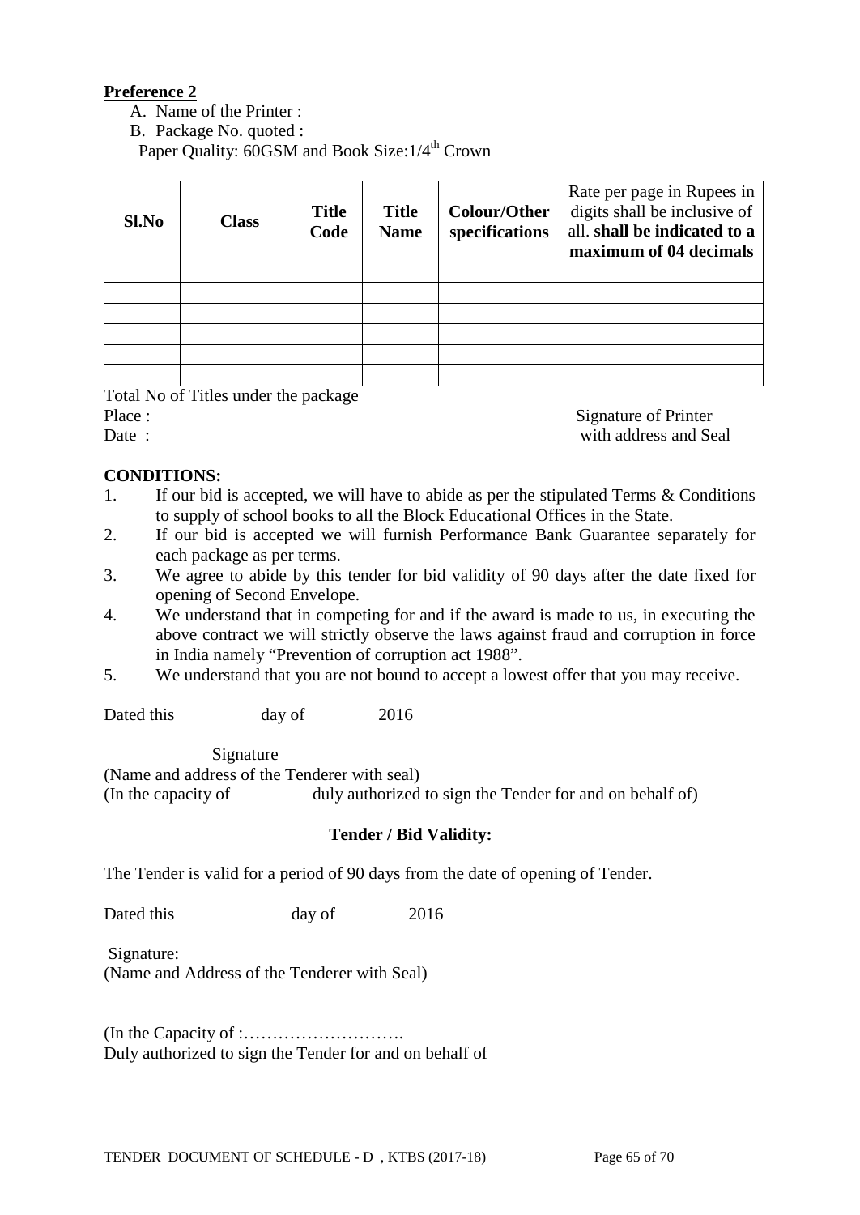**Preference 2**

A. Name of the Printer :
B. Package No. quoted :

Paper Quality: 60GSM and Book Size:1/4th Crown

| Sl.No | Class | Title Code | Title Name | Colour/Other specifications | Rate per page in Rupees in digits shall be inclusive of all. **shall be indicated to a maximum of 04 decimals** |
|---|---|---|---|---|---|
| | | | | | |
| | | | | | |
| | | | | | |
| | | | | | |
| | | | | | |
| | | | | | |

Total No of Titles under the package

Place :

Date :

Signature of Printer with address and Seal

**CONDITIONS:**

1. If our bid is accepted, we will have to abide as per the stipulated Terms & Conditions to supply of school books to all the Block Educational Offices in the State.
2. If our bid is accepted we will furnish Performance Bank Guarantee separately for each package as per terms.
3. We agree to abide by this tender for bid validity of 90 days after the date fixed for opening of Second Envelope.
4. We understand that in competing for and if the award is made to us, in executing the above contract we will strictly observe the laws against fraud and corruption in force in India namely "Prevention of corruption act 1988".
5. We understand that you are not bound to accept a lowest offer that you may receive.

Dated this day of 2016

Signature

(Name and address of the Tenderer with seal)

(In the capacity of duly authorized to sign the Tender for and on behalf of)

**Tender / Bid Validity:**

The Tender is valid for a period of 90 days from the date of opening of Tender.

Dated this day of 2016

Signature:

(Name and Address of the Tenderer with Seal)

(In the Capacity of :……………………….

Duly authorized to sign the Tender for and on behalf of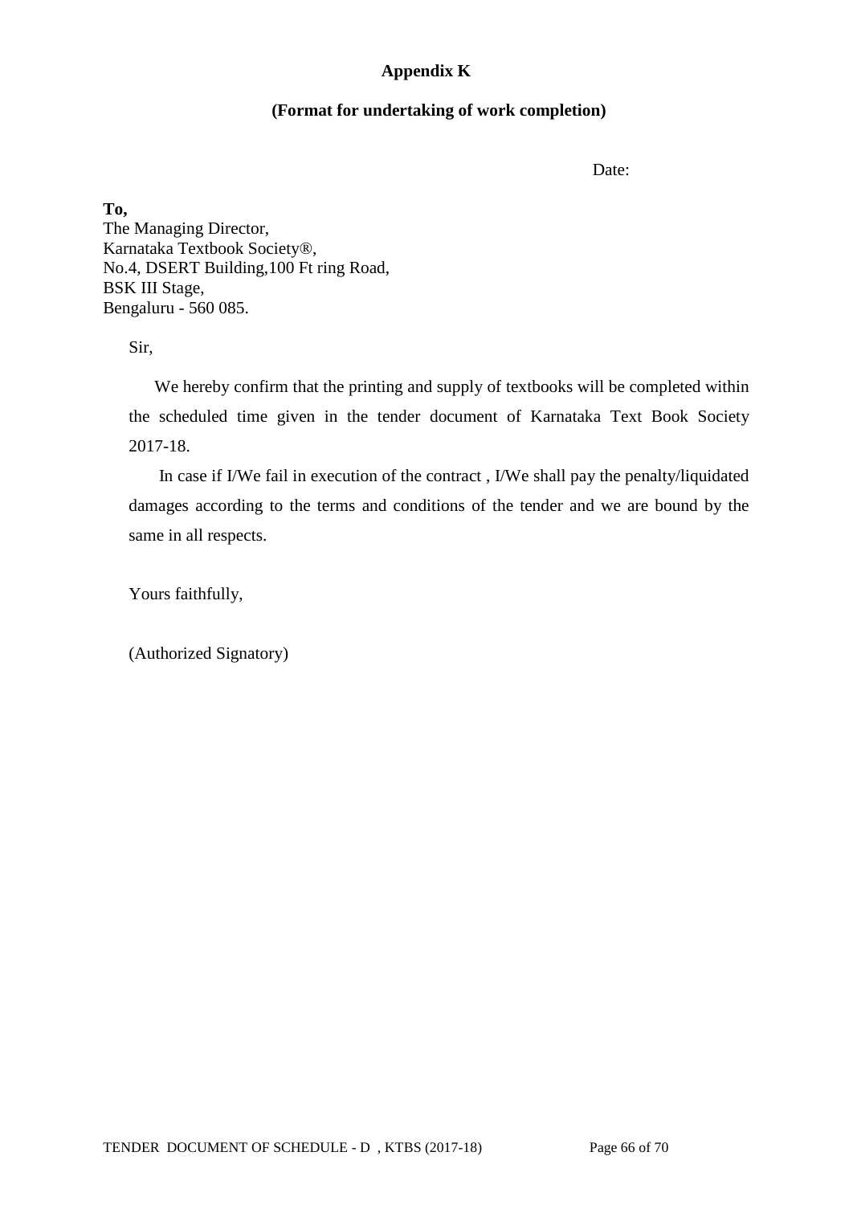## Appendix K

### (Format for undertaking of work completion)

Date:

**To,**
The Managing Director,
Karnataka Textbook Society®,
No.4, DSERT Building,100 Ft ring Road,
BSK III Stage,
Bengaluru - 560 085.

Sir,

We hereby confirm that the printing and supply of textbooks will be completed within the scheduled time given in the tender document of Karnataka Text Book Society 2017-18.

In case if I/We fail in execution of the contract , I/We shall pay the penalty/liquidated damages according to the terms and conditions of the tender and we are bound by the same in all respects.

Yours faithfully,

(Authorized Signatory)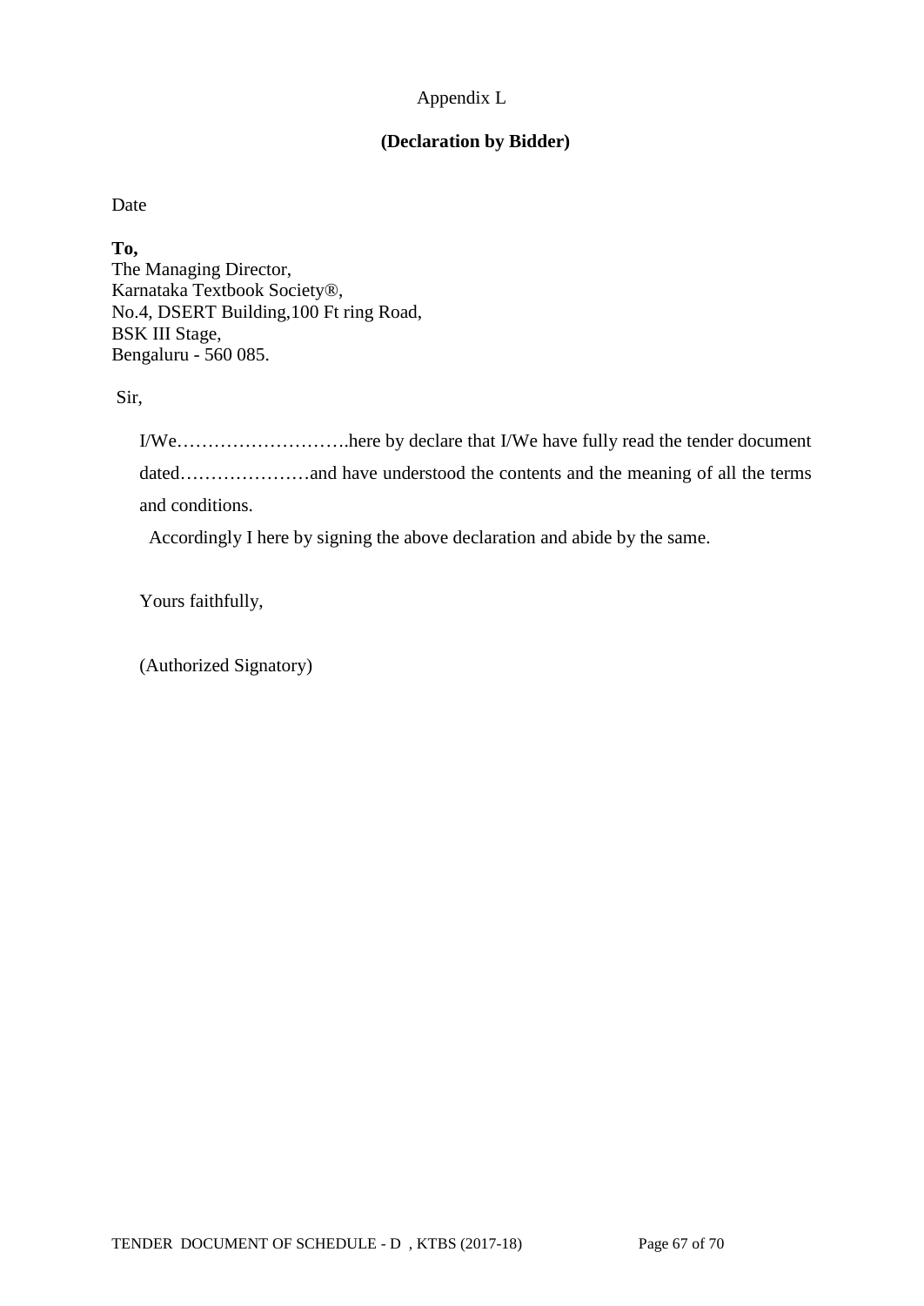Appendix L

**(Declaration by Bidder)**

Date

**To,**
The Managing Director,
Karnataka Textbook Society®,
No.4, DSERT Building,100 Ft ring Road,
BSK III Stage,
Bengaluru - 560 085.

Sir,

I/We……………………….here by declare that I/We have fully read the tender document dated…………………and have understood the contents and the meaning of all the terms and conditions.

Accordingly I here by signing the above declaration and abide by the same.

Yours faithfully,

(Authorized Signatory)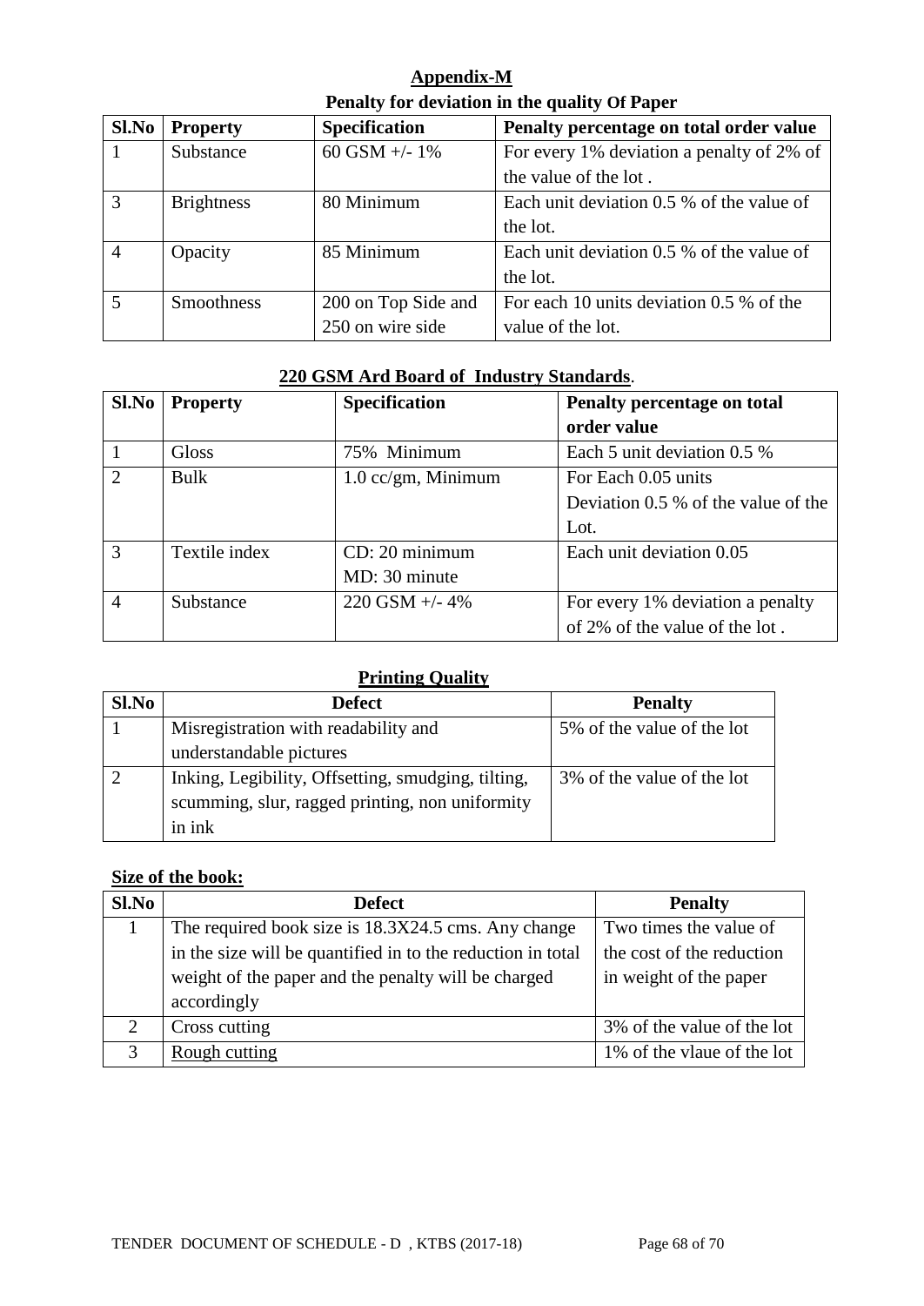## Appendix-M

### Penalty for deviation in the quality Of Paper

| Sl.No | Property | Specification | Penalty percentage on total order value |
|---|---|---|---|
| 1 | Substance | 60 GSM +/- 1% | For every 1% deviation a penalty of 2% of the value of the lot . |
| 3 | Brightness | 80 Minimum | Each unit deviation 0.5 % of the value of the lot. |
| 4 | Opacity | 85 Minimum | Each unit deviation 0.5 % of the value of the lot. |
| 5 | Smoothness | 200 on Top Side and 250 on wire side | For each 10 units deviation 0.5 % of the value of the lot. |

### 220 GSM Ard Board of Industry Standards.

| Sl.No | Property | Specification | Penalty percentage on total order value |
|---|---|---|---|
| 1 | Gloss | 75% Minimum | Each 5 unit deviation 0.5 % |
| 2 | Bulk | 1.0 cc/gm, Minimum | For Each 0.05 units Deviation 0.5 % of the value of the Lot. |
| 3 | Textile index | CD: 20 minimum MD: 30 minute | Each unit deviation 0.05 |
| 4 | Substance | 220 GSM +/- 4% | For every 1% deviation a penalty of 2% of the value of the lot . |

### Printing Quality

| Sl.No | Defect | Penalty |
|---|---|---|
| 1 | Misregistration with readability and understandable pictures | 5% of the value of the lot |
| 2 | Inking, Legibility, Offsetting, smudging, tilting, scumming, slur, ragged printing, non uniformity in ink | 3% of the value of the lot |

### Size of the book:

| Sl.No | Defect | Penalty |
|---|---|---|
| 1 | The required book size is 18.3X24.5 cms. Any change in the size will be quantified in to the reduction in total weight of the paper and the penalty will be charged accordingly | Two times the value of the cost of the reduction in weight of the paper |
| 2 | Cross cutting | 3% of the value of the lot |
| 3 | Rough cutting | 1% of the vlaue of the lot |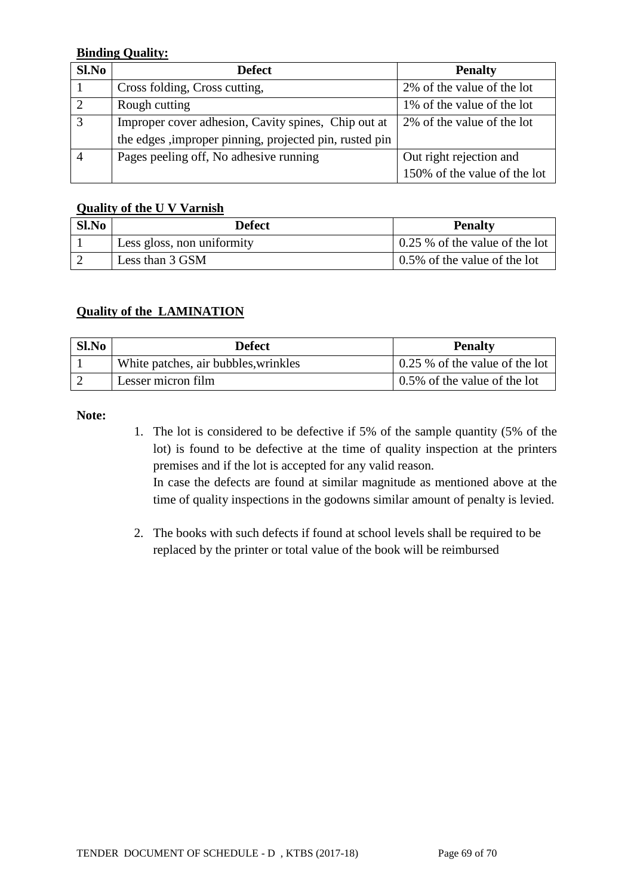**Binding Quality:**

| Sl.No | Defect | Penalty |
|---|---|---|
| 1 | Cross folding, Cross cutting, | 2% of the value of the lot |
| 2 | Rough cutting | 1% of the value of the lot |
| 3 | Improper cover adhesion, Cavity spines, Chip out at the edges ,improper pinning, projected pin, rusted pin | 2% of the value of the lot |
| 4 | Pages peeling off, No adhesive running | Out right rejection and 150% of the value of the lot |

**Quality of the U V Varnish**

| Sl.No | Defect | Penalty |
|---|---|---|
| 1 | Less gloss, non uniformity | 0.25 % of the value of the lot |
| 2 | Less than 3 GSM | 0.5% of the value of the lot |

**Quality of the LAMINATION**

| Sl.No | Defect | Penalty |
|---|---|---|
| 1 | White patches, air bubbles,wrinkles | 0.25 % of the value of the lot |
| 2 | Lesser micron film | 0.5% of the value of the lot |

**Note:**

1. The lot is considered to be defective if 5% of the sample quantity (5% of the lot) is found to be defective at the time of quality inspection at the printers premises and if the lot is accepted for any valid reason.

   In case the defects are found at similar magnitude as mentioned above at the time of quality inspections in the godowns similar amount of penalty is levied.

2. The books with such defects if found at school levels shall be required to be replaced by the printer or total value of the book will be reimbursed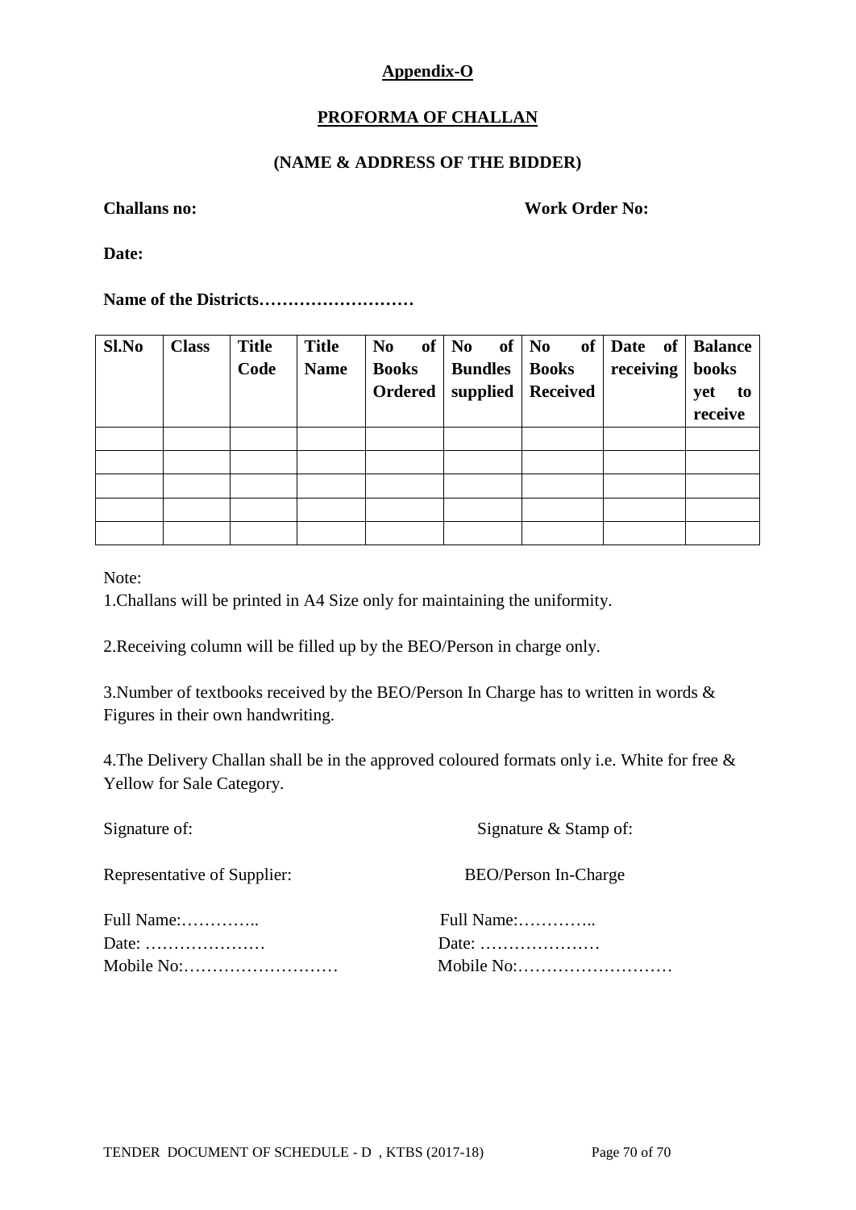**Appendix-O**

**PROFORMA OF CHALLAN**

**(NAME & ADDRESS OF THE BIDDER)**

**Challans no:** **Work Order No:**

**Date:**

**Name of the Districts………………………**

| Sl.No | Class | Title Code | Title Name | No of Books Ordered | No of Bundles supplied | No of Books Received | Date of receiving | Balance books yet to receive |
|---|---|---|---|---|---|---|---|---|
| | | | | | | | | |
| | | | | | | | | |
| | | | | | | | | |
| | | | | | | | | |
| | | | | | | | | |

Note:

1.Challans will be printed in A4 Size only for maintaining the uniformity.

2.Receiving column will be filled up by the BEO/Person in charge only.

3.Number of textbooks received by the BEO/Person In Charge has to written in words & Figures in their own handwriting.

4.The Delivery Challan shall be in the approved coloured formats only i.e. White for free & Yellow for Sale Category.

Signature of: Signature & Stamp of:

Representative of Supplier: BEO/Person In-Charge

Full Name:………….. Full Name:…………..
Date: ………………… Date: …………………
Mobile No:……………………… Mobile No:………………………